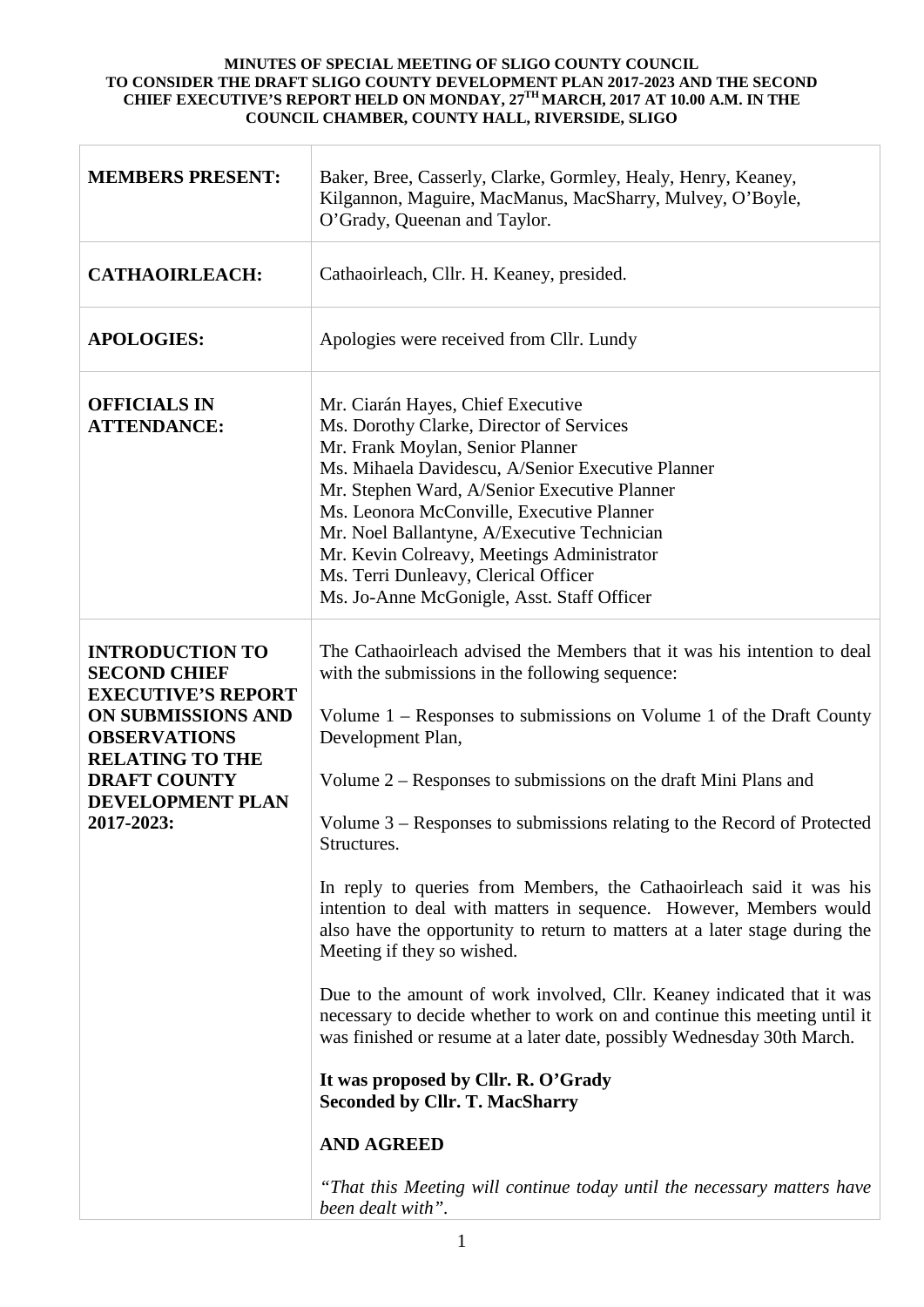# MINUTES OF SPECIAL MEETING OF SLIGO COUNTY COUNCIL TO CONSIDER THE DRAFT SLIGO COUNTY DEVELOPMENT PLAN 2017-2023 AND THE SECOND CHIEF EXECUTIVE'S REPORT HELD ON MONDAY, 27TH MARCH, 2017 AT 10.00 A.M. IN THE COUNCIL CHAMBER, COUNTY HALL, RIVERSIDE, SLIGO

| | |
|---|---|
| **MEMBERS PRESENT:** | Baker, Bree, Casserly, Clarke, Gormley, Healy, Henry, Keaney, Kilgannon, Maguire, MacManus, MacSharry, Mulvey, O'Boyle, O'Grady, Queenan and Taylor. |
| **CATHAOIRLEACH:** | Cathaoirleach, Cllr. H. Keaney, presided. |
| **APOLOGIES:** | Apologies were received from Cllr. Lundy |
| **OFFICIALS IN ATTENDANCE:** | Mr. Ciarán Hayes, Chief Executive<br>Ms. Dorothy Clarke, Director of Services<br>Mr. Frank Moylan, Senior Planner<br>Ms. Mihaela Davidescu, A/Senior Executive Planner<br>Mr. Stephen Ward, A/Senior Executive Planner<br>Ms. Leonora McConville, Executive Planner<br>Mr. Noel Ballantyne, A/Executive Technician<br>Mr. Kevin Colreavy, Meetings Administrator<br>Ms. Terri Dunleavy, Clerical Officer<br>Ms. Jo-Anne McGonigle, Asst. Staff Officer |
| **INTRODUCTION TO SECOND CHIEF EXECUTIVE'S REPORT ON SUBMISSIONS AND OBSERVATIONS RELATING TO THE DRAFT COUNTY DEVELOPMENT PLAN 2017-2023:** | The Cathaoirleach advised the Members that it was his intention to deal with the submissions in the following sequence:<br><br>Volume 1 – Responses to submissions on Volume 1 of the Draft County Development Plan,<br><br>Volume 2 – Responses to submissions on the draft Mini Plans and<br><br>Volume 3 – Responses to submissions relating to the Record of Protected Structures.<br><br>In reply to queries from Members, the Cathaoirleach said it was his intention to deal with matters in sequence. However, Members would also have the opportunity to return to matters at a later stage during the Meeting if they so wished.<br><br>Due to the amount of work involved, Cllr. Keaney indicated that it was necessary to decide whether to work on and continue this meeting until it was finished or resume at a later date, possibly Wednesday 30th March.<br><br>**It was proposed by Cllr. R. O'Grady**<br>**Seconded by Cllr. T. MacSharry**<br><br>**AND AGREED**<br><br>*"That this Meeting will continue today until the necessary matters have been dealt with".* |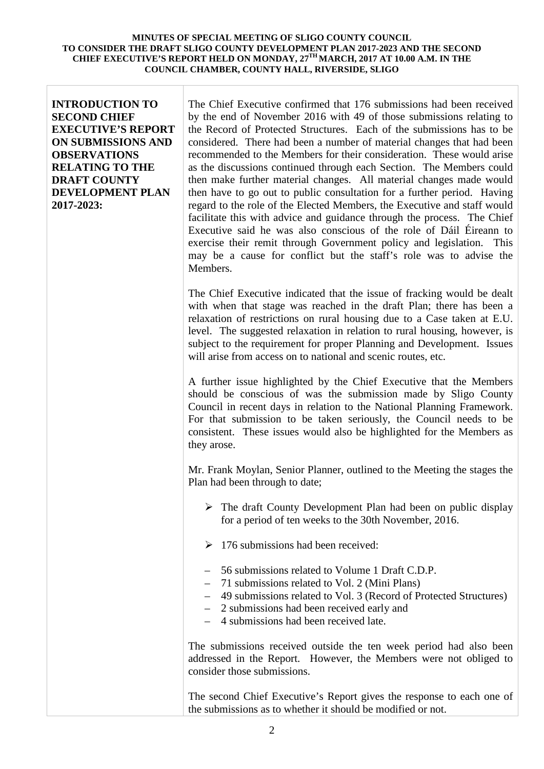**MINUTES OF SPECIAL MEETING OF SLIGO COUNTY COUNCIL TO CONSIDER THE DRAFT SLIGO COUNTY DEVELOPMENT PLAN 2017-2023 AND THE SECOND CHIEF EXECUTIVE'S REPORT HELD ON MONDAY, 27TH MARCH, 2017 AT 10.00 A.M. IN THE COUNCIL CHAMBER, COUNTY HALL, RIVERSIDE, SLIGO**

| **INTRODUCTION TO SECOND CHIEF EXECUTIVE'S REPORT ON SUBMISSIONS AND OBSERVATIONS RELATING TO THE DRAFT COUNTY DEVELOPMENT PLAN 2017-2023:** | The Chief Executive confirmed that 176 submissions had been received by the end of November 2016 with 49 of those submissions relating to the Record of Protected Structures. Each of the submissions has to be considered. There had been a number of material changes that had been recommended to the Members for their consideration. These would arise as the discussions continued through each Section. The Members could then make further material changes. All material changes made would then have to go out to public consultation for a further period. Having regard to the role of the Elected Members, the Executive and staff would facilitate this with advice and guidance through the process. The Chief Executive said he was also conscious of the role of Dáil Éireann to exercise their remit through Government policy and legislation. This may be a cause for conflict but the staff's role was to advise the Members.<br><br>The Chief Executive indicated that the issue of fracking would be dealt with when that stage was reached in the draft Plan; there has been a relaxation of restrictions on rural housing due to a Case taken at E.U. level. The suggested relaxation in relation to rural housing, however, is subject to the requirement for proper Planning and Development. Issues will arise from access on to national and scenic routes, etc.<br><br>A further issue highlighted by the Chief Executive that the Members should be conscious of was the submission made by Sligo County Council in recent days in relation to the National Planning Framework. For that submission to be taken seriously, the Council needs to be consistent. These issues would also be highlighted for the Members as they arose.<br><br>Mr. Frank Moylan, Senior Planner, outlined to the Meeting the stages the Plan had been through to date;<br><br>➢ The draft County Development Plan had been on public display for a period of ten weeks to the 30th November, 2016.<br><br>➢ 176 submissions had been received:<br><br>– 56 submissions related to Volume 1 Draft C.D.P.<br>– 71 submissions related to Vol. 2 (Mini Plans)<br>– 49 submissions related to Vol. 3 (Record of Protected Structures)<br>– 2 submissions had been received early and<br>– 4 submissions had been received late.<br><br>The submissions received outside the ten week period had also been addressed in the Report. However, the Members were not obliged to consider those submissions.<br><br>The second Chief Executive's Report gives the response to each one of the submissions as to whether it should be modified or not. |
|---|---|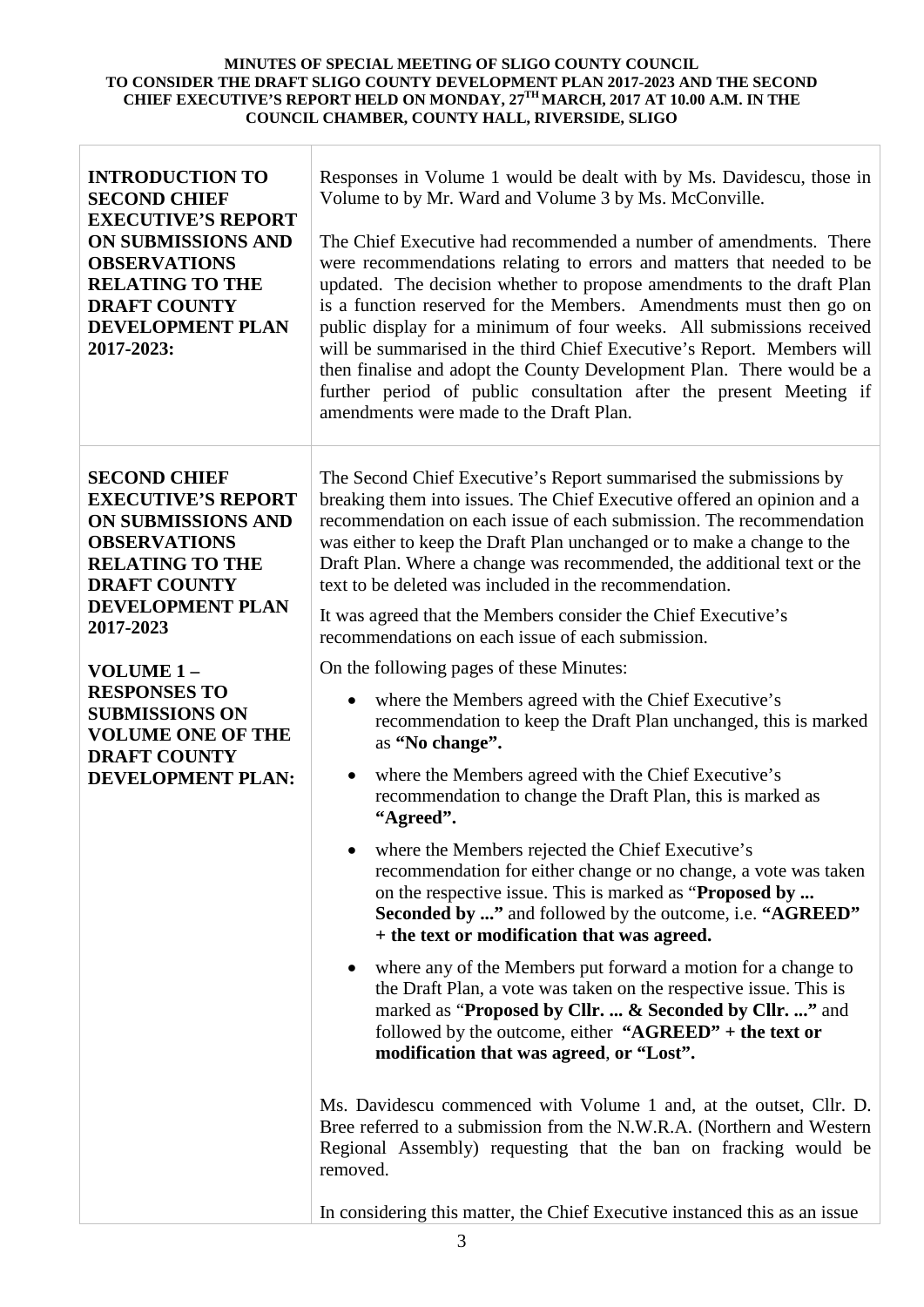**MINUTES OF SPECIAL MEETING OF SLIGO COUNTY COUNCIL TO CONSIDER THE DRAFT SLIGO COUNTY DEVELOPMENT PLAN 2017-2023 AND THE SECOND CHIEF EXECUTIVE'S REPORT HELD ON MONDAY, 27TH MARCH, 2017 AT 10.00 A.M. IN THE COUNCIL CHAMBER, COUNTY HALL, RIVERSIDE, SLIGO**

| | |
|---|---|
| **INTRODUCTION TO SECOND CHIEF EXECUTIVE'S REPORT ON SUBMISSIONS AND OBSERVATIONS RELATING TO THE DRAFT COUNTY DEVELOPMENT PLAN 2017-2023:** | Responses in Volume 1 would be dealt with by Ms. Davidescu, those in Volume to by Mr. Ward and Volume 3 by Ms. McConville.<br><br>The Chief Executive had recommended a number of amendments. There were recommendations relating to errors and matters that needed to be updated. The decision whether to propose amendments to the draft Plan is a function reserved for the Members. Amendments must then go on public display for a minimum of four weeks. All submissions received will be summarised in the third Chief Executive's Report. Members will then finalise and adopt the County Development Plan. There would be a further period of public consultation after the present Meeting if amendments were made to the Draft Plan. |
| **SECOND CHIEF EXECUTIVE'S REPORT ON SUBMISSIONS AND OBSERVATIONS RELATING TO THE DRAFT COUNTY DEVELOPMENT PLAN 2017-2023**<br><br>**VOLUME 1 – RESPONSES TO SUBMISSIONS ON VOLUME ONE OF THE DRAFT COUNTY DEVELOPMENT PLAN:** | The Second Chief Executive's Report summarised the submissions by breaking them into issues. The Chief Executive offered an opinion and a recommendation on each issue of each submission. The recommendation was either to keep the Draft Plan unchanged or to make a change to the Draft Plan. Where a change was recommended, the additional text or the text to be deleted was included in the recommendation.<br><br>It was agreed that the Members consider the Chief Executive's recommendations on each issue of each submission.<br><br>On the following pages of these Minutes:<br><br>• where the Members agreed with the Chief Executive's recommendation to keep the Draft Plan unchanged, this is marked as **"No change".**<br><br>• where the Members agreed with the Chief Executive's recommendation to change the Draft Plan, this is marked as **"Agreed".**<br><br>• where the Members rejected the Chief Executive's recommendation for either change or no change, a vote was taken on the respective issue. This is marked as "**Proposed by ... Seconded by ..."** and followed by the outcome, i.e. **"AGREED" + the text or modification that was agreed.**<br><br>• where any of the Members put forward a motion for a change to the Draft Plan, a vote was taken on the respective issue. This is marked as "**Proposed by Cllr. ... & Seconded by Cllr. ..."** and followed by the outcome, either **"AGREED" + the text or modification that was agreed**, **or "Lost".**<br><br>Ms. Davidescu commenced with Volume 1 and, at the outset, Cllr. D. Bree referred to a submission from the N.W.R.A. (Northern and Western Regional Assembly) requesting that the ban on fracking would be removed.<br><br>In considering this matter, the Chief Executive instanced this as an issue |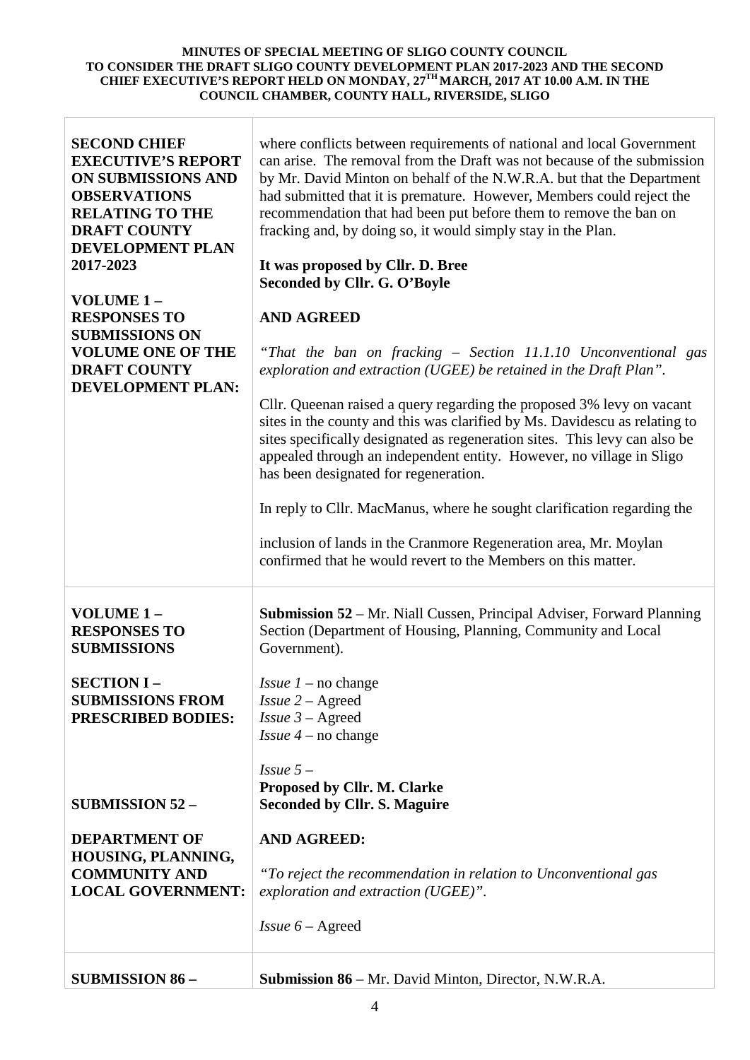**MINUTES OF SPECIAL MEETING OF SLIGO COUNTY COUNCIL TO CONSIDER THE DRAFT SLIGO COUNTY DEVELOPMENT PLAN 2017-2023 AND THE SECOND CHIEF EXECUTIVE'S REPORT HELD ON MONDAY, 27TH MARCH, 2017 AT 10.00 A.M. IN THE COUNCIL CHAMBER, COUNTY HALL, RIVERSIDE, SLIGO**

| | |
|---|---|
| **SECOND CHIEF EXECUTIVE'S REPORT ON SUBMISSIONS AND OBSERVATIONS RELATING TO THE DRAFT COUNTY DEVELOPMENT PLAN 2017-2023**<br><br>**VOLUME 1 – RESPONSES TO SUBMISSIONS ON VOLUME ONE OF THE DRAFT COUNTY DEVELOPMENT PLAN:** | where conflicts between requirements of national and local Government can arise. The removal from the Draft was not because of the submission by Mr. David Minton on behalf of the N.W.R.A. but that the Department had submitted that it is premature. However, Members could reject the recommendation that had been put before them to remove the ban on fracking and, by doing so, it would simply stay in the Plan.<br><br>**It was proposed by Cllr. D. Bree**<br>**Seconded by Cllr. G. O'Boyle**<br><br>**AND AGREED**<br><br>*"That the ban on fracking – Section 11.1.10 Unconventional gas exploration and extraction (UGEE) be retained in the Draft Plan".*<br><br>Cllr. Queenan raised a query regarding the proposed 3% levy on vacant sites in the county and this was clarified by Ms. Davidescu as relating to sites specifically designated as regeneration sites. This levy can also be appealed through an independent entity. However, no village in Sligo has been designated for regeneration.<br><br>In reply to Cllr. MacManus, where he sought clarification regarding the inclusion of lands in the Cranmore Regeneration area, Mr. Moylan confirmed that he would revert to the Members on this matter. |
| **VOLUME 1 – RESPONSES TO SUBMISSIONS**<br><br>**SECTION I – SUBMISSIONS FROM PRESCRIBED BODIES:**<br><br>**SUBMISSION 52 –**<br><br>**DEPARTMENT OF HOUSING, PLANNING, COMMUNITY AND LOCAL GOVERNMENT:** | **Submission 52** – Mr. Niall Cussen, Principal Adviser, Forward Planning Section (Department of Housing, Planning, Community and Local Government).<br><br>*Issue 1* – no change<br>*Issue 2* – Agreed<br>*Issue 3* – Agreed<br>*Issue 4* – no change<br><br>*Issue 5* –<br>**Proposed by Cllr. M. Clarke**<br>**Seconded by Cllr. S. Maguire**<br><br>**AND AGREED:**<br><br>*"To reject the recommendation in relation to Unconventional gas exploration and extraction (UGEE)".*<br><br>*Issue 6* – Agreed |
| **SUBMISSION 86 –** | **Submission 86** – Mr. David Minton, Director, N.W.R.A. |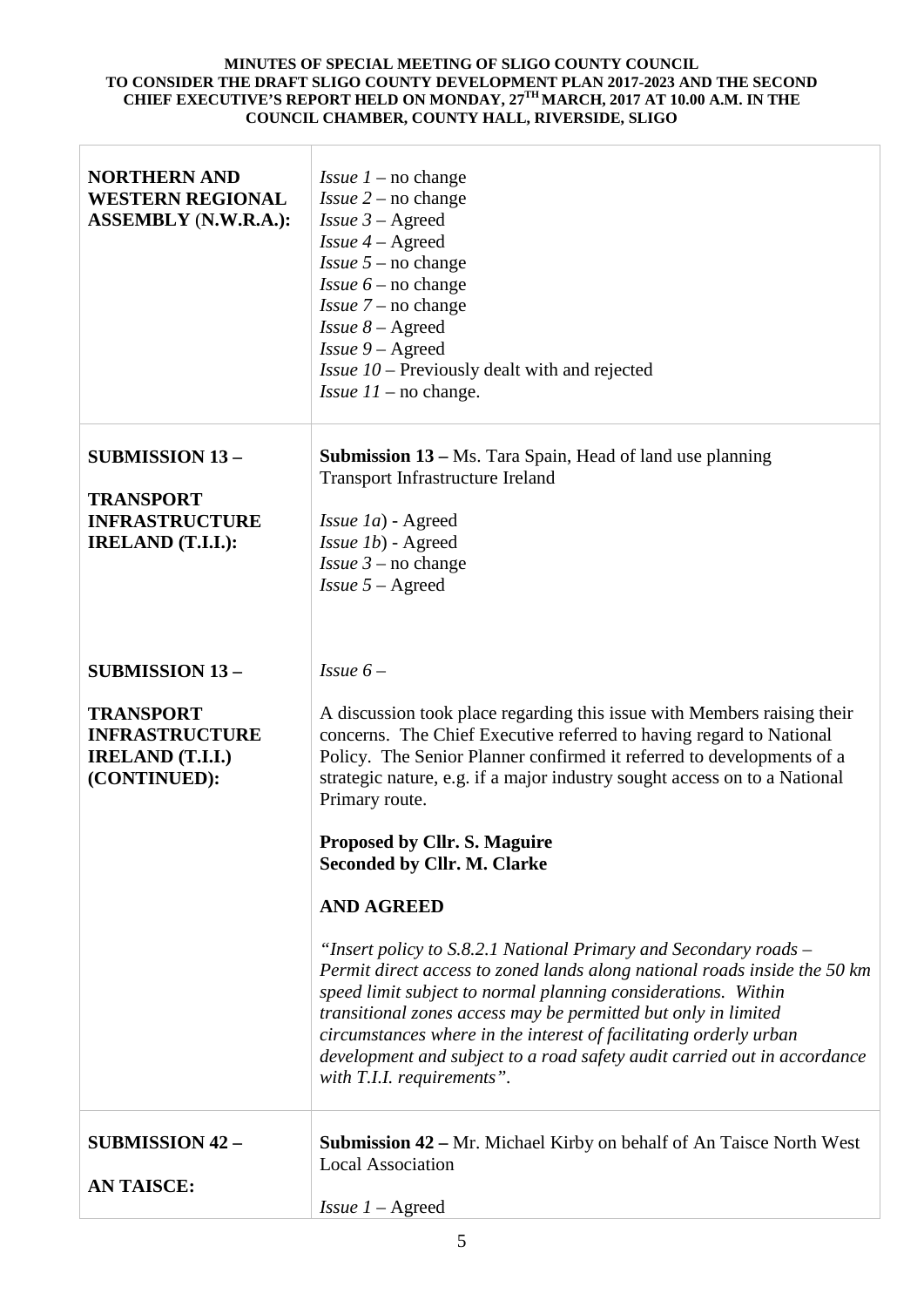| | |
|---|---|
| **NORTHERN AND WESTERN REGIONAL ASSEMBLY (N.W.R.A.):** | *Issue 1* – no change<br>*Issue 2* – no change<br>*Issue 3* – Agreed<br>*Issue 4* – Agreed<br>*Issue 5* – no change<br>*Issue 6* – no change<br>*Issue 7* – no change<br>*Issue 8* – Agreed<br>*Issue 9* – Agreed<br>*Issue 10* – Previously dealt with and rejected<br>*Issue 11* – no change. |
| **SUBMISSION 13 –**<br><br>**TRANSPORT INFRASTRUCTURE IRELAND (T.I.I.):** | **Submission 13 –** Ms. Tara Spain, Head of land use planning Transport Infrastructure Ireland<br><br>*Issue 1a*) - Agreed<br>*Issue 1b*) - Agreed<br>*Issue 3* – no change<br>*Issue 5* – Agreed |
| **SUBMISSION 13 –**<br><br>**TRANSPORT INFRASTRUCTURE IRELAND (T.I.I.) (CONTINUED):** | *Issue 6* –<br><br>A discussion took place regarding this issue with Members raising their concerns. The Chief Executive referred to having regard to National Policy. The Senior Planner confirmed it referred to developments of a strategic nature, e.g. if a major industry sought access on to a National Primary route.<br><br>**Proposed by Cllr. S. Maguire**<br>**Seconded by Cllr. M. Clarke**<br><br>**AND AGREED**<br><br>*"Insert policy to S.8.2.1 National Primary and Secondary roads – Permit direct access to zoned lands along national roads inside the 50 km speed limit subject to normal planning considerations. Within transitional zones access may be permitted but only in limited circumstances where in the interest of facilitating orderly urban development and subject to a road safety audit carried out in accordance with T.I.I. requirements"*. |
| **SUBMISSION 42 –**<br><br>**AN TAISCE:** | **Submission 42 –** Mr. Michael Kirby on behalf of An Taisce North West Local Association<br><br>*Issue 1* – Agreed |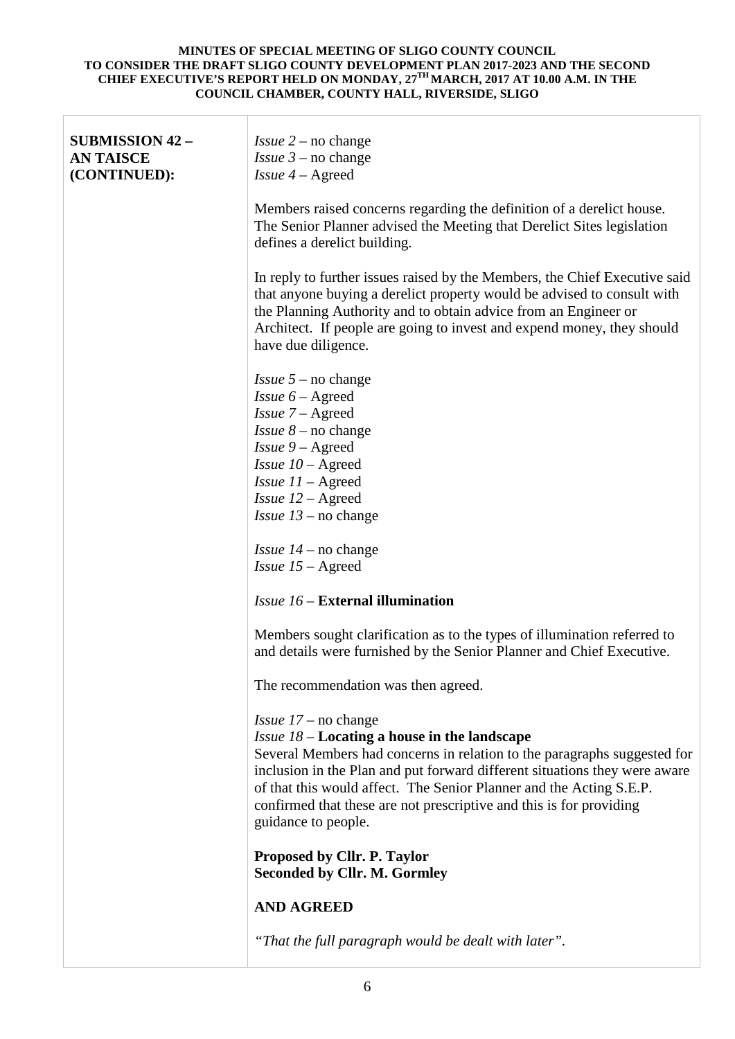| | |
|---|---|
| **SUBMISSION 42 – AN TAISCE (CONTINUED):** | *Issue 2* – no change<br>*Issue 3* – no change<br>*Issue 4* – Agreed<br><br>Members raised concerns regarding the definition of a derelict house. The Senior Planner advised the Meeting that Derelict Sites legislation defines a derelict building.<br><br>In reply to further issues raised by the Members, the Chief Executive said that anyone buying a derelict property would be advised to consult with the Planning Authority and to obtain advice from an Engineer or Architect. If people are going to invest and expend money, they should have due diligence.<br><br>*Issue 5* – no change<br>*Issue 6* – Agreed<br>*Issue 7* – Agreed<br>*Issue 8* – no change<br>*Issue 9* – Agreed<br>*Issue 10* – Agreed<br>*Issue 11* – Agreed<br>*Issue 12* – Agreed<br>*Issue 13* – no change<br><br>*Issue 14* – no change<br>*Issue 15* – Agreed<br><br>*Issue 16* – **External illumination**<br><br>Members sought clarification as to the types of illumination referred to and details were furnished by the Senior Planner and Chief Executive.<br><br>The recommendation was then agreed.<br><br>*Issue 17* – no change<br>*Issue 18* – **Locating a house in the landscape**<br>Several Members had concerns in relation to the paragraphs suggested for inclusion in the Plan and put forward different situations they were aware of that this would affect. The Senior Planner and the Acting S.E.P. confirmed that these are not prescriptive and this is for providing guidance to people.<br><br>**Proposed by Cllr. P. Taylor**<br>**Seconded by Cllr. M. Gormley**<br><br>**AND AGREED**<br><br>*"That the full paragraph would be dealt with later".* |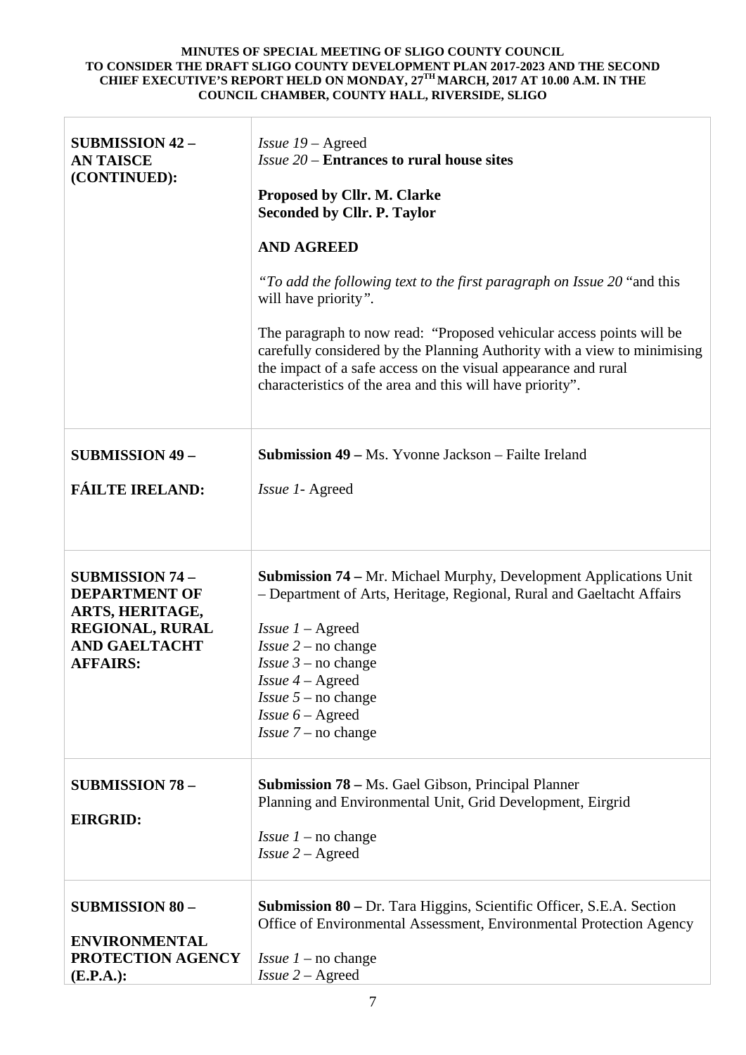| | |
|---|---|
| **SUBMISSION 42 – AN TAISCE (CONTINUED):** | *Issue 19* – Agreed<br>*Issue 20* – **Entrances to rural house sites**<br><br>**Proposed by Cllr. M. Clarke**<br>**Seconded by Cllr. P. Taylor**<br><br>**AND AGREED**<br><br>*"To add the following text to the first paragraph on Issue 20* "and this will have priority*"*.<br><br>The paragraph to now read: "Proposed vehicular access points will be carefully considered by the Planning Authority with a view to minimising the impact of a safe access on the visual appearance and rural characteristics of the area and this will have priority". |
| **SUBMISSION 49 –**<br><br>**FÁILTE IRELAND:** | **Submission 49 –** Ms. Yvonne Jackson – Failte Ireland<br><br>*Issue 1*- Agreed |
| **SUBMISSION 74 – DEPARTMENT OF ARTS, HERITAGE, REGIONAL, RURAL AND GAELTACHT AFFAIRS:** | **Submission 74 –** Mr. Michael Murphy, Development Applications Unit – Department of Arts, Heritage, Regional, Rural and Gaeltacht Affairs<br><br>*Issue 1* – Agreed<br>*Issue 2* – no change<br>*Issue 3* – no change<br>*Issue 4* – Agreed<br>*Issue 5* – no change<br>*Issue 6* – Agreed<br>*Issue 7* – no change |
| **SUBMISSION 78 –**<br><br>**EIRGRID:** | **Submission 78 –** Ms. Gael Gibson, Principal Planner<br>Planning and Environmental Unit, Grid Development, Eirgrid<br><br>*Issue 1* – no change<br>*Issue 2* – Agreed |
| **SUBMISSION 80 –**<br><br>**ENVIRONMENTAL PROTECTION AGENCY (E.P.A.):** | **Submission 80 –** Dr. Tara Higgins, Scientific Officer, S.E.A. Section Office of Environmental Assessment, Environmental Protection Agency<br><br>*Issue 1* – no change<br>*Issue 2* – Agreed |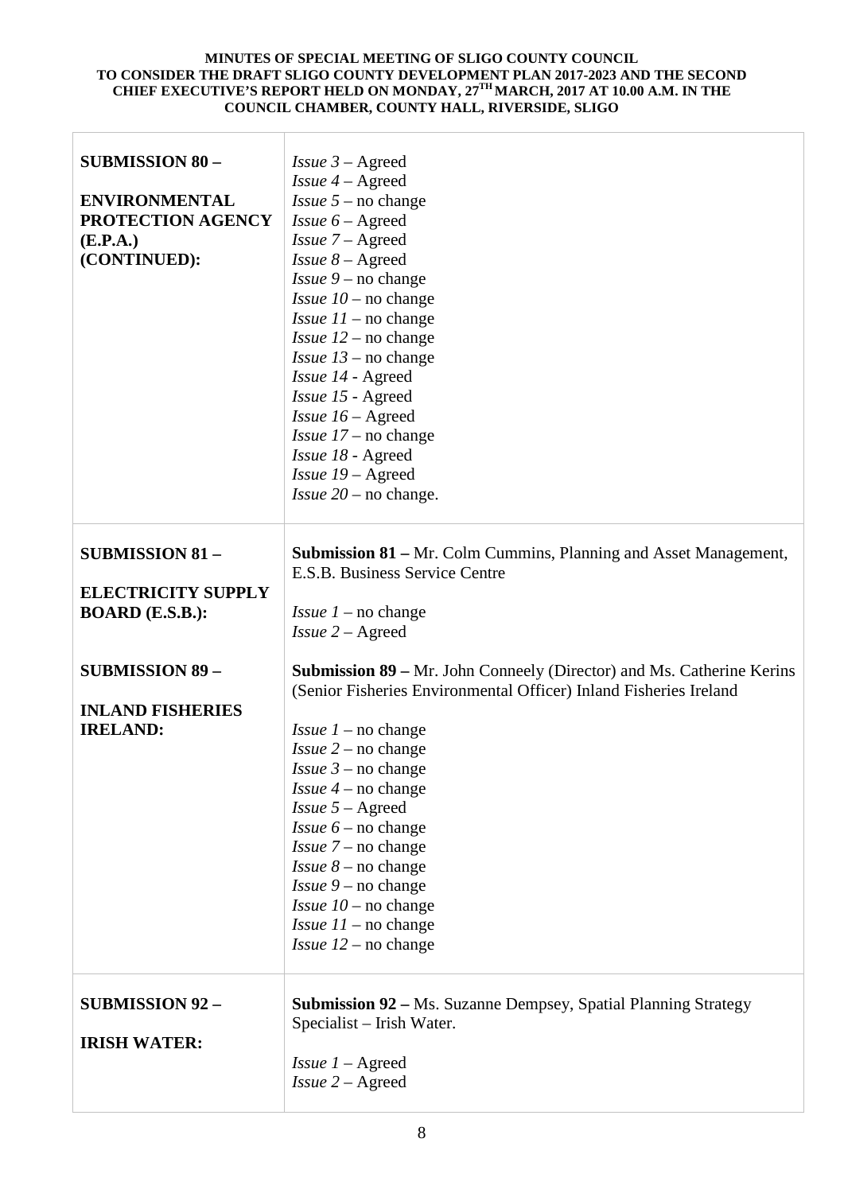**MINUTES OF SPECIAL MEETING OF SLIGO COUNTY COUNCIL TO CONSIDER THE DRAFT SLIGO COUNTY DEVELOPMENT PLAN 2017-2023 AND THE SECOND CHIEF EXECUTIVE'S REPORT HELD ON MONDAY, 27TH MARCH, 2017 AT 10.00 A.M. IN THE COUNCIL CHAMBER, COUNTY HALL, RIVERSIDE, SLIGO**

| | |
|---|---|
| **SUBMISSION 80 –**<br><br>**ENVIRONMENTAL PROTECTION AGENCY (E.P.A.) (CONTINUED):** | *Issue 3* – Agreed<br>*Issue 4* – Agreed<br>*Issue 5* – no change<br>*Issue 6* – Agreed<br>*Issue 7* – Agreed<br>*Issue 8* – Agreed<br>*Issue 9* – no change<br>*Issue 10* – no change<br>*Issue 11* – no change<br>*Issue 12* – no change<br>*Issue 13* – no change<br>*Issue 14* - Agreed<br>*Issue 15* - Agreed<br>*Issue 16* – Agreed<br>*Issue 17* – no change<br>*Issue 18* - Agreed<br>*Issue 19* – Agreed<br>*Issue 20* – no change. |
| **SUBMISSION 81 –**<br><br>**ELECTRICITY SUPPLY BOARD (E.S.B.):**<br><br>**SUBMISSION 89 –**<br><br>**INLAND FISHERIES IRELAND:** | **Submission 81 –** Mr. Colm Cummins, Planning and Asset Management, E.S.B. Business Service Centre<br><br>*Issue 1* – no change<br>*Issue 2* – Agreed<br><br>**Submission 89 –** Mr. John Conneely (Director) and Ms. Catherine Kerins (Senior Fisheries Environmental Officer) Inland Fisheries Ireland<br><br>*Issue 1* – no change<br>*Issue 2* – no change<br>*Issue 3* – no change<br>*Issue 4* – no change<br>*Issue 5* – Agreed<br>*Issue 6* – no change<br>*Issue 7* – no change<br>*Issue 8* – no change<br>*Issue 9* – no change<br>*Issue 10* – no change<br>*Issue 11* – no change<br>*Issue 12* – no change |
| **SUBMISSION 92 –**<br><br>**IRISH WATER:** | **Submission 92 –** Ms. Suzanne Dempsey, Spatial Planning Strategy Specialist – Irish Water.<br><br>*Issue 1* – Agreed<br>*Issue 2* – Agreed |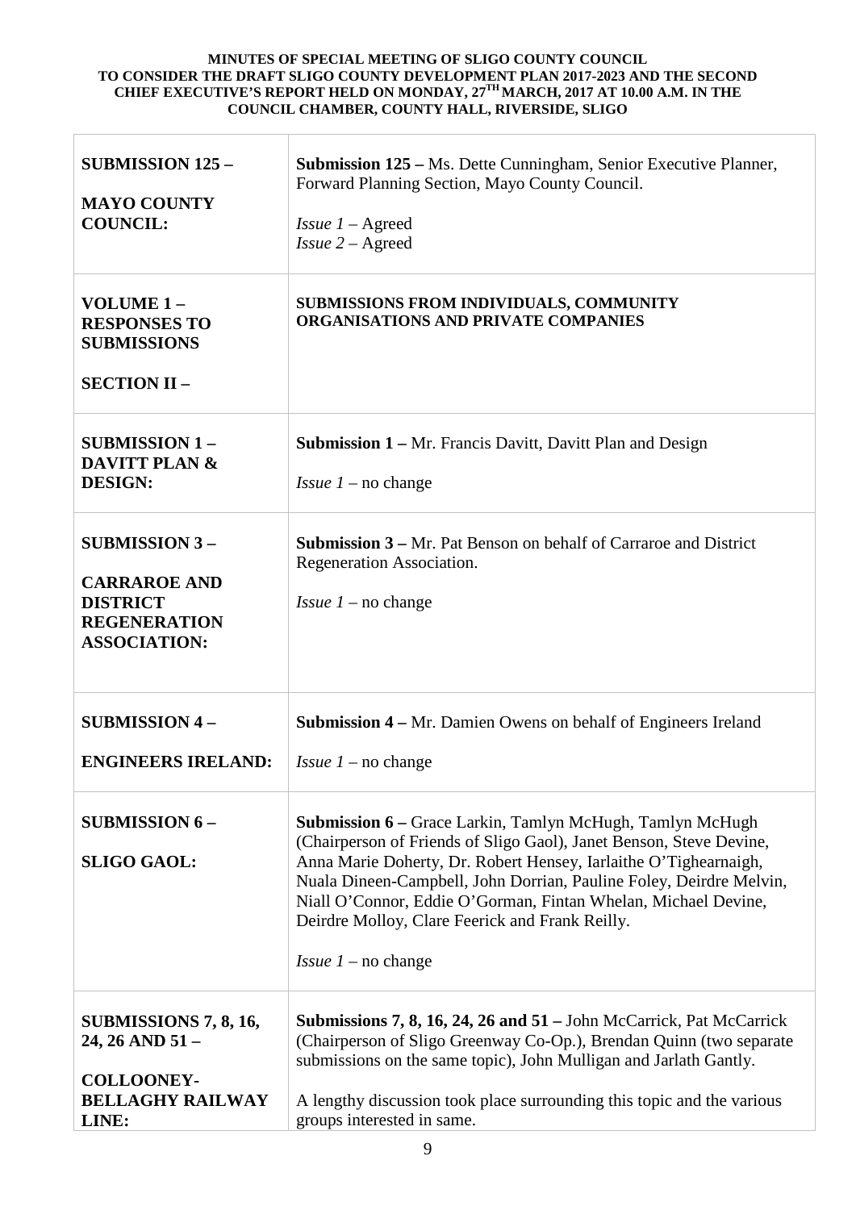| | |
|---|---|
| **SUBMISSION 125 –**<br><br>**MAYO COUNTY COUNCIL:** | **Submission 125 –** Ms. Dette Cunningham, Senior Executive Planner, Forward Planning Section, Mayo County Council.<br><br>*Issue 1* – Agreed<br>*Issue 2* – Agreed |
| **VOLUME 1 – RESPONSES TO SUBMISSIONS**<br><br>**SECTION II –** | **SUBMISSIONS FROM INDIVIDUALS, COMMUNITY ORGANISATIONS AND PRIVATE COMPANIES** |
| **SUBMISSION 1 – DAVITT PLAN & DESIGN:** | **Submission 1 –** Mr. Francis Davitt, Davitt Plan and Design<br><br>*Issue 1* – no change |
| **SUBMISSION 3 –**<br><br>**CARRAROE AND DISTRICT REGENERATION ASSOCIATION:** | **Submission 3 –** Mr. Pat Benson on behalf of Carraroe and District Regeneration Association.<br><br>*Issue 1* – no change |
| **SUBMISSION 4 –**<br><br>**ENGINEERS IRELAND:** | **Submission 4 –** Mr. Damien Owens on behalf of Engineers Ireland<br><br>*Issue 1* – no change |
| **SUBMISSION 6 –**<br><br>**SLIGO GAOL:** | **Submission 6 –** Grace Larkin, Tamlyn McHugh, Tamlyn McHugh (Chairperson of Friends of Sligo Gaol), Janet Benson, Steve Devine, Anna Marie Doherty, Dr. Robert Hensey, Iarlaithe O'Tighearnaigh, Nuala Dineen-Campbell, John Dorrian, Pauline Foley, Deirdre Melvin, Niall O'Connor, Eddie O'Gorman, Fintan Whelan, Michael Devine, Deirdre Molloy, Clare Feerick and Frank Reilly.<br><br>*Issue 1* – no change |
| **SUBMISSIONS 7, 8, 16, 24, 26 AND 51 –**<br><br>**COLLOONEY-BELLAGHY RAILWAY LINE:** | **Submissions 7, 8, 16, 24, 26 and 51 –** John McCarrick, Pat McCarrick (Chairperson of Sligo Greenway Co-Op.), Brendan Quinn (two separate submissions on the same topic), John Mulligan and Jarlath Gantly.<br><br>A lengthy discussion took place surrounding this topic and the various groups interested in same. |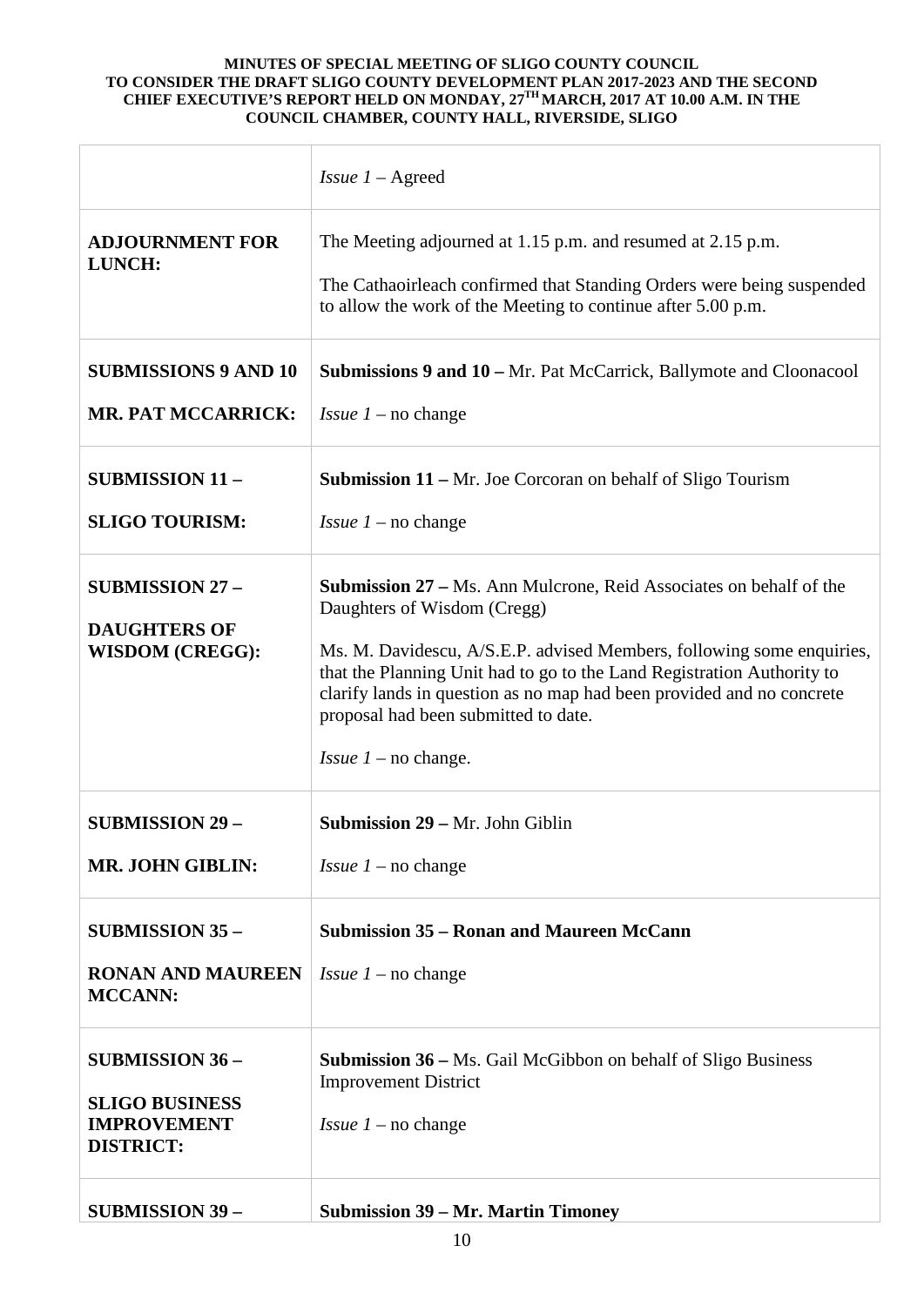| | |
|---|---|
| | *Issue 1* – Agreed |
| **ADJOURNMENT FOR LUNCH:** | The Meeting adjourned at 1.15 p.m. and resumed at 2.15 p.m.<br><br>The Cathaoirleach confirmed that Standing Orders were being suspended to allow the work of the Meeting to continue after 5.00 p.m. |
| **SUBMISSIONS 9 AND 10**<br><br>**MR. PAT MCCARRICK:** | **Submissions 9 and 10 –** Mr. Pat McCarrick, Ballymote and Cloonacool<br><br>*Issue 1* – no change |
| **SUBMISSION 11 –**<br><br>**SLIGO TOURISM:** | **Submission 11 –** Mr. Joe Corcoran on behalf of Sligo Tourism<br><br>*Issue 1* – no change |
| **SUBMISSION 27 –**<br><br>**DAUGHTERS OF WISDOM (CREGG):** | **Submission 27 –** Ms. Ann Mulcrone, Reid Associates on behalf of the Daughters of Wisdom (Cregg)<br><br>Ms. M. Davidescu, A/S.E.P. advised Members, following some enquiries, that the Planning Unit had to go to the Land Registration Authority to clarify lands in question as no map had been provided and no concrete proposal had been submitted to date.<br><br>*Issue 1* – no change. |
| **SUBMISSION 29 –**<br><br>**MR. JOHN GIBLIN:** | **Submission 29 –** Mr. John Giblin<br><br>*Issue 1* – no change |
| **SUBMISSION 35 –**<br><br>**RONAN AND MAUREEN MCCANN:** | **Submission 35 – Ronan and Maureen McCann**<br><br>*Issue 1* – no change |
| **SUBMISSION 36 –**<br><br>**SLIGO BUSINESS IMPROVEMENT DISTRICT:** | **Submission 36 –** Ms. Gail McGibbon on behalf of Sligo Business Improvement District<br><br>*Issue 1* – no change |
| **SUBMISSION 39 –** | **Submission 39 – Mr. Martin Timoney** |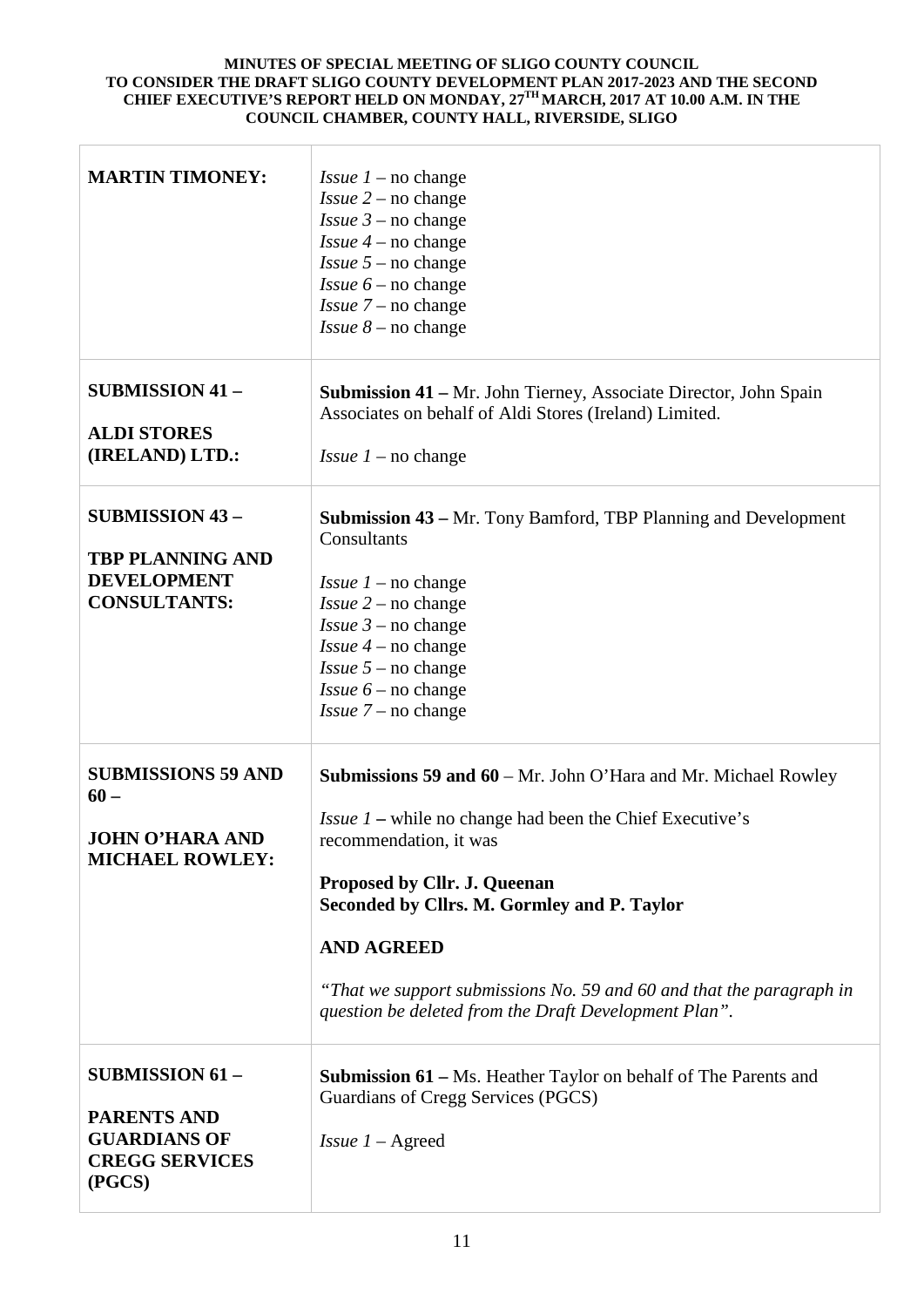**MINUTES OF SPECIAL MEETING OF SLIGO COUNTY COUNCIL TO CONSIDER THE DRAFT SLIGO COUNTY DEVELOPMENT PLAN 2017-2023 AND THE SECOND CHIEF EXECUTIVE'S REPORT HELD ON MONDAY, 27TH MARCH, 2017 AT 10.00 A.M. IN THE COUNCIL CHAMBER, COUNTY HALL, RIVERSIDE, SLIGO**

| | |
|---|---|
| **MARTIN TIMONEY:** | *Issue 1* – no change<br>*Issue 2* – no change<br>*Issue 3* – no change<br>*Issue 4* – no change<br>*Issue 5* – no change<br>*Issue 6* – no change<br>*Issue 7* – no change<br>*Issue 8* – no change |
| **SUBMISSION 41 –**<br><br>**ALDI STORES (IRELAND) LTD.:** | **Submission 41 –** Mr. John Tierney, Associate Director, John Spain Associates on behalf of Aldi Stores (Ireland) Limited.<br><br>*Issue 1* – no change |
| **SUBMISSION 43 –**<br><br>**TBP PLANNING AND DEVELOPMENT CONSULTANTS:** | **Submission 43 –** Mr. Tony Bamford, TBP Planning and Development Consultants<br><br>*Issue 1* – no change<br>*Issue 2* – no change<br>*Issue 3* – no change<br>*Issue 4* – no change<br>*Issue 5* – no change<br>*Issue 6* – no change<br>*Issue 7* – no change |
| **SUBMISSIONS 59 AND 60 –**<br><br>**JOHN O'HARA AND MICHAEL ROWLEY:** | **Submissions 59 and 60** – Mr. John O'Hara and Mr. Michael Rowley<br><br>*Issue 1* **–** while no change had been the Chief Executive's recommendation, it was<br><br>**Proposed by Cllr. J. Queenan**<br>**Seconded by Cllrs. M. Gormley and P. Taylor**<br><br>**AND AGREED**<br><br>*"That we support submissions No. 59 and 60 and that the paragraph in question be deleted from the Draft Development Plan".* |
| **SUBMISSION 61 –**<br><br>**PARENTS AND GUARDIANS OF CREGG SERVICES (PGCS)** | **Submission 61 –** Ms. Heather Taylor on behalf of The Parents and Guardians of Cregg Services (PGCS)<br><br>*Issue 1* – Agreed |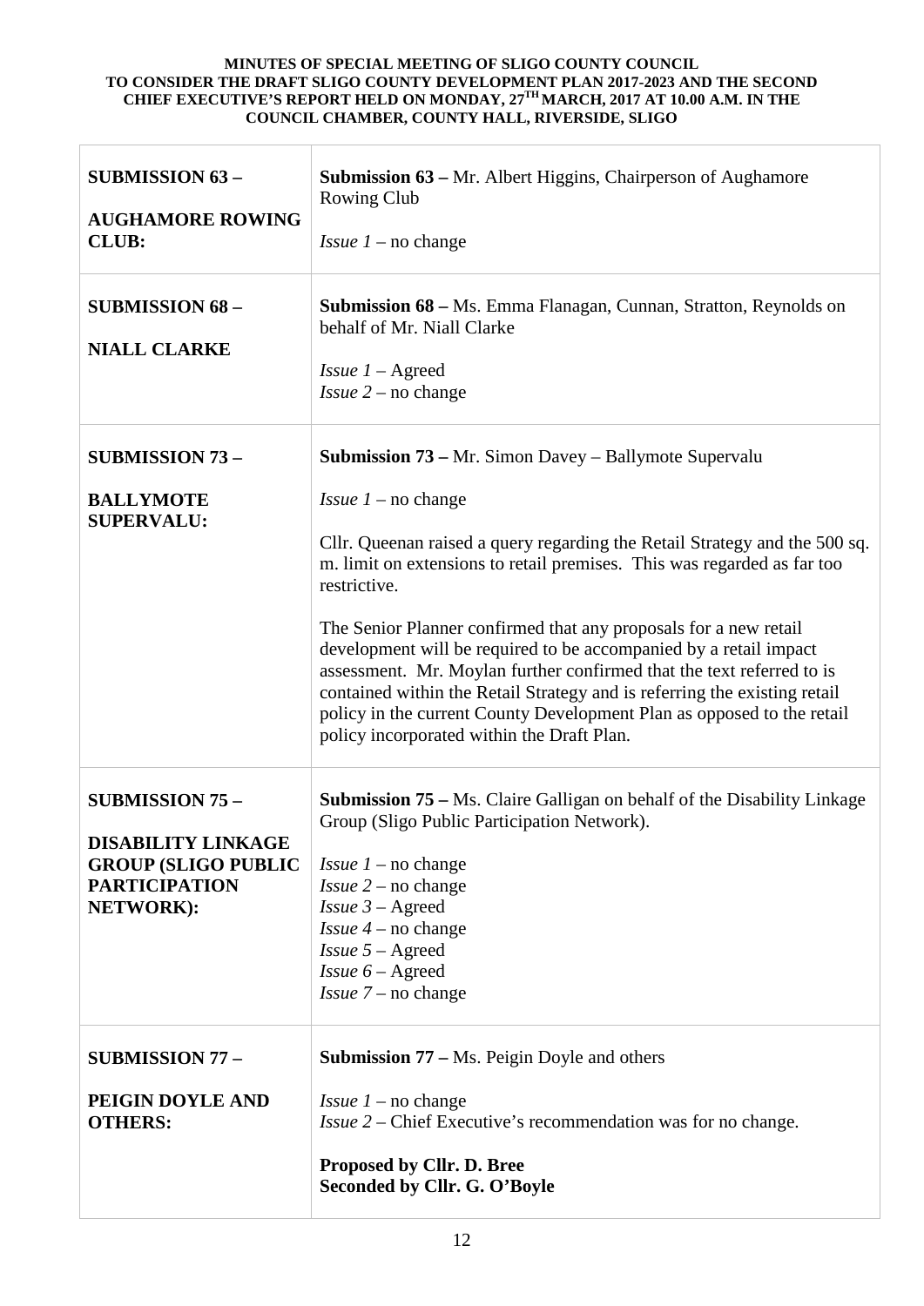**MINUTES OF SPECIAL MEETING OF SLIGO COUNTY COUNCIL TO CONSIDER THE DRAFT SLIGO COUNTY DEVELOPMENT PLAN 2017-2023 AND THE SECOND CHIEF EXECUTIVE'S REPORT HELD ON MONDAY, 27TH MARCH, 2017 AT 10.00 A.M. IN THE COUNCIL CHAMBER, COUNTY HALL, RIVERSIDE, SLIGO**

| | |
|---|---|
| **SUBMISSION 63 –**<br><br>**AUGHAMORE ROWING CLUB:** | **Submission 63 –** Mr. Albert Higgins, Chairperson of Aughamore Rowing Club<br><br>*Issue 1* – no change |
| **SUBMISSION 68 –**<br><br>**NIALL CLARKE** | **Submission 68 –** Ms. Emma Flanagan, Cunnan, Stratton, Reynolds on behalf of Mr. Niall Clarke<br><br>*Issue 1* – Agreed<br>*Issue 2* – no change |
| **SUBMISSION 73 –**<br><br>**BALLYMOTE SUPERVALU:** | **Submission 73 –** Mr. Simon Davey – Ballymote Supervalu<br><br>*Issue 1* – no change<br><br>Cllr. Queenan raised a query regarding the Retail Strategy and the 500 sq. m. limit on extensions to retail premises. This was regarded as far too restrictive.<br><br>The Senior Planner confirmed that any proposals for a new retail development will be required to be accompanied by a retail impact assessment. Mr. Moylan further confirmed that the text referred to is contained within the Retail Strategy and is referring the existing retail policy in the current County Development Plan as opposed to the retail policy incorporated within the Draft Plan. |
| **SUBMISSION 75 –**<br><br>**DISABILITY LINKAGE GROUP (SLIGO PUBLIC PARTICIPATION NETWORK):** | **Submission 75 –** Ms. Claire Galligan on behalf of the Disability Linkage Group (Sligo Public Participation Network).<br><br>*Issue 1* – no change<br>*Issue 2* – no change<br>*Issue 3* – Agreed<br>*Issue 4* – no change<br>*Issue 5* – Agreed<br>*Issue 6* – Agreed<br>*Issue 7* – no change |
| **SUBMISSION 77 –**<br><br>**PEIGIN DOYLE AND OTHERS:** | **Submission 77 –** Ms. Peigin Doyle and others<br><br>*Issue 1* – no change<br>*Issue 2* – Chief Executive's recommendation was for no change.<br><br>**Proposed by Cllr. D. Bree**<br>**Seconded by Cllr. G. O'Boyle** |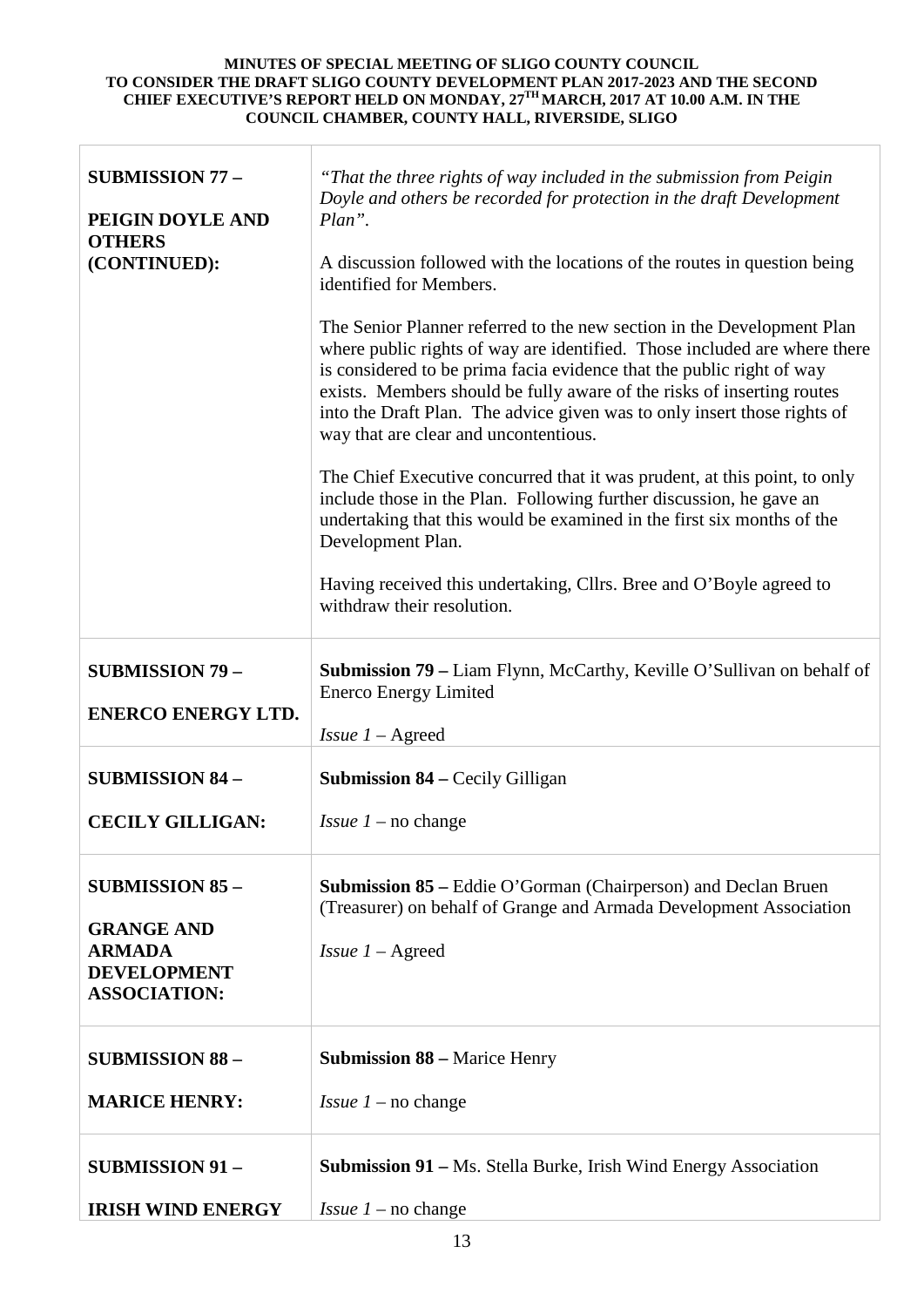| | |
|---|---|
| **SUBMISSION 77 – PEIGIN DOYLE AND OTHERS (CONTINUED):** | *"That the three rights of way included in the submission from Peigin Doyle and others be recorded for protection in the draft Development Plan".*<br><br>A discussion followed with the locations of the routes in question being identified for Members.<br><br>The Senior Planner referred to the new section in the Development Plan where public rights of way are identified. Those included are where there is considered to be prima facia evidence that the public right of way exists. Members should be fully aware of the risks of inserting routes into the Draft Plan. The advice given was to only insert those rights of way that are clear and uncontentious.<br><br>The Chief Executive concurred that it was prudent, at this point, to only include those in the Plan. Following further discussion, he gave an undertaking that this would be examined in the first six months of the Development Plan.<br><br>Having received this undertaking, Cllrs. Bree and O'Boyle agreed to withdraw their resolution. |
| **SUBMISSION 79 – ENERCO ENERGY LTD.** | **Submission 79 –** Liam Flynn, McCarthy, Keville O'Sullivan on behalf of Enerco Energy Limited<br><br>*Issue 1* – Agreed |
| **SUBMISSION 84 – CECILY GILLIGAN:** | **Submission 84 –** Cecily Gilligan<br><br>*Issue 1* – no change |
| **SUBMISSION 85 – GRANGE AND ARMADA DEVELOPMENT ASSOCIATION:** | **Submission 85 –** Eddie O'Gorman (Chairperson) and Declan Bruen (Treasurer) on behalf of Grange and Armada Development Association<br><br>*Issue 1* – Agreed |
| **SUBMISSION 88 – MARICE HENRY:** | **Submission 88 –** Marice Henry<br><br>*Issue 1* – no change |
| **SUBMISSION 91 – IRISH WIND ENERGY** | **Submission 91 –** Ms. Stella Burke, Irish Wind Energy Association<br><br>*Issue 1* – no change |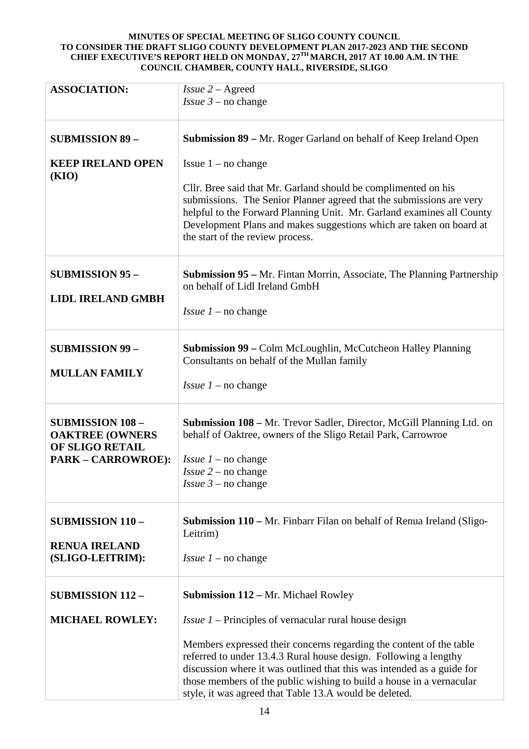**MINUTES OF SPECIAL MEETING OF SLIGO COUNTY COUNCIL TO CONSIDER THE DRAFT SLIGO COUNTY DEVELOPMENT PLAN 2017-2023 AND THE SECOND CHIEF EXECUTIVE'S REPORT HELD ON MONDAY, 27TH MARCH, 2017 AT 10.00 A.M. IN THE COUNCIL CHAMBER, COUNTY HALL, RIVERSIDE, SLIGO**

| | |
|---|---|
| **ASSOCIATION:** | *Issue 2* – Agreed<br>*Issue 3* – no change |
| **SUBMISSION 89 –**<br><br>**KEEP IRELAND OPEN (KIO)** | **Submission 89 –** Mr. Roger Garland on behalf of Keep Ireland Open<br><br>Issue 1 – no change<br><br>Cllr. Bree said that Mr. Garland should be complimented on his submissions. The Senior Planner agreed that the submissions are very helpful to the Forward Planning Unit. Mr. Garland examines all County Development Plans and makes suggestions which are taken on board at the start of the review process. |
| **SUBMISSION 95 –**<br><br>**LIDL IRELAND GMBH** | **Submission 95 –** Mr. Fintan Morrin, Associate, The Planning Partnership on behalf of Lidl Ireland GmbH<br><br>*Issue 1* – no change |
| **SUBMISSION 99 –**<br><br>**MULLAN FAMILY** | **Submission 99 –** Colm McLoughlin, McCutcheon Halley Planning Consultants on behalf of the Mullan family<br><br>*Issue 1* – no change |
| **SUBMISSION 108 – OAKTREE (OWNERS OF SLIGO RETAIL PARK – CARROWROE):** | **Submission 108 –** Mr. Trevor Sadler, Director, McGill Planning Ltd. on behalf of Oaktree, owners of the Sligo Retail Park, Carrowroe<br><br>*Issue 1* – no change<br>*Issue 2* – no change<br>*Issue 3* – no change |
| **SUBMISSION 110 –**<br><br>**RENUA IRELAND (SLIGO-LEITRIM):** | **Submission 110 –** Mr. Finbarr Filan on behalf of Renua Ireland (Sligo-Leitrim)<br><br>*Issue 1* – no change |
| **SUBMISSION 112 –**<br><br>**MICHAEL ROWLEY:** | **Submission 112 –** Mr. Michael Rowley<br><br>*Issue 1* – Principles of vernacular rural house design<br><br>Members expressed their concerns regarding the content of the table referred to under 13.4.3 Rural house design. Following a lengthy discussion where it was outlined that this was intended as a guide for those members of the public wishing to build a house in a vernacular style, it was agreed that Table 13.A would be deleted. |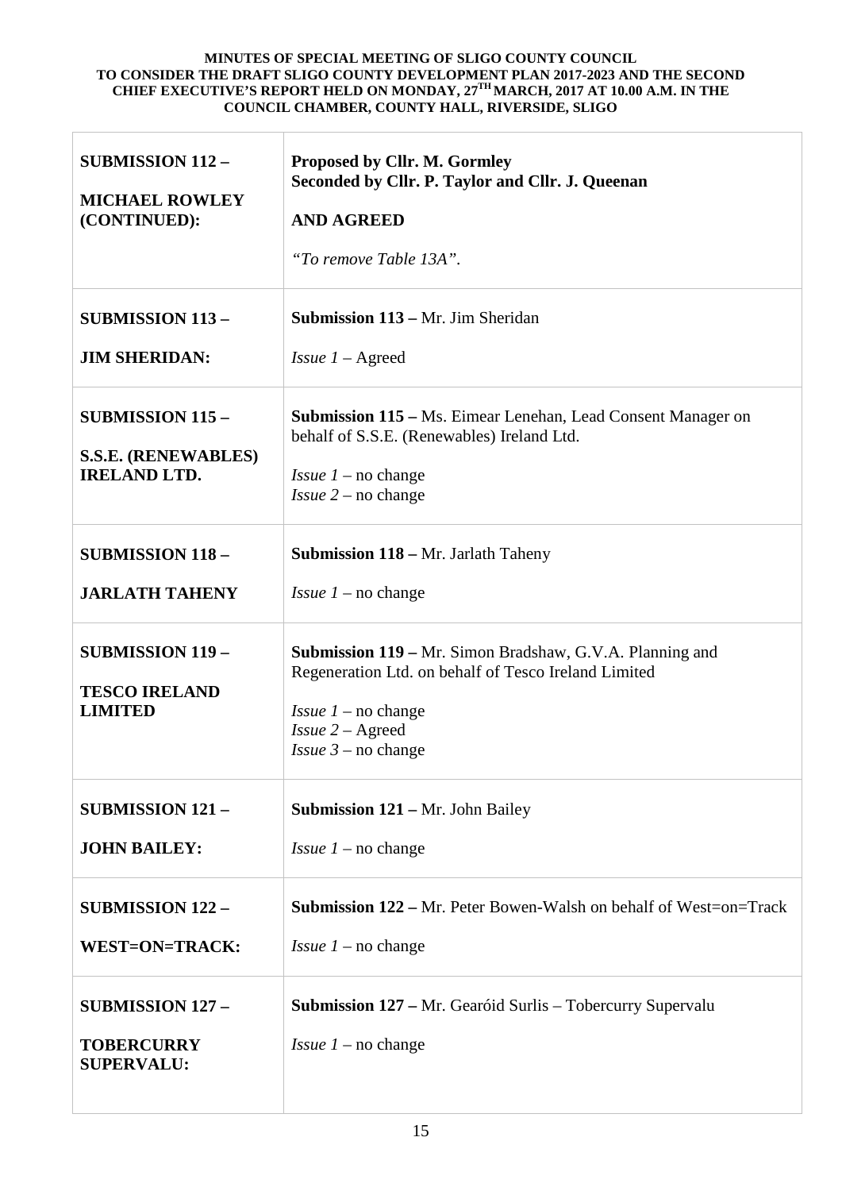| | |
|---|---|
| **SUBMISSION 112 –**<br><br>**MICHAEL ROWLEY (CONTINUED):** | **Proposed by Cllr. M. Gormley**<br>**Seconded by Cllr. P. Taylor and Cllr. J. Queenan**<br><br>**AND AGREED**<br><br>*"To remove Table 13A".* |
| **SUBMISSION 113 –**<br><br>**JIM SHERIDAN:** | **Submission 113 –** Mr. Jim Sheridan<br><br>*Issue 1* – Agreed |
| **SUBMISSION 115 –**<br><br>**S.S.E. (RENEWABLES) IRELAND LTD.** | **Submission 115 –** Ms. Eimear Lenehan, Lead Consent Manager on behalf of S.S.E. (Renewables) Ireland Ltd.<br><br>*Issue 1* – no change<br>*Issue 2* – no change |
| **SUBMISSION 118 –**<br><br>**JARLATH TAHENY** | **Submission 118 –** Mr. Jarlath Taheny<br><br>*Issue 1* – no change |
| **SUBMISSION 119 –**<br><br>**TESCO IRELAND LIMITED** | **Submission 119 –** Mr. Simon Bradshaw, G.V.A. Planning and Regeneration Ltd. on behalf of Tesco Ireland Limited<br><br>*Issue 1* – no change<br>*Issue 2* – Agreed<br>*Issue 3* – no change |
| **SUBMISSION 121 –**<br><br>**JOHN BAILEY:** | **Submission 121 –** Mr. John Bailey<br><br>*Issue 1* – no change |
| **SUBMISSION 122 –**<br><br>**WEST=ON=TRACK:** | **Submission 122 –** Mr. Peter Bowen-Walsh on behalf of West=on=Track<br><br>*Issue 1* – no change |
| **SUBMISSION 127 –**<br><br>**TOBERCURRY SUPERVALU:** | **Submission 127 –** Mr. Gearóid Surlis – Tobercurry Supervalu<br><br>*Issue 1* – no change |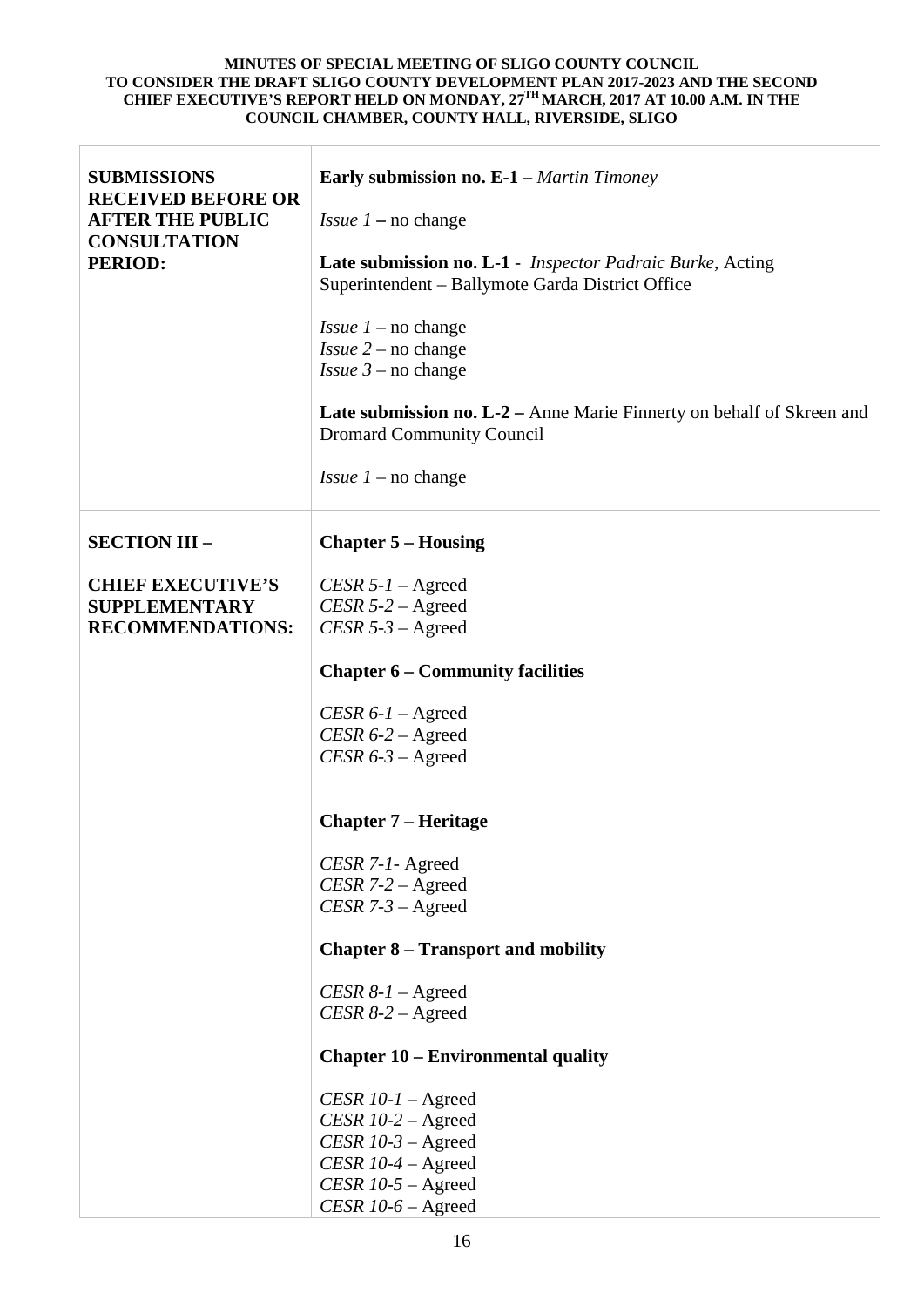**MINUTES OF SPECIAL MEETING OF SLIGO COUNTY COUNCIL TO CONSIDER THE DRAFT SLIGO COUNTY DEVELOPMENT PLAN 2017-2023 AND THE SECOND CHIEF EXECUTIVE'S REPORT HELD ON MONDAY, 27TH MARCH, 2017 AT 10.00 A.M. IN THE COUNCIL CHAMBER, COUNTY HALL, RIVERSIDE, SLIGO**

| | |
|---|---|
| **SUBMISSIONS RECEIVED BEFORE OR AFTER THE PUBLIC CONSULTATION PERIOD:** | **Early submission no. E-1 –** *Martin Timoney*<br><br>*Issue 1* **–** no change<br><br>**Late submission no. L-1** - *Inspector Padraic Burke*, Acting Superintendent – Ballymote Garda District Office<br><br>*Issue 1* – no change<br>*Issue 2* – no change<br>*Issue 3* – no change<br><br>**Late submission no. L-2 –** Anne Marie Finnerty on behalf of Skreen and Dromard Community Council<br><br>*Issue 1* – no change |
| **SECTION III –**<br><br>**CHIEF EXECUTIVE'S SUPPLEMENTARY RECOMMENDATIONS:** | **Chapter 5 – Housing**<br><br>*CESR 5-1* – Agreed<br>*CESR 5-2* – Agreed<br>*CESR 5-3* – Agreed<br><br>**Chapter 6 – Community facilities**<br><br>*CESR 6-1* – Agreed<br>*CESR 6-2* – Agreed<br>*CESR 6-3* – Agreed<br><br>**Chapter 7 – Heritage**<br><br>*CESR 7-1*- Agreed<br>*CESR 7-2* – Agreed<br>*CESR 7-3* – Agreed<br><br>**Chapter 8 – Transport and mobility**<br><br>*CESR 8-1* – Agreed<br>*CESR 8-2* – Agreed<br><br>**Chapter 10 – Environmental quality**<br><br>*CESR 10-1* – Agreed<br>*CESR 10-2* – Agreed<br>*CESR 10-3* – Agreed<br>*CESR 10-4* – Agreed<br>*CESR 10-5* – Agreed<br>*CESR 10-6* – Agreed |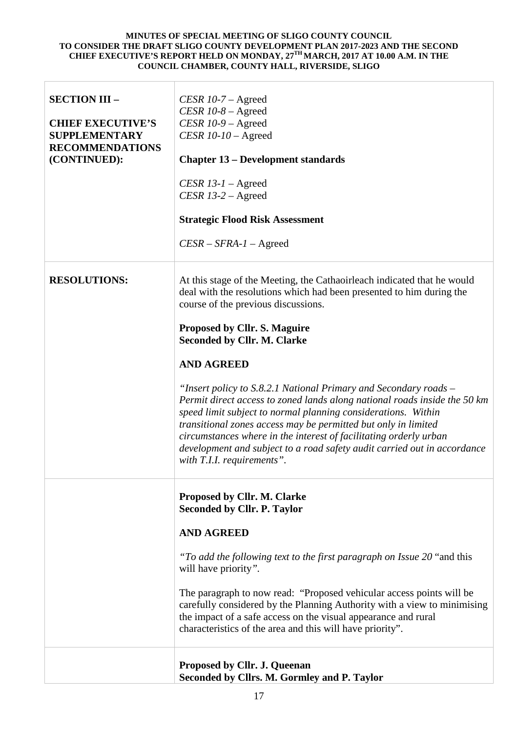**MINUTES OF SPECIAL MEETING OF SLIGO COUNTY COUNCIL TO CONSIDER THE DRAFT SLIGO COUNTY DEVELOPMENT PLAN 2017-2023 AND THE SECOND CHIEF EXECUTIVE'S REPORT HELD ON MONDAY, 27TH MARCH, 2017 AT 10.00 A.M. IN THE COUNCIL CHAMBER, COUNTY HALL, RIVERSIDE, SLIGO**

| | |
|---|---|
| **SECTION III – CHIEF EXECUTIVE'S SUPPLEMENTARY RECOMMENDATIONS (CONTINUED):** | *CESR 10-7* – Agreed<br>*CESR 10-8* – Agreed<br>*CESR 10-9* – Agreed<br>*CESR 10-10* – Agreed<br><br>**Chapter 13 – Development standards**<br><br>*CESR 13-1* – Agreed<br>*CESR 13-2* – Agreed<br><br>**Strategic Flood Risk Assessment**<br><br>*CESR – SFRA-1* – Agreed |
| **RESOLUTIONS:** | At this stage of the Meeting, the Cathaoirleach indicated that he would deal with the resolutions which had been presented to him during the course of the previous discussions.<br><br>**Proposed by Cllr. S. Maguire**<br>**Seconded by Cllr. M. Clarke**<br><br>**AND AGREED**<br><br>*"Insert policy to S.8.2.1 National Primary and Secondary roads – Permit direct access to zoned lands along national roads inside the 50 km speed limit subject to normal planning considerations. Within transitional zones access may be permitted but only in limited circumstances where in the interest of facilitating orderly urban development and subject to a road safety audit carried out in accordance with T.I.I. requirements"*. |
| | **Proposed by Cllr. M. Clarke**<br>**Seconded by Cllr. P. Taylor**<br><br>**AND AGREED**<br><br>*"To add the following text to the first paragraph on Issue 20* "and this will have priority*"*.<br><br>The paragraph to now read: "Proposed vehicular access points will be carefully considered by the Planning Authority with a view to minimising the impact of a safe access on the visual appearance and rural characteristics of the area and this will have priority". |
| | **Proposed by Cllr. J. Queenan**<br>**Seconded by Cllrs. M. Gormley and P. Taylor** |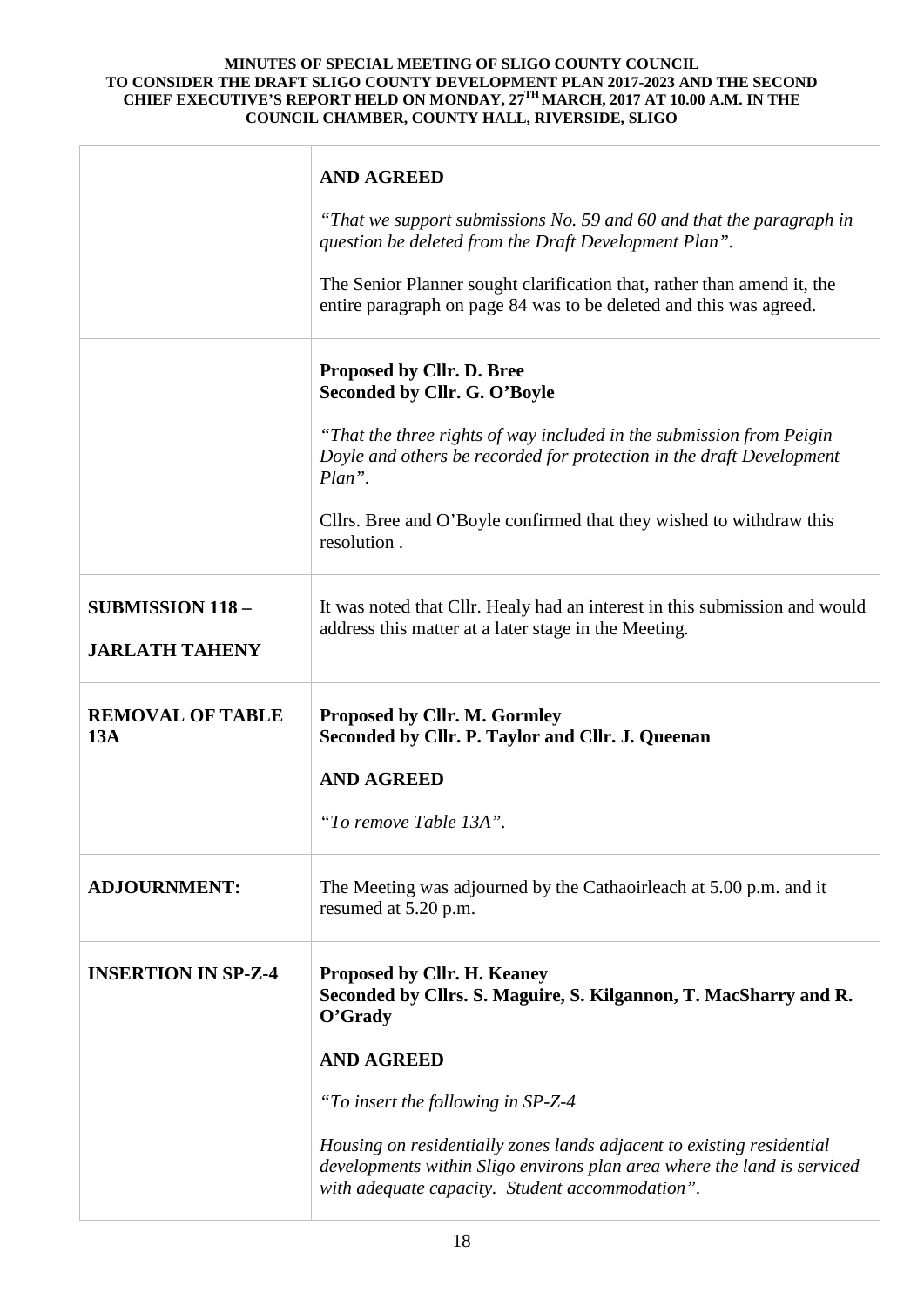| | |
|---|---|
| | **AND AGREED**<br><br>*"That we support submissions No. 59 and 60 and that the paragraph in question be deleted from the Draft Development Plan".*<br><br>The Senior Planner sought clarification that, rather than amend it, the entire paragraph on page 84 was to be deleted and this was agreed. |
| | **Proposed by Cllr. D. Bree**<br>**Seconded by Cllr. G. O'Boyle**<br><br>*"That the three rights of way included in the submission from Peigin Doyle and others be recorded for protection in the draft Development Plan".*<br><br>Cllrs. Bree and O'Boyle confirmed that they wished to withdraw this resolution . |
| **SUBMISSION 118 –**<br><br>**JARLATH TAHENY** | It was noted that Cllr. Healy had an interest in this submission and would address this matter at a later stage in the Meeting. |
| **REMOVAL OF TABLE 13A** | **Proposed by Cllr. M. Gormley**<br>**Seconded by Cllr. P. Taylor and Cllr. J. Queenan**<br><br>**AND AGREED**<br><br>*"To remove Table 13A".* |
| **ADJOURNMENT:** | The Meeting was adjourned by the Cathaoirleach at 5.00 p.m. and it resumed at 5.20 p.m. |
| **INSERTION IN SP-Z-4** | **Proposed by Cllr. H. Keaney**<br>**Seconded by Cllrs. S. Maguire, S. Kilgannon, T. MacSharry and R. O'Grady**<br><br>**AND AGREED**<br><br>*"To insert the following in SP-Z-4*<br><br>*Housing on residentially zones lands adjacent to existing residential developments within Sligo environs plan area where the land is serviced with adequate capacity. Student accommodation".* |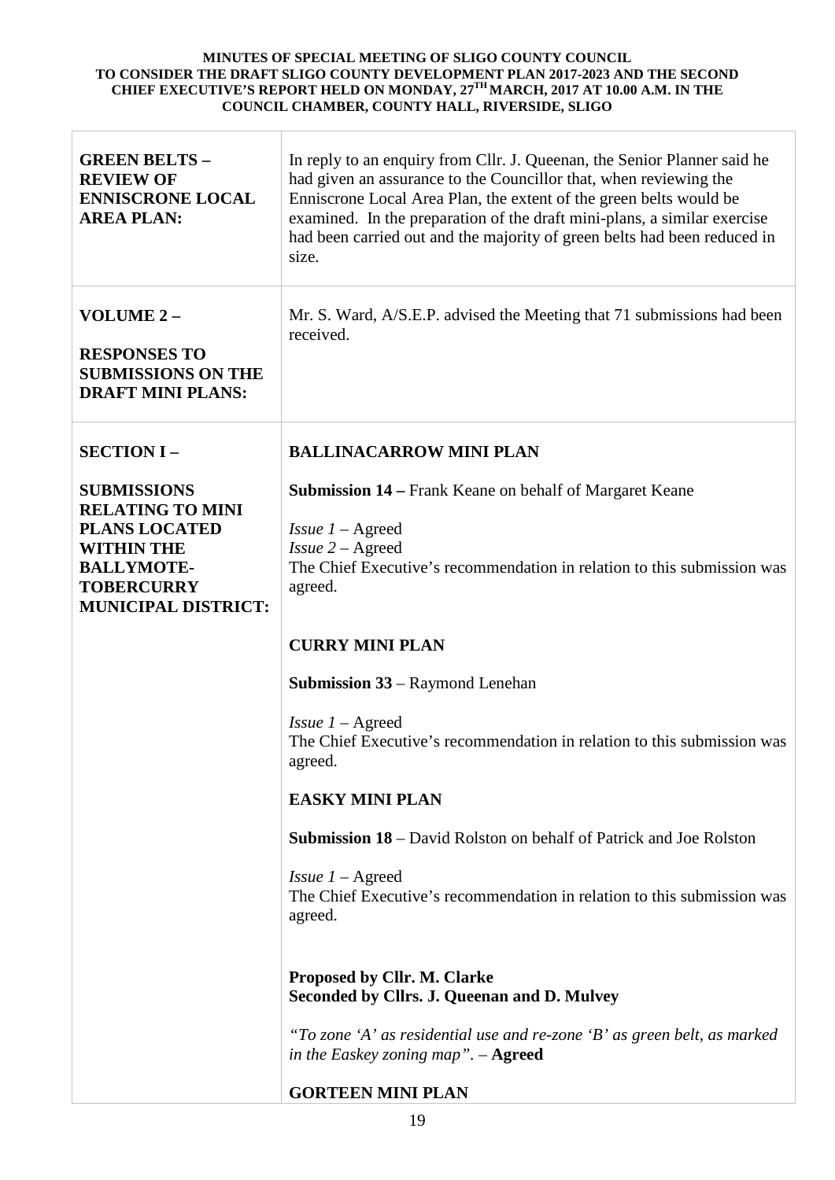| | |
|---|---|
| **GREEN BELTS – REVIEW OF ENNISCRONE LOCAL AREA PLAN:** | In reply to an enquiry from Cllr. J. Queenan, the Senior Planner said he had given an assurance to the Councillor that, when reviewing the Enniscrone Local Area Plan, the extent of the green belts would be examined. In the preparation of the draft mini-plans, a similar exercise had been carried out and the majority of green belts had been reduced in size. |
| **VOLUME 2 –**<br><br>**RESPONSES TO SUBMISSIONS ON THE DRAFT MINI PLANS:** | Mr. S. Ward, A/S.E.P. advised the Meeting that 71 submissions had been received. |
| **SECTION I –**<br><br>**SUBMISSIONS RELATING TO MINI PLANS LOCATED WITHIN THE BALLYMOTE-TOBERCURRY MUNICIPAL DISTRICT:** | **BALLINACARROW MINI PLAN**<br><br>**Submission 14 –** Frank Keane on behalf of Margaret Keane<br><br>*Issue 1* – Agreed<br>*Issue 2* – Agreed<br>The Chief Executive's recommendation in relation to this submission was agreed.<br><br>**CURRY MINI PLAN**<br><br>**Submission 33** – Raymond Lenehan<br><br>*Issue 1* – Agreed<br>The Chief Executive's recommendation in relation to this submission was agreed.<br><br>**EASKY MINI PLAN**<br><br>**Submission 18** – David Rolston on behalf of Patrick and Joe Rolston<br><br>*Issue 1* – Agreed<br>The Chief Executive's recommendation in relation to this submission was agreed.<br><br>**Proposed by Cllr. M. Clarke**<br>**Seconded by Cllrs. J. Queenan and D. Mulvey**<br><br>*"To zone 'A' as residential use and re-zone 'B' as green belt, as marked in the Easkey zoning map".* – **Agreed**<br><br>**GORTEEN MINI PLAN** |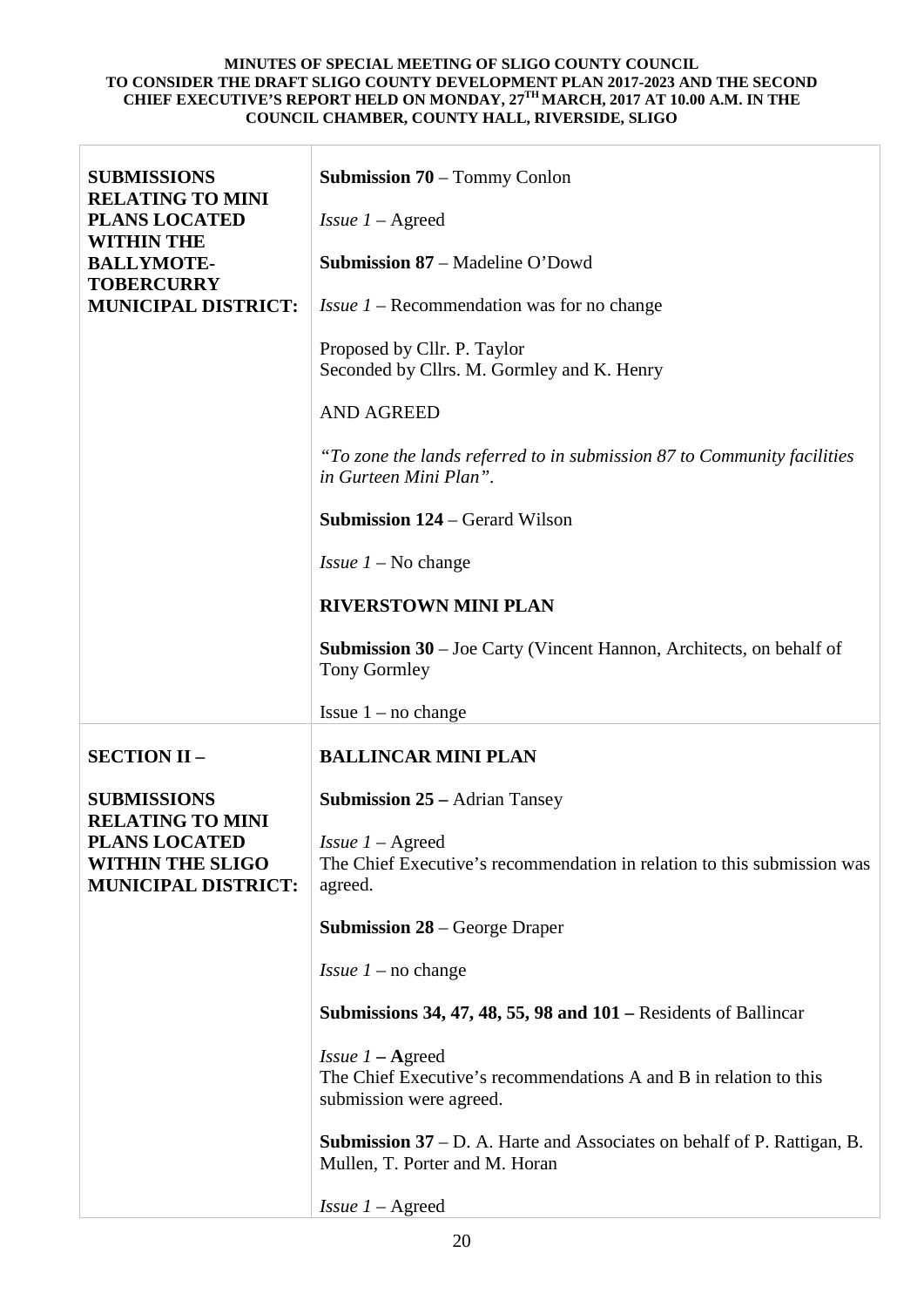**MINUTES OF SPECIAL MEETING OF SLIGO COUNTY COUNCIL TO CONSIDER THE DRAFT SLIGO COUNTY DEVELOPMENT PLAN 2017-2023 AND THE SECOND CHIEF EXECUTIVE'S REPORT HELD ON MONDAY, 27TH MARCH, 2017 AT 10.00 A.M. IN THE COUNCIL CHAMBER, COUNTY HALL, RIVERSIDE, SLIGO**

| | |
|---|---|
| **SUBMISSIONS RELATING TO MINI PLANS LOCATED WITHIN THE BALLYMOTE-TOBERCURRY MUNICIPAL DISTRICT:** | **Submission 70** – Tommy Conlon<br><br>*Issue 1* – Agreed<br><br>**Submission 87** – Madeline O'Dowd<br><br>*Issue 1* – Recommendation was for no change<br><br>Proposed by Cllr. P. Taylor<br>Seconded by Cllrs. M. Gormley and K. Henry<br><br>AND AGREED<br><br>*"To zone the lands referred to in submission 87 to Community facilities in Gurteen Mini Plan".*<br><br>**Submission 124** – Gerard Wilson<br><br>*Issue 1* – No change<br><br>**RIVERSTOWN MINI PLAN**<br><br>**Submission 30** – Joe Carty (Vincent Hannon, Architects, on behalf of Tony Gormley<br><br>Issue 1 – no change |
| **SECTION II –**<br><br>**SUBMISSIONS RELATING TO MINI PLANS LOCATED WITHIN THE SLIGO MUNICIPAL DISTRICT:** | **BALLINCAR MINI PLAN**<br><br>**Submission 25 –** Adrian Tansey<br><br>*Issue 1* – Agreed<br>The Chief Executive's recommendation in relation to this submission was agreed.<br><br>**Submission 28** – George Draper<br><br>*Issue 1* – no change<br><br>**Submissions 34, 47, 48, 55, 98 and 101 –** Residents of Ballincar<br><br>*Issue 1* **– A**greed<br>The Chief Executive's recommendations A and B in relation to this submission were agreed.<br><br>**Submission 37** – D. A. Harte and Associates on behalf of P. Rattigan, B. Mullen, T. Porter and M. Horan<br><br>*Issue 1* – Agreed |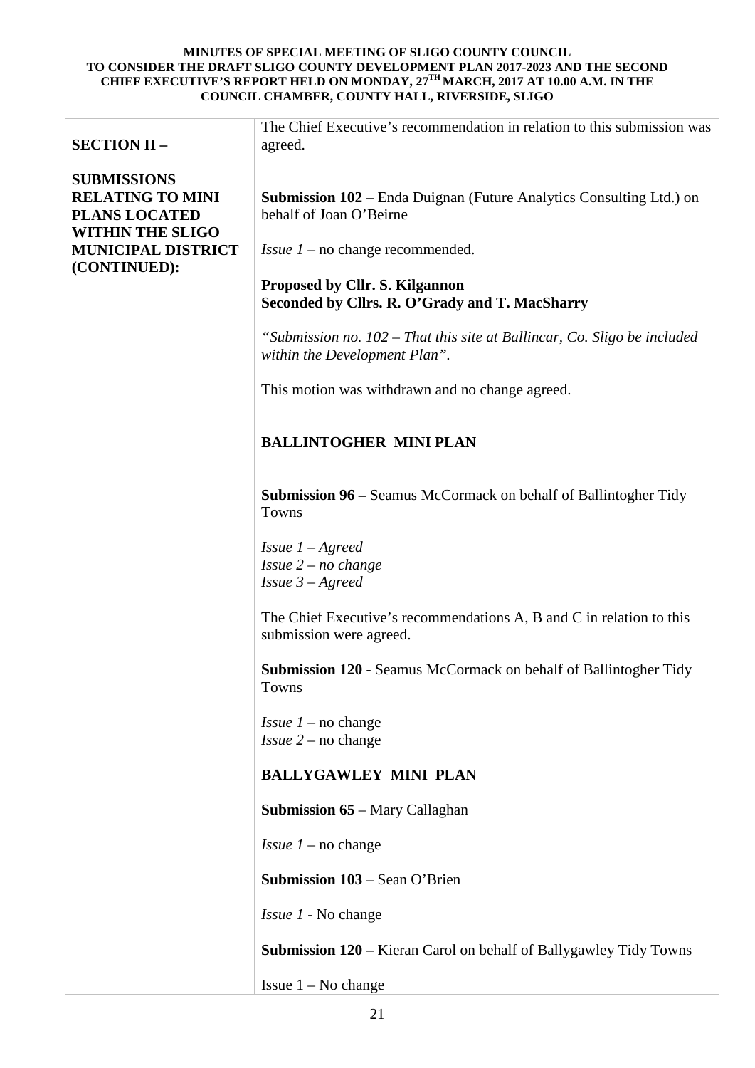| | |
|---|---|
| **SECTION II –**<br><br>**SUBMISSIONS RELATING TO MINI PLANS LOCATED WITHIN THE SLIGO MUNICIPAL DISTRICT (CONTINUED):** | The Chief Executive's recommendation in relation to this submission was agreed.<br><br>**Submission 102 –** Enda Duignan (Future Analytics Consulting Ltd.) on behalf of Joan O'Beirne<br><br>*Issue 1* – no change recommended.<br><br>**Proposed by Cllr. S. Kilgannon**<br>**Seconded by Cllrs. R. O'Grady and T. MacSharry**<br><br>*"Submission no. 102 – That this site at Ballincar, Co. Sligo be included within the Development Plan".*<br><br>This motion was withdrawn and no change agreed.<br><br>**BALLINTOGHER MINI PLAN**<br><br>**Submission 96 –** Seamus McCormack on behalf of Ballintogher Tidy Towns<br><br>*Issue 1 – Agreed*<br>*Issue 2 – no change*<br>*Issue 3 – Agreed*<br><br>The Chief Executive's recommendations A, B and C in relation to this submission were agreed.<br><br>**Submission 120 -** Seamus McCormack on behalf of Ballintogher Tidy Towns<br><br>*Issue 1* – no change<br>*Issue 2* – no change<br><br>**BALLYGAWLEY MINI PLAN**<br><br>**Submission 65** – Mary Callaghan<br><br>*Issue 1* – no change<br><br>**Submission 103** – Sean O'Brien<br><br>*Issue 1* - No change<br><br>**Submission 120** – Kieran Carol on behalf of Ballygawley Tidy Towns<br><br>Issue 1 – No change |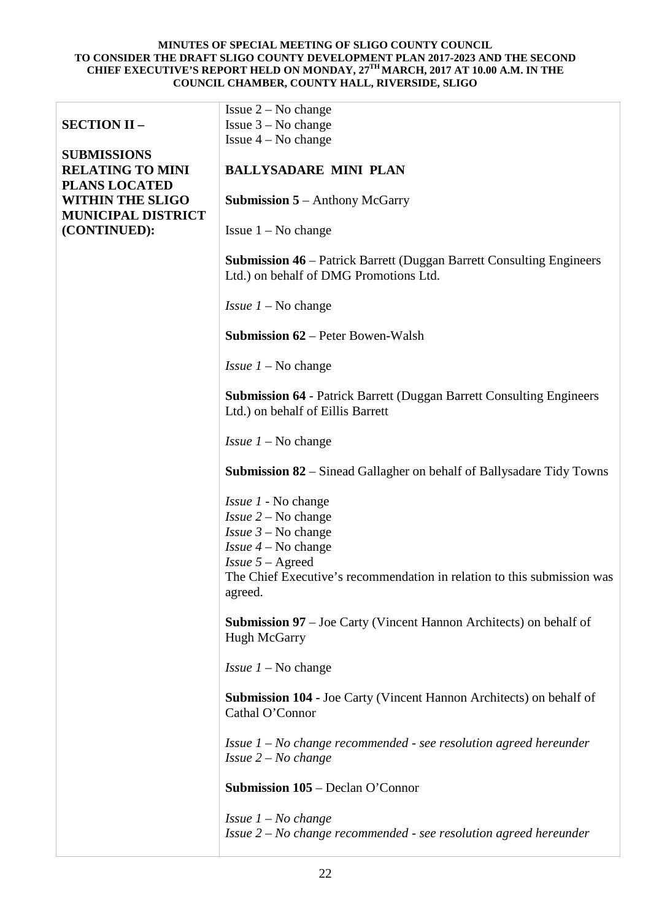| **SECTION II –**<br><br>**SUBMISSIONS RELATING TO MINI PLANS LOCATED WITHIN THE SLIGO MUNICIPAL DISTRICT (CONTINUED):** | Issue 2 – No change<br>Issue 3 – No change<br>Issue 4 – No change<br><br>**BALLYSADARE MINI PLAN**<br><br>**Submission 5** – Anthony McGarry<br><br>Issue 1 – No change<br><br>**Submission 46** – Patrick Barrett (Duggan Barrett Consulting Engineers Ltd.) on behalf of DMG Promotions Ltd.<br><br>*Issue 1* – No change<br><br>**Submission 62** – Peter Bowen-Walsh<br><br>*Issue 1* – No change<br><br>**Submission 64** - Patrick Barrett (Duggan Barrett Consulting Engineers Ltd.) on behalf of Eillis Barrett<br><br>*Issue 1* – No change<br><br>**Submission 82** – Sinead Gallagher on behalf of Ballysadare Tidy Towns<br><br>*Issue 1* - No change<br>*Issue 2* – No change<br>*Issue 3* – No change<br>*Issue 4* – No change<br>*Issue 5* – Agreed<br>The Chief Executive's recommendation in relation to this submission was agreed.<br><br>**Submission 97** – Joe Carty (Vincent Hannon Architects) on behalf of Hugh McGarry<br><br>*Issue 1* – No change<br><br>**Submission 104** - Joe Carty (Vincent Hannon Architects) on behalf of Cathal O'Connor<br><br>*Issue 1 – No change recommended - see resolution agreed hereunder*<br>*Issue 2 – No change*<br><br>**Submission 105** – Declan O'Connor<br><br>*Issue 1 – No change*<br>*Issue 2 – No change recommended - see resolution agreed hereunder* |
|---|---|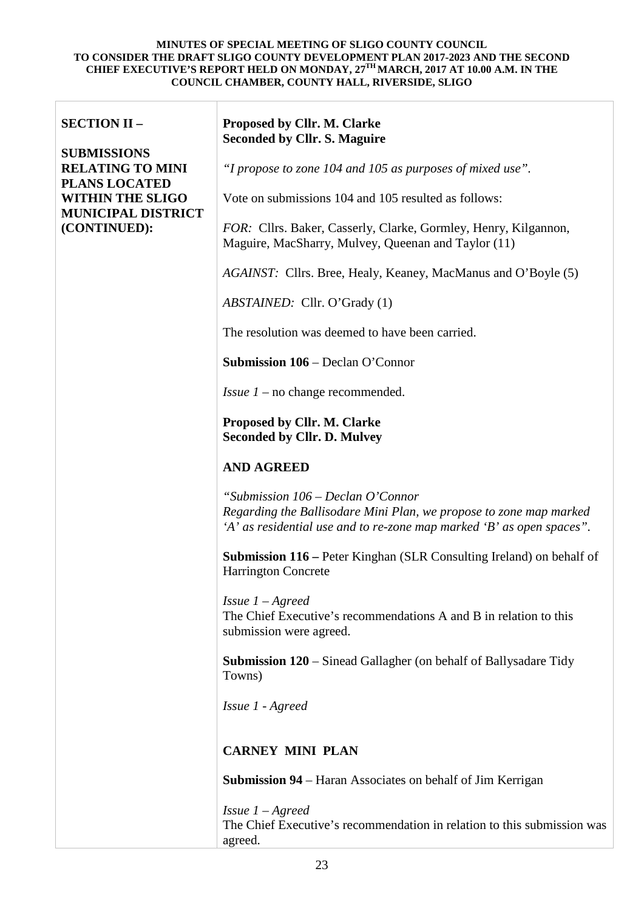**MINUTES OF SPECIAL MEETING OF SLIGO COUNTY COUNCIL TO CONSIDER THE DRAFT SLIGO COUNTY DEVELOPMENT PLAN 2017-2023 AND THE SECOND CHIEF EXECUTIVE'S REPORT HELD ON MONDAY, 27TH MARCH, 2017 AT 10.00 A.M. IN THE COUNCIL CHAMBER, COUNTY HALL, RIVERSIDE, SLIGO**

**SECTION II – SUBMISSIONS RELATING TO MINI PLANS LOCATED WITHIN THE SLIGO MUNICIPAL DISTRICT (CONTINUED):**

**Proposed by Cllr. M. Clarke**
**Seconded by Cllr. S. Maguire**

*"I propose to zone 104 and 105 as purposes of mixed use".*

Vote on submissions 104 and 105 resulted as follows:

*FOR:* Cllrs. Baker, Casserly, Clarke, Gormley, Henry, Kilgannon, Maguire, MacSharry, Mulvey, Queenan and Taylor (11)

*AGAINST:* Cllrs. Bree, Healy, Keaney, MacManus and O'Boyle (5)

*ABSTAINED:* Cllr. O'Grady (1)

The resolution was deemed to have been carried.

**Submission 106** – Declan O'Connor

*Issue 1* – no change recommended.

**Proposed by Cllr. M. Clarke**
**Seconded by Cllr. D. Mulvey**

**AND AGREED**

*"Submission 106 – Declan O'Connor*
*Regarding the Ballisodare Mini Plan, we propose to zone map marked 'A' as residential use and to re-zone map marked 'B' as open spaces".*

**Submission 116 –** Peter Kinghan (SLR Consulting Ireland) on behalf of Harrington Concrete

*Issue 1 – Agreed*
The Chief Executive's recommendations A and B in relation to this submission were agreed.

**Submission 120** – Sinead Gallagher (on behalf of Ballysadare Tidy Towns)

*Issue 1 - Agreed*

**CARNEY MINI PLAN**

**Submission 94** – Haran Associates on behalf of Jim Kerrigan

*Issue 1 – Agreed*
The Chief Executive's recommendation in relation to this submission was agreed.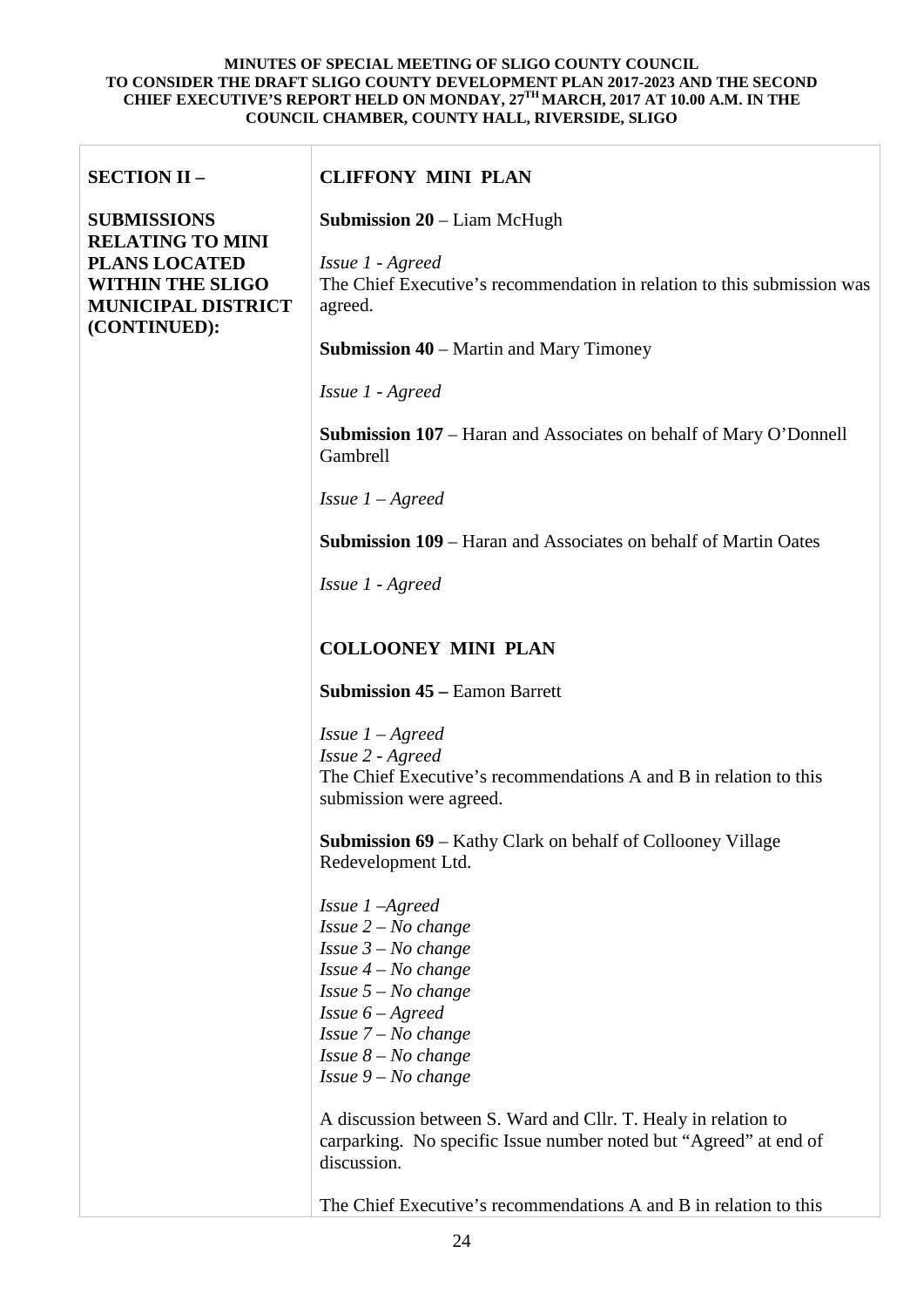| SECTION II – SUBMISSIONS RELATING TO MINI PLANS LOCATED WITHIN THE SLIGO MUNICIPAL DISTRICT (CONTINUED): | **CLIFFONY MINI PLAN**<br><br>**Submission 20** – Liam McHugh<br><br>*Issue 1 - Agreed*<br>The Chief Executive's recommendation in relation to this submission was agreed.<br><br>**Submission 40** – Martin and Mary Timoney<br><br>*Issue 1 - Agreed*<br><br>**Submission 107** – Haran and Associates on behalf of Mary O'Donnell Gambrell<br><br>*Issue 1 – Agreed*<br><br>**Submission 109** – Haran and Associates on behalf of Martin Oates<br><br>*Issue 1 - Agreed*<br><br>**COLLOONEY MINI PLAN**<br><br>**Submission 45 –** Eamon Barrett<br><br>*Issue 1 – Agreed*<br>*Issue 2 - Agreed*<br>The Chief Executive's recommendations A and B in relation to this submission were agreed.<br><br>**Submission 69** – Kathy Clark on behalf of Collooney Village Redevelopment Ltd.<br><br>*Issue 1 –Agreed*<br>*Issue 2 – No change*<br>*Issue 3 – No change*<br>*Issue 4 – No change*<br>*Issue 5 – No change*<br>*Issue 6 – Agreed*<br>*Issue 7 – No change*<br>*Issue 8 – No change*<br>*Issue 9 – No change*<br><br>A discussion between S. Ward and Cllr. T. Healy in relation to carparking. No specific Issue number noted but "Agreed" at end of discussion.<br><br>The Chief Executive's recommendations A and B in relation to this |
|---|---|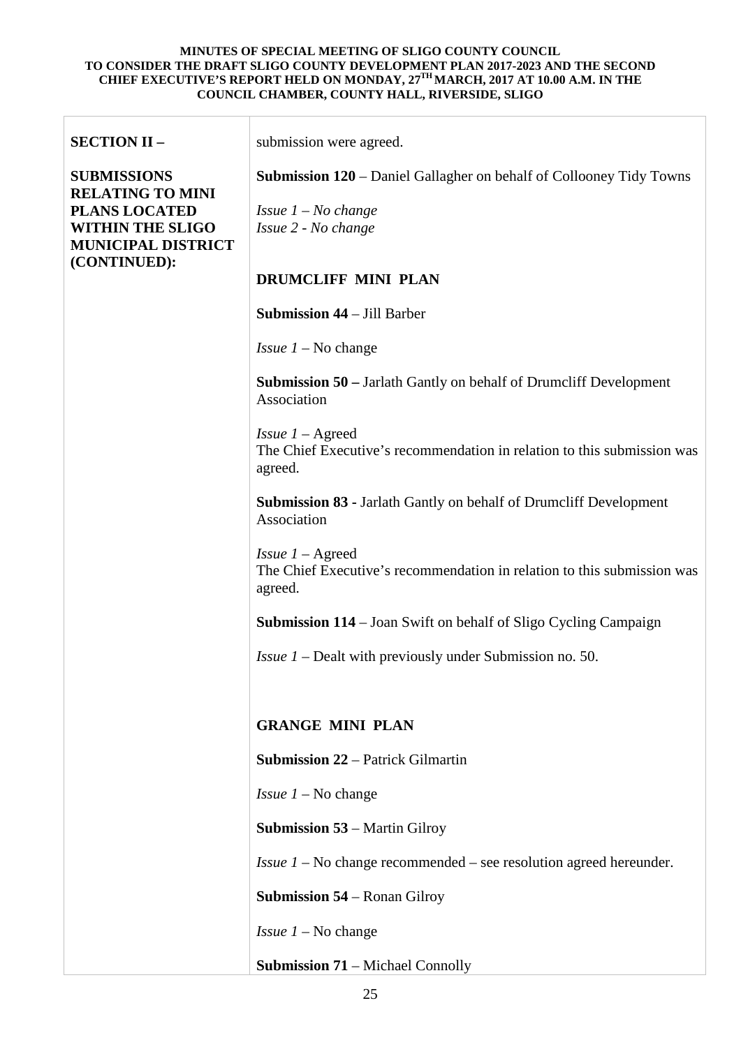| SECTION II – SUBMISSIONS RELATING TO MINI PLANS LOCATED WITHIN THE SLIGO MUNICIPAL DISTRICT (CONTINUED): | submission were agreed.<br><br>**Submission 120** – Daniel Gallagher on behalf of Collooney Tidy Towns<br><br>*Issue 1 – No change*<br>*Issue 2 - No change*<br><br>**DRUMCLIFF MINI PLAN**<br><br>**Submission 44** – Jill Barber<br><br>*Issue 1* – No change<br><br>**Submission 50 –** Jarlath Gantly on behalf of Drumcliff Development Association<br><br>*Issue 1* – Agreed<br>The Chief Executive's recommendation in relation to this submission was agreed.<br><br>**Submission 83 -** Jarlath Gantly on behalf of Drumcliff Development Association<br><br>*Issue 1* – Agreed<br>The Chief Executive's recommendation in relation to this submission was agreed.<br><br>**Submission 114** – Joan Swift on behalf of Sligo Cycling Campaign<br><br>*Issue 1* – Dealt with previously under Submission no. 50.<br><br>**GRANGE MINI PLAN**<br><br>**Submission 22** – Patrick Gilmartin<br><br>*Issue 1* – No change<br><br>**Submission 53** – Martin Gilroy<br><br>*Issue 1* – No change recommended – see resolution agreed hereunder.<br><br>**Submission 54** – Ronan Gilroy<br><br>*Issue 1* – No change<br><br>**Submission 71** – Michael Connolly |
|---|---|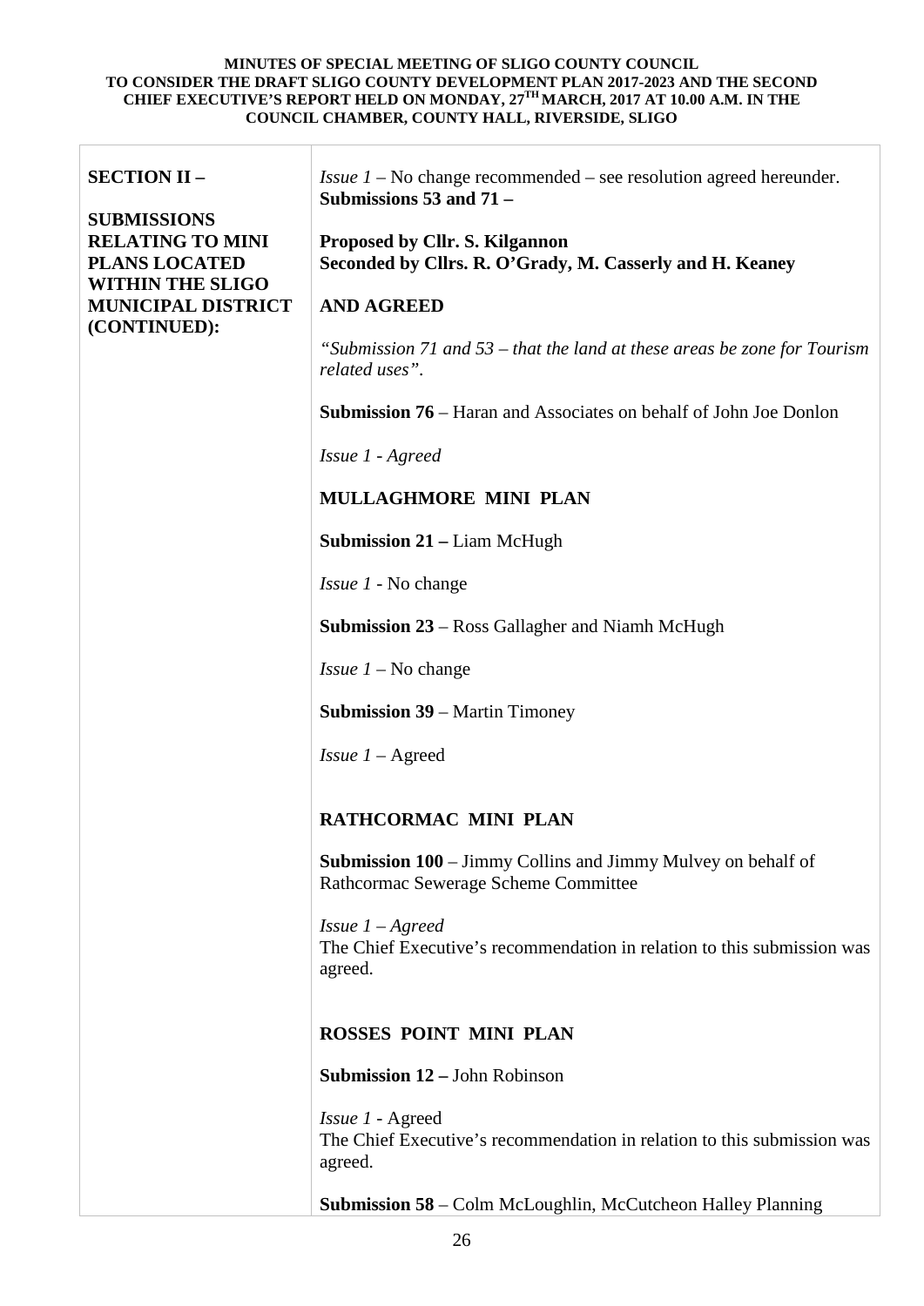**MINUTES OF SPECIAL MEETING OF SLIGO COUNTY COUNCIL TO CONSIDER THE DRAFT SLIGO COUNTY DEVELOPMENT PLAN 2017-2023 AND THE SECOND CHIEF EXECUTIVE'S REPORT HELD ON MONDAY, 27TH MARCH, 2017 AT 10.00 A.M. IN THE COUNCIL CHAMBER, COUNTY HALL, RIVERSIDE, SLIGO**

| | |
|---|---|
| **SECTION II – SUBMISSIONS RELATING TO MINI PLANS LOCATED WITHIN THE SLIGO MUNICIPAL DISTRICT (CONTINUED):** | *Issue 1* – No change recommended – see resolution agreed hereunder.<br>**Submissions 53 and 71 –**<br><br>**Proposed by Cllr. S. Kilgannon**<br>**Seconded by Cllrs. R. O'Grady, M. Casserly and H. Keaney**<br><br>**AND AGREED**<br><br>*"Submission 71 and 53 – that the land at these areas be zone for Tourism related uses".*<br><br>**Submission 76** – Haran and Associates on behalf of John Joe Donlon<br><br>*Issue 1 - Agreed*<br><br>**MULLAGHMORE MINI PLAN**<br><br>**Submission 21 –** Liam McHugh<br><br>*Issue 1* - No change<br><br>**Submission 23** – Ross Gallagher and Niamh McHugh<br><br>*Issue 1* – No change<br><br>**Submission 39** – Martin Timoney<br><br>*Issue 1* – Agreed<br><br>**RATHCORMAC MINI PLAN**<br><br>**Submission 100** – Jimmy Collins and Jimmy Mulvey on behalf of Rathcormac Sewerage Scheme Committee<br><br>*Issue 1 – Agreed*<br>The Chief Executive's recommendation in relation to this submission was agreed.<br><br>**ROSSES POINT MINI PLAN**<br><br>**Submission 12 –** John Robinson<br><br>*Issue 1* - Agreed<br>The Chief Executive's recommendation in relation to this submission was agreed.<br><br>**Submission 58** – Colm McLoughlin, McCutcheon Halley Planning |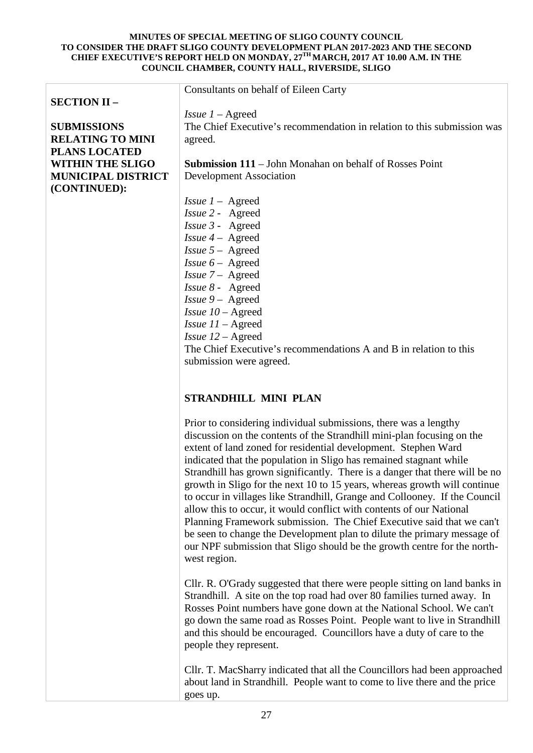**MINUTES OF SPECIAL MEETING OF SLIGO COUNTY COUNCIL TO CONSIDER THE DRAFT SLIGO COUNTY DEVELOPMENT PLAN 2017-2023 AND THE SECOND CHIEF EXECUTIVE'S REPORT HELD ON MONDAY, 27TH MARCH, 2017 AT 10.00 A.M. IN THE COUNCIL CHAMBER, COUNTY HALL, RIVERSIDE, SLIGO**

**SECTION II – SUBMISSIONS RELATING TO MINI PLANS LOCATED WITHIN THE SLIGO MUNICIPAL DISTRICT (CONTINUED):**

Consultants on behalf of Eileen Carty

*Issue 1* – Agreed
The Chief Executive's recommendation in relation to this submission was agreed.

**Submission 111** – John Monahan on behalf of Rosses Point Development Association

*Issue 1* – Agreed
*Issue 2* - Agreed
*Issue 3* - Agreed
*Issue 4* – Agreed
*Issue 5* – Agreed
*Issue 6* – Agreed
*Issue 7* – Agreed
*Issue 8* - Agreed
*Issue 9* – Agreed
*Issue 10* – Agreed
*Issue 11* – Agreed
*Issue 12* – Agreed
The Chief Executive's recommendations A and B in relation to this submission were agreed.

**STRANDHILL MINI PLAN**

Prior to considering individual submissions, there was a lengthy discussion on the contents of the Strandhill mini-plan focusing on the extent of land zoned for residential development. Stephen Ward indicated that the population in Sligo has remained stagnant while Strandhill has grown significantly. There is a danger that there will be no growth in Sligo for the next 10 to 15 years, whereas growth will continue to occur in villages like Strandhill, Grange and Collooney. If the Council allow this to occur, it would conflict with contents of our National Planning Framework submission. The Chief Executive said that we can't be seen to change the Development plan to dilute the primary message of our NPF submission that Sligo should be the growth centre for the north-west region.

Cllr. R. O'Grady suggested that there were people sitting on land banks in Strandhill. A site on the top road had over 80 families turned away. In Rosses Point numbers have gone down at the National School. We can't go down the same road as Rosses Point. People want to live in Strandhill and this should be encouraged. Councillors have a duty of care to the people they represent.

Cllr. T. MacSharry indicated that all the Councillors had been approached about land in Strandhill. People want to come to live there and the price goes up.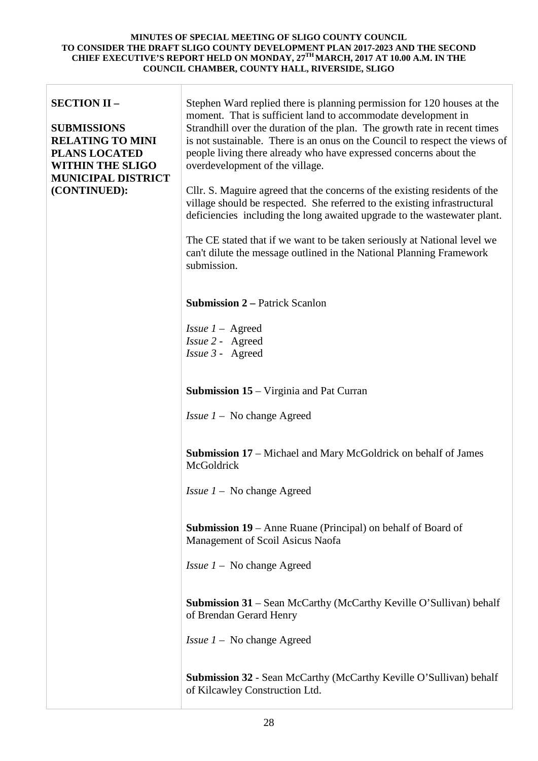**SECTION II –**

**SUBMISSIONS RELATING TO MINI PLANS LOCATED WITHIN THE SLIGO MUNICIPAL DISTRICT (CONTINUED):**

Stephen Ward replied there is planning permission for 120 houses at the moment. That is sufficient land to accommodate development in Strandhill over the duration of the plan. The growth rate in recent times is not sustainable. There is an onus on the Council to respect the views of people living there already who have expressed concerns about the overdevelopment of the village.

Cllr. S. Maguire agreed that the concerns of the existing residents of the village should be respected. She referred to the existing infrastructural deficiencies including the long awaited upgrade to the wastewater plant.

The CE stated that if we want to be taken seriously at National level we can't dilute the message outlined in the National Planning Framework submission.

**Submission 2 –** Patrick Scanlon

*Issue 1* – Agreed
*Issue 2* - Agreed
*Issue 3* - Agreed

**Submission 15** – Virginia and Pat Curran

*Issue 1* – No change Agreed

**Submission 17** – Michael and Mary McGoldrick on behalf of James McGoldrick

*Issue 1* – No change Agreed

**Submission 19** – Anne Ruane (Principal) on behalf of Board of Management of Scoil Asicus Naofa

*Issue 1* – No change Agreed

**Submission 31** – Sean McCarthy (McCarthy Keville O'Sullivan) behalf of Brendan Gerard Henry

*Issue 1* – No change Agreed

**Submission 32** - Sean McCarthy (McCarthy Keville O'Sullivan) behalf of Kilcawley Construction Ltd.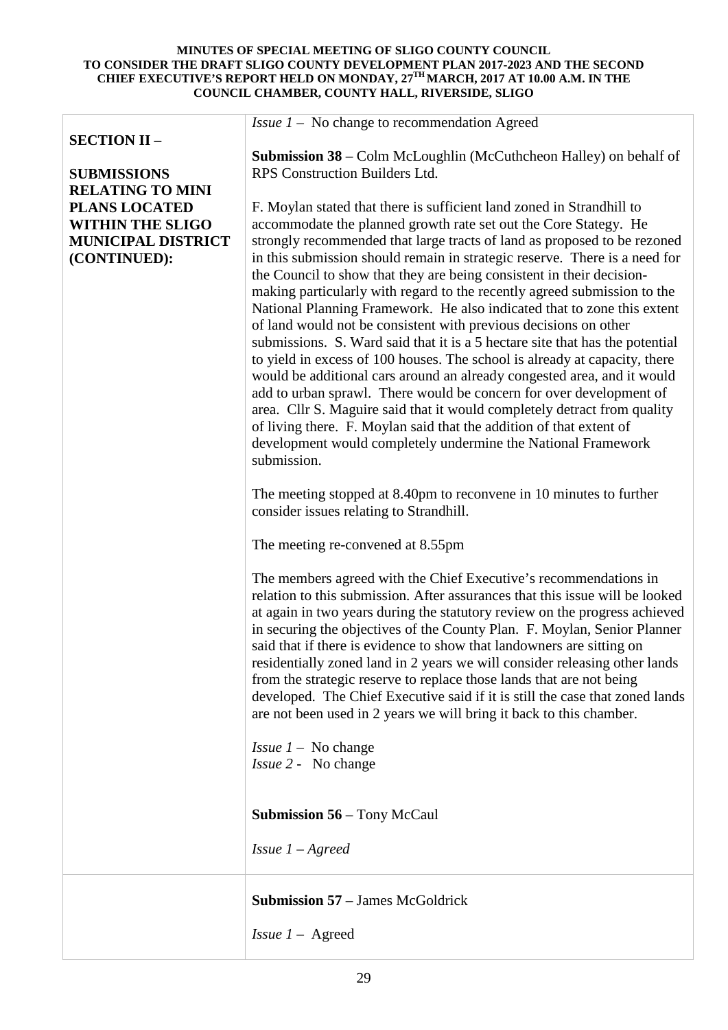**MINUTES OF SPECIAL MEETING OF SLIGO COUNTY COUNCIL TO CONSIDER THE DRAFT SLIGO COUNTY DEVELOPMENT PLAN 2017-2023 AND THE SECOND CHIEF EXECUTIVE'S REPORT HELD ON MONDAY, 27TH MARCH, 2017 AT 10.00 A.M. IN THE COUNCIL CHAMBER, COUNTY HALL, RIVERSIDE, SLIGO**

| | |
|---|---|
| **SECTION II –**<br><br>**SUBMISSIONS RELATING TO MINI PLANS LOCATED WITHIN THE SLIGO MUNICIPAL DISTRICT (CONTINUED):** | *Issue 1* – No change to recommendation Agreed<br><br>**Submission 38** – Colm McLoughlin (McCuthcheon Halley) on behalf of RPS Construction Builders Ltd.<br><br>F. Moylan stated that there is sufficient land zoned in Strandhill to accommodate the planned growth rate set out the Core Stategy. He strongly recommended that large tracts of land as proposed to be rezoned in this submission should remain in strategic reserve. There is a need for the Council to show that they are being consistent in their decision-making particularly with regard to the recently agreed submission to the National Planning Framework. He also indicated that to zone this extent of land would not be consistent with previous decisions on other submissions. S. Ward said that it is a 5 hectare site that has the potential to yield in excess of 100 houses. The school is already at capacity, there would be additional cars around an already congested area, and it would add to urban sprawl. There would be concern for over development of area. Cllr S. Maguire said that it would completely detract from quality of living there. F. Moylan said that the addition of that extent of development would completely undermine the National Framework submission.<br><br>The meeting stopped at 8.40pm to reconvene in 10 minutes to further consider issues relating to Strandhill.<br><br>The meeting re-convened at 8.55pm<br><br>The members agreed with the Chief Executive's recommendations in relation to this submission. After assurances that this issue will be looked at again in two years during the statutory review on the progress achieved in securing the objectives of the County Plan. F. Moylan, Senior Planner said that if there is evidence to show that landowners are sitting on residentially zoned land in 2 years we will consider releasing other lands from the strategic reserve to replace those lands that are not being developed. The Chief Executive said if it is still the case that zoned lands are not been used in 2 years we will bring it back to this chamber.<br><br>*Issue 1* – No change<br>*Issue 2* - No change<br><br>**Submission 56** – Tony McCaul<br><br>*Issue 1 – Agreed* |
| | **Submission 57 –** James McGoldrick<br><br>*Issue 1* – Agreed |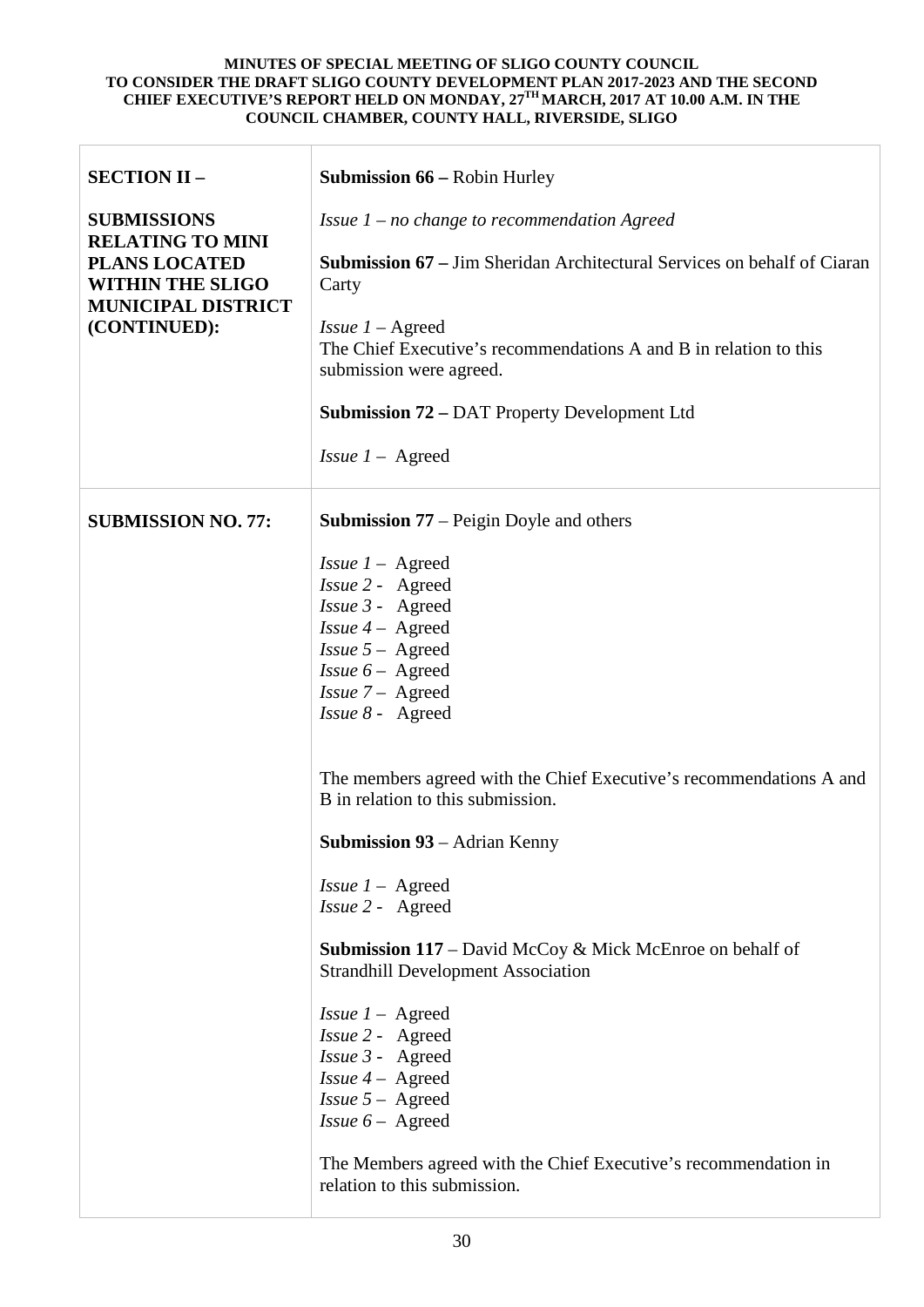**MINUTES OF SPECIAL MEETING OF SLIGO COUNTY COUNCIL TO CONSIDER THE DRAFT SLIGO COUNTY DEVELOPMENT PLAN 2017-2023 AND THE SECOND CHIEF EXECUTIVE'S REPORT HELD ON MONDAY, 27TH MARCH, 2017 AT 10.00 A.M. IN THE COUNCIL CHAMBER, COUNTY HALL, RIVERSIDE, SLIGO**

| | |
|---|---|
| **SECTION II – SUBMISSIONS RELATING TO MINI PLANS LOCATED WITHIN THE SLIGO MUNICIPAL DISTRICT (CONTINUED):** | **Submission 66 –** Robin Hurley<br><br>*Issue 1 – no change to recommendation Agreed*<br><br>**Submission 67 –** Jim Sheridan Architectural Services on behalf of Ciaran Carty<br><br>*Issue 1* – Agreed<br>The Chief Executive's recommendations A and B in relation to this submission were agreed.<br><br>**Submission 72 –** DAT Property Development Ltd<br><br>*Issue 1* – Agreed |
| **SUBMISSION NO. 77:** | **Submission 77** – Peigin Doyle and others<br><br>*Issue 1* – Agreed<br>*Issue 2* - Agreed<br>*Issue 3* - Agreed<br>*Issue 4* – Agreed<br>*Issue 5* – Agreed<br>*Issue 6* – Agreed<br>*Issue 7* – Agreed<br>*Issue 8* - Agreed<br><br>The members agreed with the Chief Executive's recommendations A and B in relation to this submission.<br><br>**Submission 93** – Adrian Kenny<br><br>*Issue 1* – Agreed<br>*Issue 2* - Agreed<br><br>**Submission 117** – David McCoy & Mick McEnroe on behalf of Strandhill Development Association<br><br>*Issue 1* – Agreed<br>*Issue 2* - Agreed<br>*Issue 3* - Agreed<br>*Issue 4* – Agreed<br>*Issue 5* – Agreed<br>*Issue 6* – Agreed<br><br>The Members agreed with the Chief Executive's recommendation in relation to this submission. |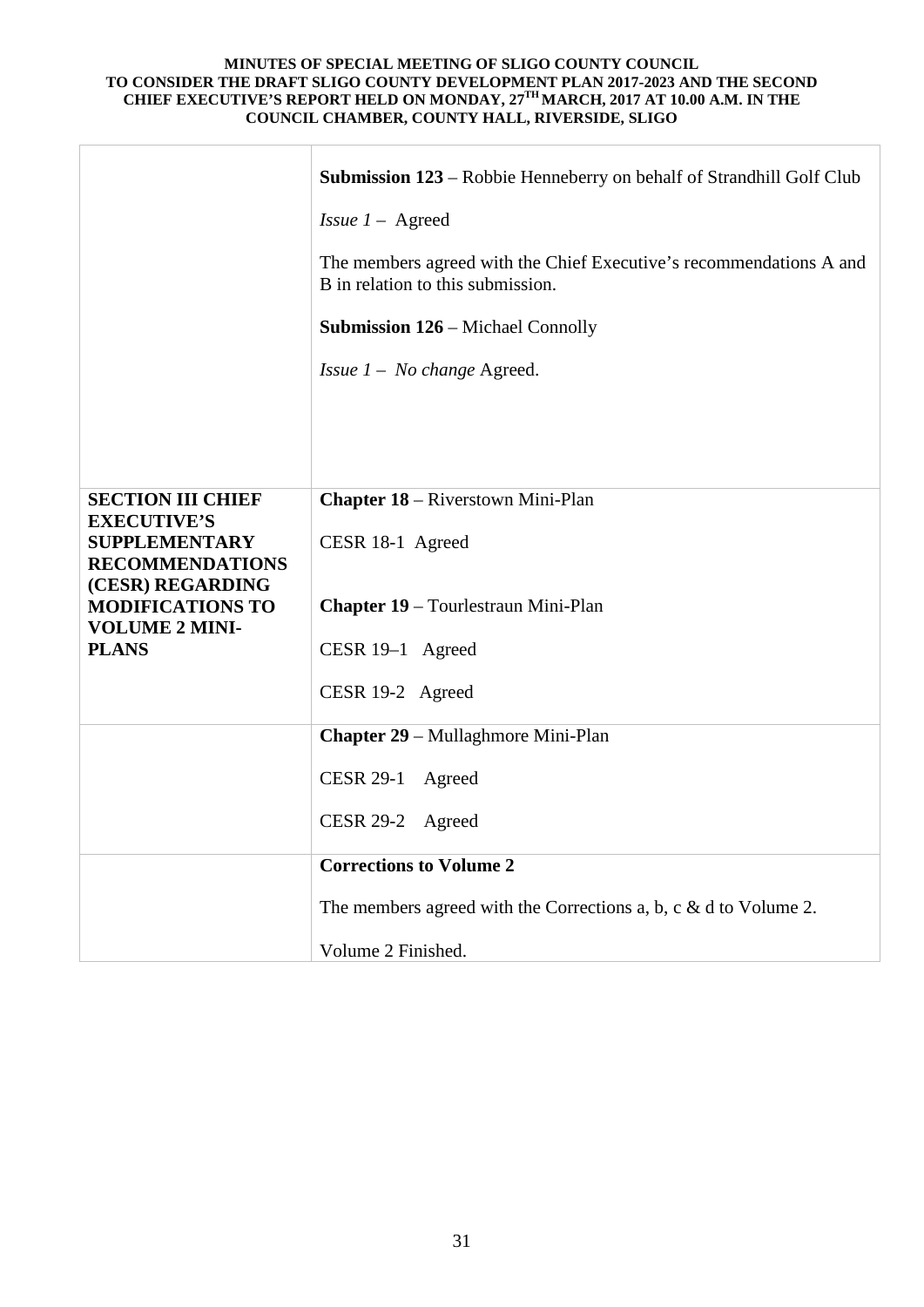| | |
|---|---|
| | **Submission 123** – Robbie Henneberry on behalf of Strandhill Golf Club<br><br>*Issue 1* – Agreed<br><br>The members agreed with the Chief Executive's recommendations A and B in relation to this submission.<br><br>**Submission 126** – Michael Connolly<br><br>*Issue 1 – No change* Agreed. |
| **SECTION III CHIEF EXECUTIVE'S SUPPLEMENTARY RECOMMENDATIONS (CESR) REGARDING MODIFICATIONS TO VOLUME 2 MINI-PLANS** | **Chapter 18** – Riverstown Mini-Plan<br><br>CESR 18-1 Agreed<br><br>**Chapter 19** – Tourlestraun Mini-Plan<br><br>CESR 19–1 Agreed<br><br>CESR 19-2 Agreed |
| | **Chapter 29** – Mullaghmore Mini-Plan<br><br>CESR 29-1 Agreed<br><br>CESR 29-2 Agreed |
| | **Corrections to Volume 2**<br><br>The members agreed with the Corrections a, b, c & d to Volume 2.<br><br>Volume 2 Finished. |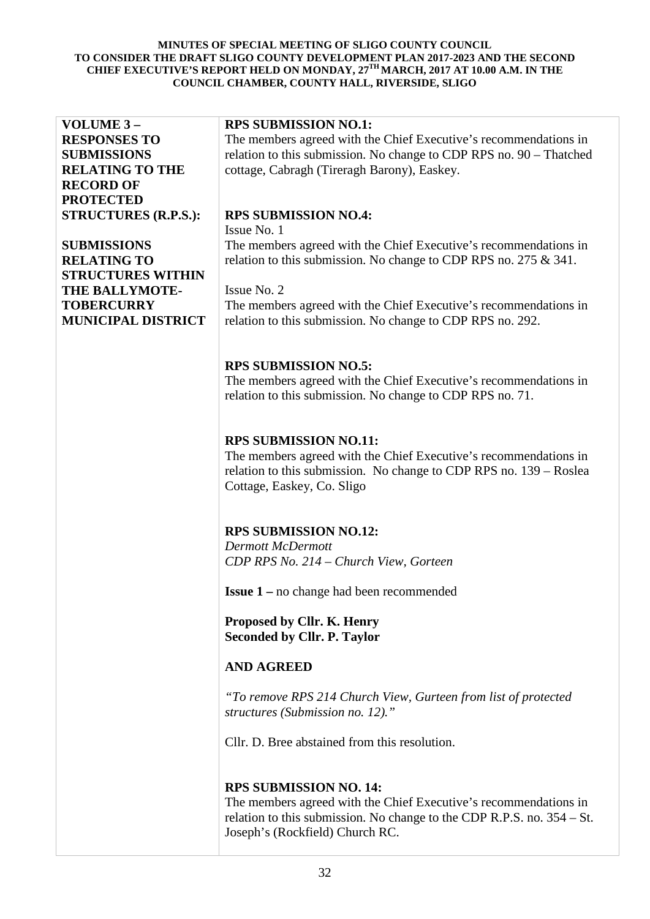| **VOLUME 3 – RESPONSES TO SUBMISSIONS RELATING TO THE RECORD OF PROTECTED STRUCTURES (R.P.S.):**<br><br>**SUBMISSIONS RELATING TO STRUCTURES WITHIN THE BALLYMOTE-TOBERCURRY MUNICIPAL DISTRICT** | **RPS SUBMISSION NO.1:**<br>The members agreed with the Chief Executive's recommendations in relation to this submission. No change to CDP RPS no. 90 – Thatched cottage, Cabragh (Tireragh Barony), Easkey.<br><br>**RPS SUBMISSION NO.4:**<br>Issue No. 1<br>The members agreed with the Chief Executive's recommendations in relation to this submission. No change to CDP RPS no. 275 & 341.<br><br>Issue No. 2<br>The members agreed with the Chief Executive's recommendations in relation to this submission. No change to CDP RPS no. 292.<br><br>**RPS SUBMISSION NO.5:**<br>The members agreed with the Chief Executive's recommendations in relation to this submission. No change to CDP RPS no. 71.<br><br>**RPS SUBMISSION NO.11:**<br>The members agreed with the Chief Executive's recommendations in relation to this submission. No change to CDP RPS no. 139 – Roslea Cottage, Easkey, Co. Sligo<br><br>**RPS SUBMISSION NO.12:**<br>*Dermott McDermott*<br>*CDP RPS No. 214 – Church View, Gorteen*<br><br>**Issue 1 –** no change had been recommended<br><br>**Proposed by Cllr. K. Henry**<br>**Seconded by Cllr. P. Taylor**<br><br>**AND AGREED**<br><br>*"To remove RPS 214 Church View, Gurteen from list of protected structures (Submission no. 12)."*<br><br>Cllr. D. Bree abstained from this resolution.<br><br>**RPS SUBMISSION NO. 14:**<br>The members agreed with the Chief Executive's recommendations in relation to this submission. No change to the CDP R.P.S. no. 354 – St. Joseph's (Rockfield) Church RC. |
|---|---|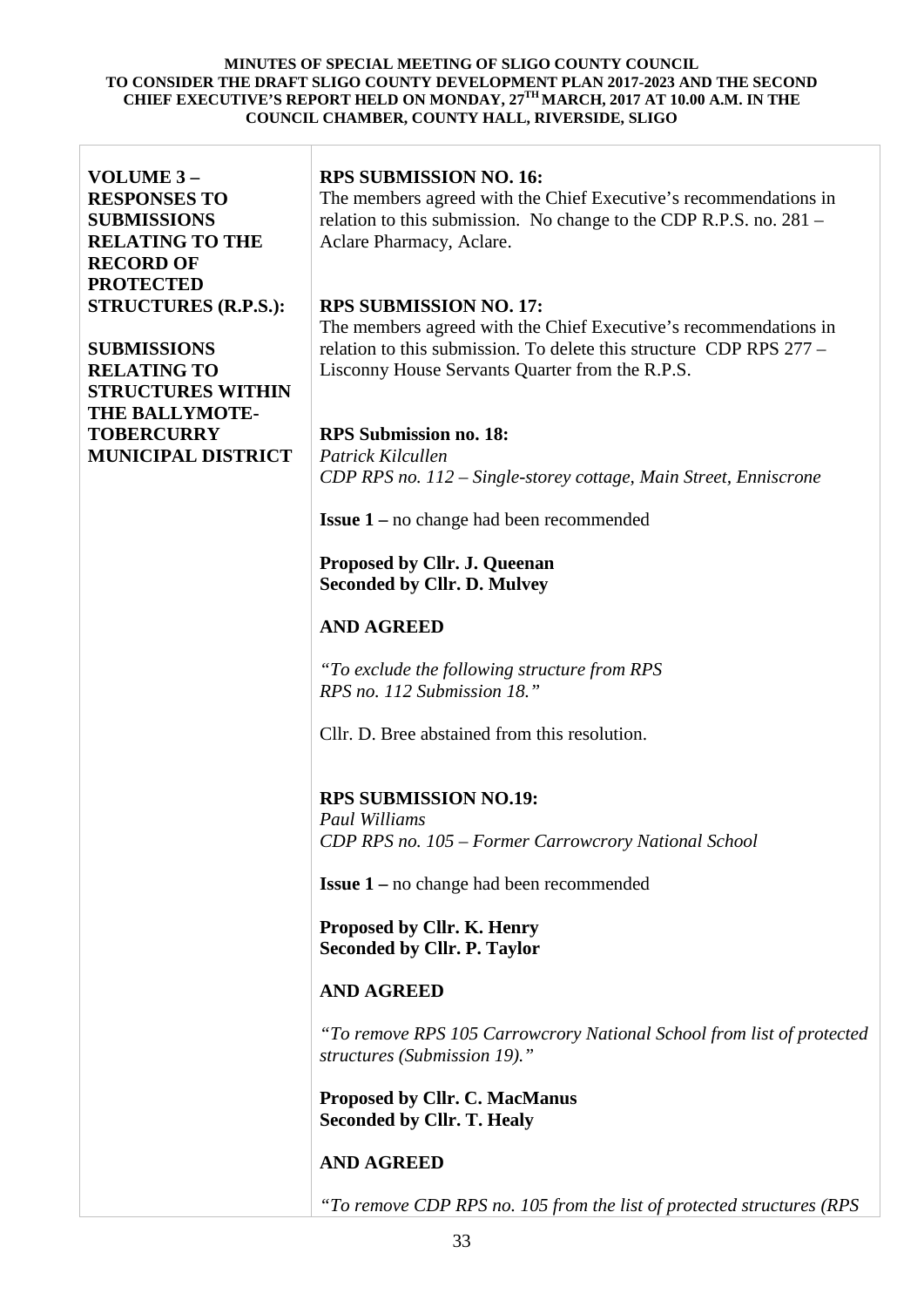| VOLUME 3 – RESPONSES TO SUBMISSIONS RELATING TO THE RECORD OF PROTECTED STRUCTURES (R.P.S.):<br><br>SUBMISSIONS RELATING TO STRUCTURES WITHIN THE BALLYMOTE-TOBERCURRY MUNICIPAL DISTRICT | **RPS SUBMISSION NO. 16:**<br>The members agreed with the Chief Executive's recommendations in relation to this submission. No change to the CDP R.P.S. no. 281 – Aclare Pharmacy, Aclare.<br><br>**RPS SUBMISSION NO. 17:**<br>The members agreed with the Chief Executive's recommendations in relation to this submission. To delete this structure CDP RPS 277 – Lisconny House Servants Quarter from the R.P.S.<br><br>**RPS Submission no. 18:**<br>*Patrick Kilcullen*<br>*CDP RPS no. 112 – Single-storey cottage, Main Street, Enniscrone*<br><br>**Issue 1 –** no change had been recommended<br><br>**Proposed by Cllr. J. Queenan**<br>**Seconded by Cllr. D. Mulvey**<br><br>**AND AGREED**<br><br>*"To exclude the following structure from RPS RPS no. 112 Submission 18."*<br><br>Cllr. D. Bree abstained from this resolution.<br><br>**RPS SUBMISSION NO.19:**<br>*Paul Williams*<br>*CDP RPS no. 105 – Former Carrowcrory National School*<br><br>**Issue 1 –** no change had been recommended<br><br>**Proposed by Cllr. K. Henry**<br>**Seconded by Cllr. P. Taylor**<br><br>**AND AGREED**<br><br>*"To remove RPS 105 Carrowcrory National School from list of protected structures (Submission 19)."*<br><br>**Proposed by Cllr. C. MacManus**<br>**Seconded by Cllr. T. Healy**<br><br>**AND AGREED**<br><br>*"To remove CDP RPS no. 105 from the list of protected structures (RPS* |
|---|---|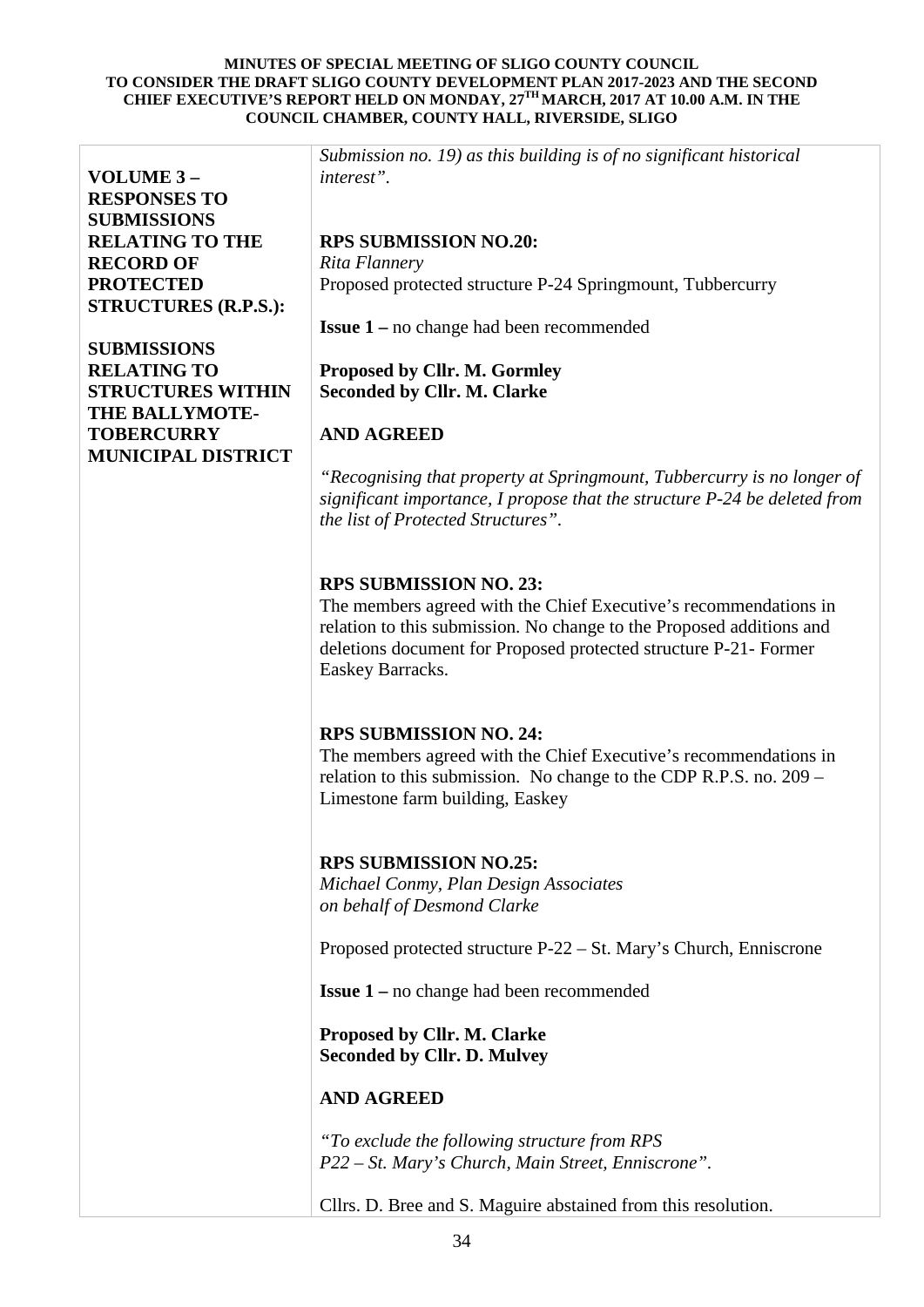| VOLUME 3 – RESPONSES TO SUBMISSIONS RELATING TO THE RECORD OF PROTECTED STRUCTURES (R.P.S.):<br><br>SUBMISSIONS RELATING TO STRUCTURES WITHIN THE BALLYMOTE-TOBERCURRY MUNICIPAL DISTRICT | *Submission no. 19) as this building is of no significant historical interest".*<br><br>**RPS SUBMISSION NO.20:**<br>*Rita Flannery*<br>Proposed protected structure P-24 Springmount, Tubbercurry<br><br>**Issue 1 –** no change had been recommended<br><br>**Proposed by Cllr. M. Gormley**<br>**Seconded by Cllr. M. Clarke**<br><br>**AND AGREED**<br><br>*"Recognising that property at Springmount, Tubbercurry is no longer of significant importance, I propose that the structure P-24 be deleted from the list of Protected Structures".*<br><br>**RPS SUBMISSION NO. 23:**<br>The members agreed with the Chief Executive's recommendations in relation to this submission. No change to the Proposed additions and deletions document for Proposed protected structure P-21- Former Easkey Barracks.<br><br>**RPS SUBMISSION NO. 24:**<br>The members agreed with the Chief Executive's recommendations in relation to this submission. No change to the CDP R.P.S. no. 209 – Limestone farm building, Easkey<br><br>**RPS SUBMISSION NO.25:**<br>*Michael Conmy, Plan Design Associates*<br>*on behalf of Desmond Clarke*<br><br>Proposed protected structure P-22 – St. Mary's Church, Enniscrone<br><br>**Issue 1 –** no change had been recommended<br><br>**Proposed by Cllr. M. Clarke**<br>**Seconded by Cllr. D. Mulvey**<br><br>**AND AGREED**<br><br>*"To exclude the following structure from RPS*<br>*P22 – St. Mary's Church, Main Street, Enniscrone".*<br><br>Cllrs. D. Bree and S. Maguire abstained from this resolution. |
|---|---|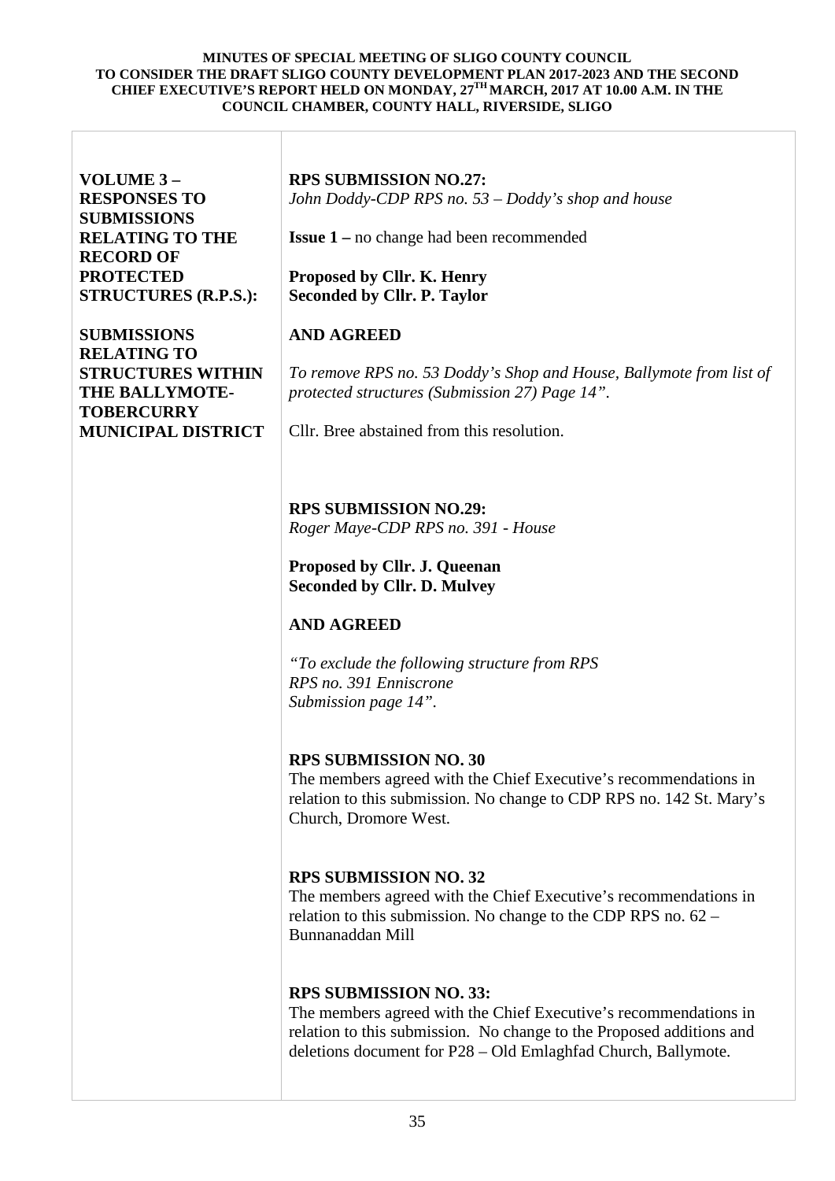**MINUTES OF SPECIAL MEETING OF SLIGO COUNTY COUNCIL TO CONSIDER THE DRAFT SLIGO COUNTY DEVELOPMENT PLAN 2017-2023 AND THE SECOND CHIEF EXECUTIVE'S REPORT HELD ON MONDAY, 27TH MARCH, 2017 AT 10.00 A.M. IN THE COUNCIL CHAMBER, COUNTY HALL, RIVERSIDE, SLIGO**

| | |
|---|---|
| **VOLUME 3 – RESPONSES TO SUBMISSIONS RELATING TO THE RECORD OF PROTECTED STRUCTURES (R.P.S.):**<br><br>**SUBMISSIONS RELATING TO STRUCTURES WITHIN THE BALLYMOTE-TOBERCURRY MUNICIPAL DISTRICT** | **RPS SUBMISSION NO.27:**<br>*John Doddy-CDP RPS no. 53 – Doddy's shop and house*<br><br>**Issue 1 –** no change had been recommended<br><br>**Proposed by Cllr. K. Henry**<br>**Seconded by Cllr. P. Taylor**<br><br>**AND AGREED**<br><br>*To remove RPS no. 53 Doddy's Shop and House, Ballymote from list of protected structures (Submission 27) Page 14".*<br><br>Cllr. Bree abstained from this resolution.<br><br>**RPS SUBMISSION NO.29:**<br>*Roger Maye-CDP RPS no. 391 - House*<br><br>**Proposed by Cllr. J. Queenan**<br>**Seconded by Cllr. D. Mulvey**<br><br>**AND AGREED**<br><br>*"To exclude the following structure from RPS*<br>*RPS no. 391 Enniscrone*<br>*Submission page 14".*<br><br>**RPS SUBMISSION NO. 30**<br>The members agreed with the Chief Executive's recommendations in relation to this submission. No change to CDP RPS no. 142 St. Mary's Church, Dromore West.<br><br>**RPS SUBMISSION NO. 32**<br>The members agreed with the Chief Executive's recommendations in relation to this submission. No change to the CDP RPS no. 62 – Bunnanaddan Mill<br><br>**RPS SUBMISSION NO. 33:**<br>The members agreed with the Chief Executive's recommendations in relation to this submission. No change to the Proposed additions and deletions document for P28 – Old Emlaghfad Church, Ballymote. |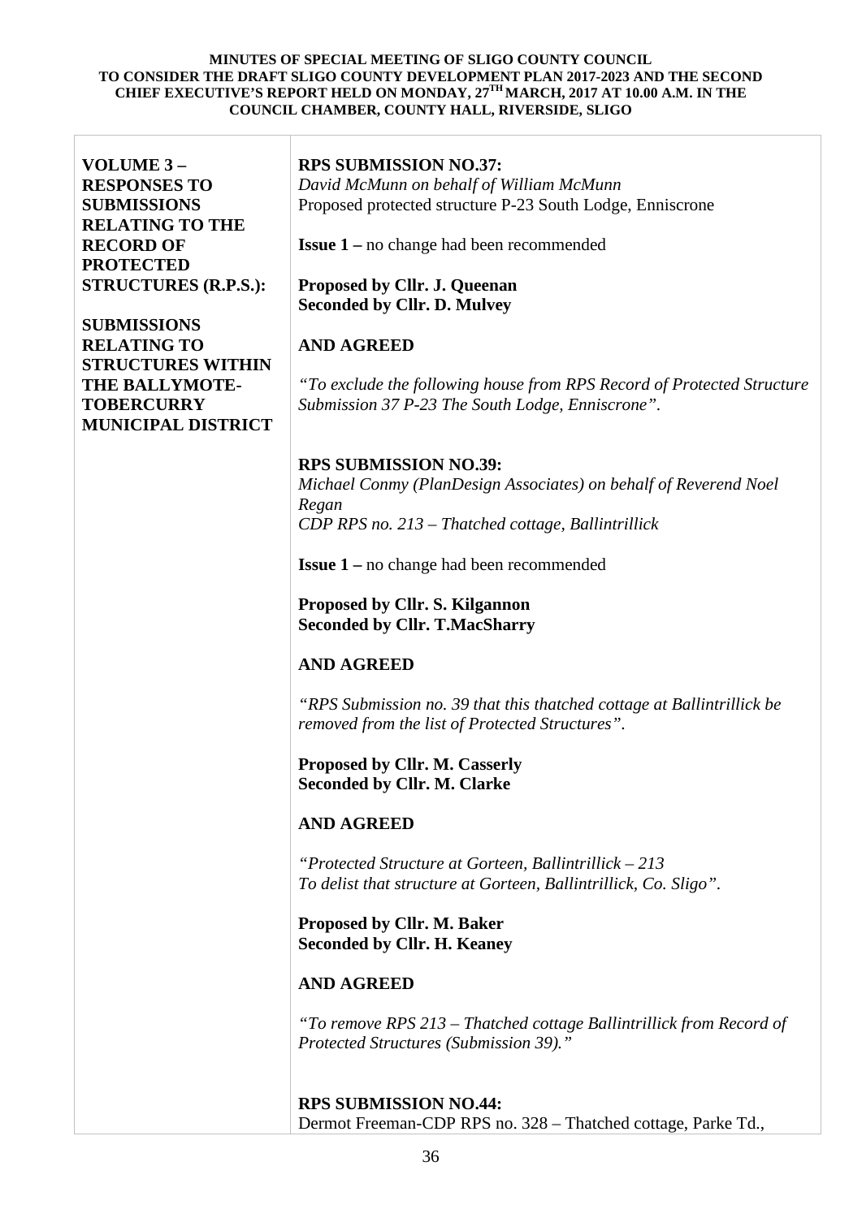**MINUTES OF SPECIAL MEETING OF SLIGO COUNTY COUNCIL TO CONSIDER THE DRAFT SLIGO COUNTY DEVELOPMENT PLAN 2017-2023 AND THE SECOND CHIEF EXECUTIVE'S REPORT HELD ON MONDAY, 27TH MARCH, 2017 AT 10.00 A.M. IN THE COUNCIL CHAMBER, COUNTY HALL, RIVERSIDE, SLIGO**

| | |
|---|---|
| **VOLUME 3 – RESPONSES TO SUBMISSIONS RELATING TO THE RECORD OF PROTECTED STRUCTURES (R.P.S.):**<br><br>**SUBMISSIONS RELATING TO STRUCTURES WITHIN THE BALLYMOTE-TOBERCURRY MUNICIPAL DISTRICT** | **RPS SUBMISSION NO.37:**<br>*David McMunn on behalf of William McMunn*<br>Proposed protected structure P-23 South Lodge, Enniscrone<br><br>**Issue 1 –** no change had been recommended<br><br>**Proposed by Cllr. J. Queenan**<br>**Seconded by Cllr. D. Mulvey**<br><br>**AND AGREED**<br><br>*"To exclude the following house from RPS Record of Protected Structure Submission 37 P-23 The South Lodge, Enniscrone".*<br><br>**RPS SUBMISSION NO.39:**<br>*Michael Conmy (PlanDesign Associates) on behalf of Reverend Noel Regan*<br>*CDP RPS no. 213 – Thatched cottage, Ballintrillick*<br><br>**Issue 1 –** no change had been recommended<br><br>**Proposed by Cllr. S. Kilgannon**<br>**Seconded by Cllr. T.MacSharry**<br><br>**AND AGREED**<br><br>*"RPS Submission no. 39 that this thatched cottage at Ballintrillick be removed from the list of Protected Structures".*<br><br>**Proposed by Cllr. M. Casserly**<br>**Seconded by Cllr. M. Clarke**<br><br>**AND AGREED**<br><br>*"Protected Structure at Gorteen, Ballintrillick – 213*<br>*To delist that structure at Gorteen, Ballintrillick, Co. Sligo".*<br><br>**Proposed by Cllr. M. Baker**<br>**Seconded by Cllr. H. Keaney**<br><br>**AND AGREED**<br><br>*"To remove RPS 213 – Thatched cottage Ballintrillick from Record of Protected Structures (Submission 39)."*<br><br>**RPS SUBMISSION NO.44:**<br>Dermot Freeman-CDP RPS no. 328 – Thatched cottage, Parke Td., |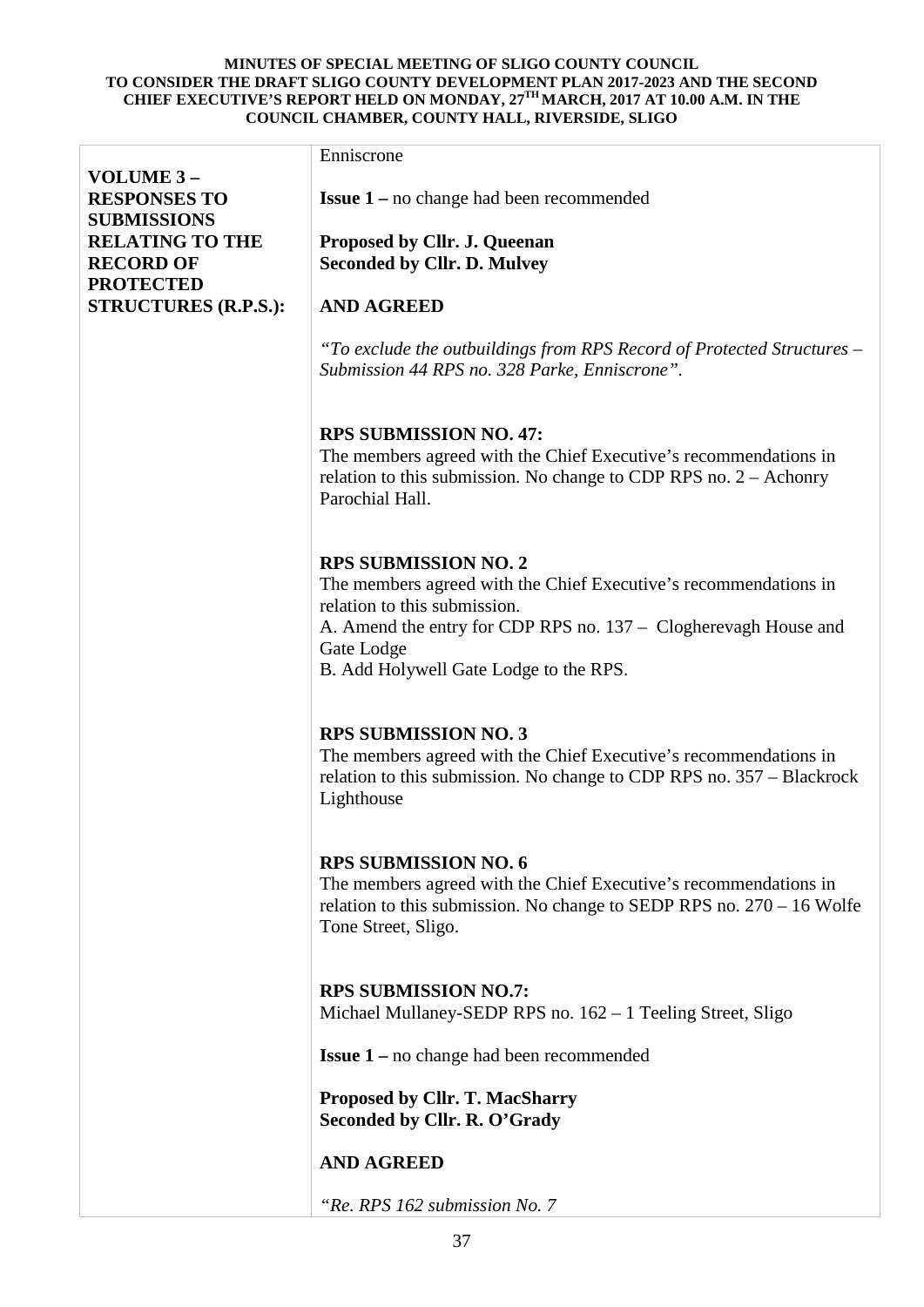| | |
|---|---|
| **VOLUME 3 – RESPONSES TO SUBMISSIONS RELATING TO THE RECORD OF PROTECTED STRUCTURES (R.P.S.):** | Enniscrone<br><br>**Issue 1 –** no change had been recommended<br><br>**Proposed by Cllr. J. Queenan**<br>**Seconded by Cllr. D. Mulvey**<br><br>**AND AGREED**<br><br>*"To exclude the outbuildings from RPS Record of Protected Structures – Submission 44 RPS no. 328 Parke, Enniscrone".*<br><br>**RPS SUBMISSION NO. 47:**<br>The members agreed with the Chief Executive's recommendations in relation to this submission. No change to CDP RPS no. 2 – Achonry Parochial Hall.<br><br>**RPS SUBMISSION NO. 2**<br>The members agreed with the Chief Executive's recommendations in relation to this submission.<br>A. Amend the entry for CDP RPS no. 137 – Clogherevagh House and Gate Lodge<br>B. Add Holywell Gate Lodge to the RPS.<br><br>**RPS SUBMISSION NO. 3**<br>The members agreed with the Chief Executive's recommendations in relation to this submission. No change to CDP RPS no. 357 – Blackrock Lighthouse<br><br>**RPS SUBMISSION NO. 6**<br>The members agreed with the Chief Executive's recommendations in relation to this submission. No change to SEDP RPS no. 270 – 16 Wolfe Tone Street, Sligo.<br><br>**RPS SUBMISSION NO.7:**<br>Michael Mullaney-SEDP RPS no. 162 – 1 Teeling Street, Sligo<br><br>**Issue 1 –** no change had been recommended<br><br>**Proposed by Cllr. T. MacSharry**<br>**Seconded by Cllr. R. O'Grady**<br><br>**AND AGREED**<br><br>*"Re. RPS 162 submission No. 7* |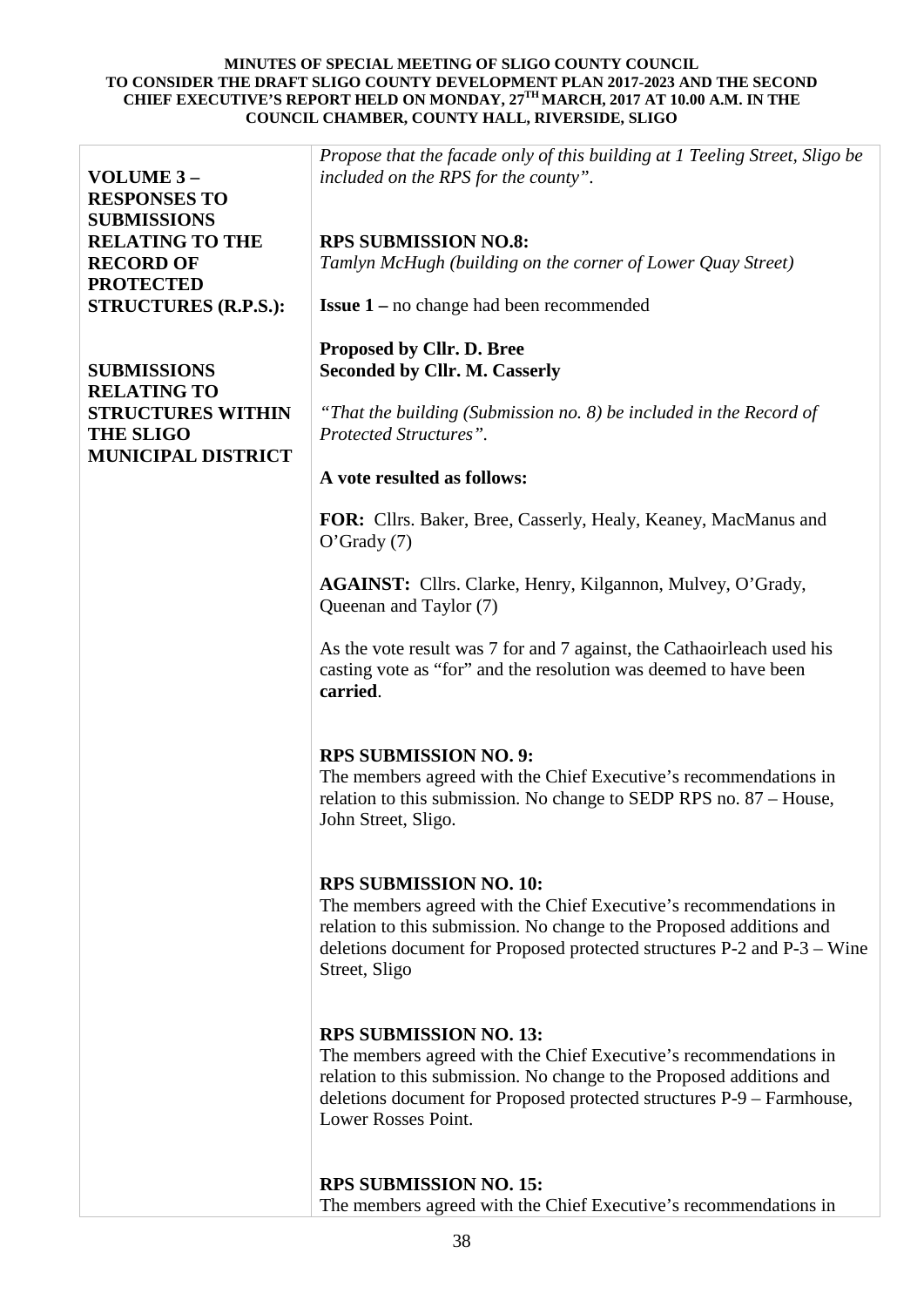**MINUTES OF SPECIAL MEETING OF SLIGO COUNTY COUNCIL TO CONSIDER THE DRAFT SLIGO COUNTY DEVELOPMENT PLAN 2017-2023 AND THE SECOND CHIEF EXECUTIVE'S REPORT HELD ON MONDAY, 27TH MARCH, 2017 AT 10.00 A.M. IN THE COUNCIL CHAMBER, COUNTY HALL, RIVERSIDE, SLIGO**

| | |
|---|---|
| **VOLUME 3 – RESPONSES TO SUBMISSIONS RELATING TO THE RECORD OF PROTECTED STRUCTURES (R.P.S.):**<br><br>**SUBMISSIONS RELATING TO STRUCTURES WITHIN THE SLIGO MUNICIPAL DISTRICT** | *Propose that the facade only of this building at 1 Teeling Street, Sligo be included on the RPS for the county".*<br><br>**RPS SUBMISSION NO.8:**<br>*Tamlyn McHugh (building on the corner of Lower Quay Street)*<br><br>**Issue 1 –** no change had been recommended<br><br>**Proposed by Cllr. D. Bree**<br>**Seconded by Cllr. M. Casserly**<br><br>*"That the building (Submission no. 8) be included in the Record of Protected Structures".*<br><br>**A vote resulted as follows:**<br><br>**FOR:** Cllrs. Baker, Bree, Casserly, Healy, Keaney, MacManus and O'Grady (7)<br><br>**AGAINST:** Cllrs. Clarke, Henry, Kilgannon, Mulvey, O'Grady, Queenan and Taylor (7)<br><br>As the vote result was 7 for and 7 against, the Cathaoirleach used his casting vote as "for" and the resolution was deemed to have been **carried**.<br><br>**RPS SUBMISSION NO. 9:**<br>The members agreed with the Chief Executive's recommendations in relation to this submission. No change to SEDP RPS no. 87 – House, John Street, Sligo.<br><br>**RPS SUBMISSION NO. 10:**<br>The members agreed with the Chief Executive's recommendations in relation to this submission. No change to the Proposed additions and deletions document for Proposed protected structures P-2 and P-3 – Wine Street, Sligo<br><br>**RPS SUBMISSION NO. 13:**<br>The members agreed with the Chief Executive's recommendations in relation to this submission. No change to the Proposed additions and deletions document for Proposed protected structures P-9 – Farmhouse, Lower Rosses Point.<br><br>**RPS SUBMISSION NO. 15:**<br>The members agreed with the Chief Executive's recommendations in |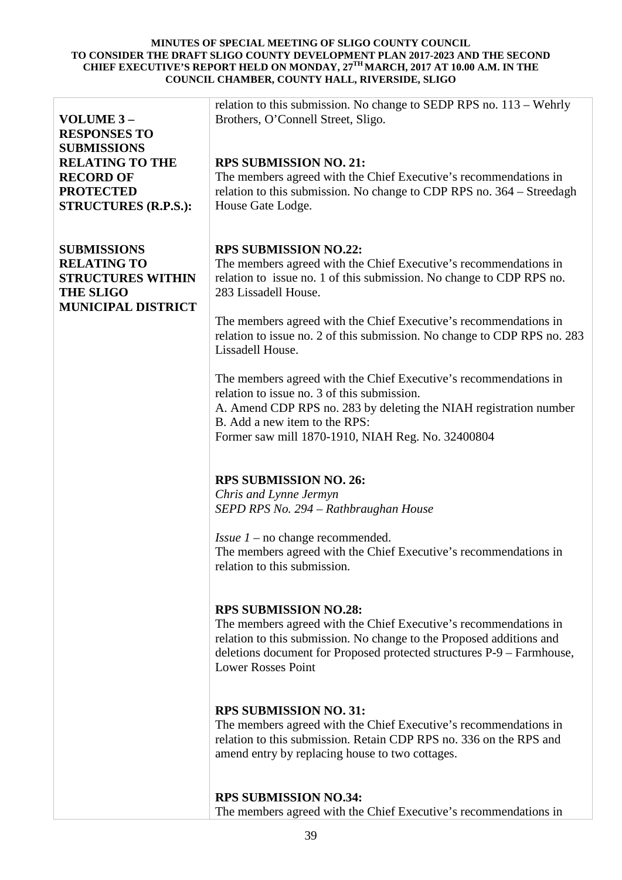| VOLUME 3 – RESPONSES TO SUBMISSIONS RELATING TO THE RECORD OF PROTECTED STRUCTURES (R.P.S.): SUBMISSIONS RELATING TO STRUCTURES WITHIN THE SLIGO MUNICIPAL DISTRICT | relation to this submission. No change to SEDP RPS no. 113 – Wehrly Brothers, O'Connell Street, Sligo.<br><br>**RPS SUBMISSION NO. 21:**<br>The members agreed with the Chief Executive's recommendations in relation to this submission. No change to CDP RPS no. 364 – Streedagh House Gate Lodge.<br><br>**RPS SUBMISSION NO.22:**<br>The members agreed with the Chief Executive's recommendations in relation to issue no. 1 of this submission. No change to CDP RPS no. 283 Lissadell House.<br><br>The members agreed with the Chief Executive's recommendations in relation to issue no. 2 of this submission. No change to CDP RPS no. 283 Lissadell House.<br><br>The members agreed with the Chief Executive's recommendations in relation to issue no. 3 of this submission.<br>A. Amend CDP RPS no. 283 by deleting the NIAH registration number<br>B. Add a new item to the RPS:<br>Former saw mill 1870-1910, NIAH Reg. No. 32400804<br><br>**RPS SUBMISSION NO. 26:**<br>*Chris and Lynne Jermyn*<br>*SEPD RPS No. 294 – Rathbraughan House*<br><br>*Issue 1* – no change recommended.<br>The members agreed with the Chief Executive's recommendations in relation to this submission.<br><br>**RPS SUBMISSION NO.28:**<br>The members agreed with the Chief Executive's recommendations in relation to this submission. No change to the Proposed additions and deletions document for Proposed protected structures P-9 – Farmhouse, Lower Rosses Point<br><br>**RPS SUBMISSION NO. 31:**<br>The members agreed with the Chief Executive's recommendations in relation to this submission. Retain CDP RPS no. 336 on the RPS and amend entry by replacing house to two cottages.<br><br>**RPS SUBMISSION NO.34:**<br>The members agreed with the Chief Executive's recommendations in |
|---|---|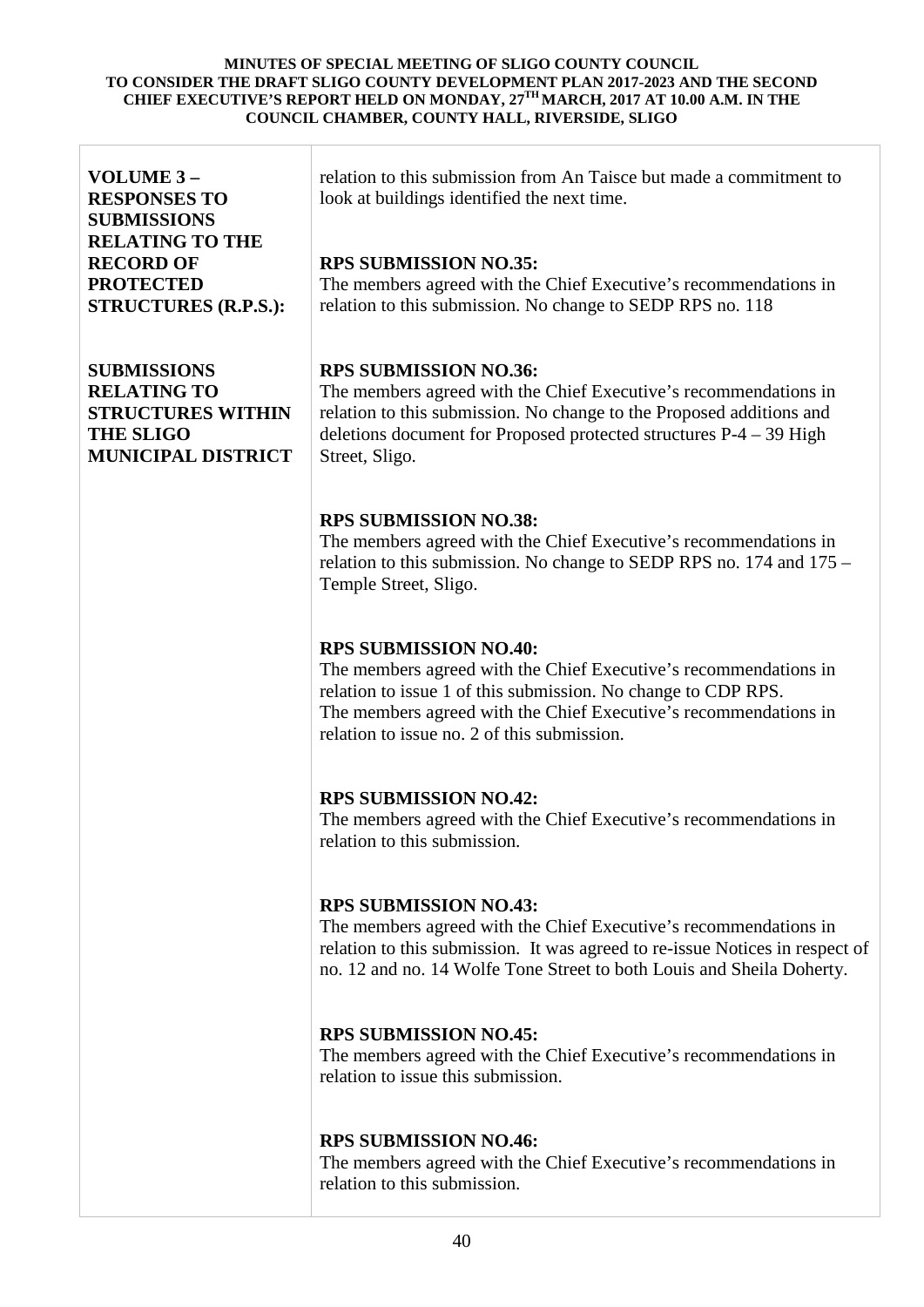| VOLUME 3 – RESPONSES TO SUBMISSIONS RELATING TO THE RECORD OF PROTECTED STRUCTURES (R.P.S.):<br><br>SUBMISSIONS RELATING TO STRUCTURES WITHIN THE SLIGO MUNICIPAL DISTRICT | relation to this submission from An Taisce but made a commitment to look at buildings identified the next time.<br><br>**RPS SUBMISSION NO.35:**<br>The members agreed with the Chief Executive's recommendations in relation to this submission. No change to SEDP RPS no. 118<br><br>**RPS SUBMISSION NO.36:**<br>The members agreed with the Chief Executive's recommendations in relation to this submission. No change to the Proposed additions and deletions document for Proposed protected structures P-4 – 39 High Street, Sligo.<br><br>**RPS SUBMISSION NO.38:**<br>The members agreed with the Chief Executive's recommendations in relation to this submission. No change to SEDP RPS no. 174 and 175 – Temple Street, Sligo.<br><br>**RPS SUBMISSION NO.40:**<br>The members agreed with the Chief Executive's recommendations in relation to issue 1 of this submission. No change to CDP RPS.<br>The members agreed with the Chief Executive's recommendations in relation to issue no. 2 of this submission.<br><br>**RPS SUBMISSION NO.42:**<br>The members agreed with the Chief Executive's recommendations in relation to this submission.<br><br>**RPS SUBMISSION NO.43:**<br>The members agreed with the Chief Executive's recommendations in relation to this submission. It was agreed to re-issue Notices in respect of no. 12 and no. 14 Wolfe Tone Street to both Louis and Sheila Doherty.<br><br>**RPS SUBMISSION NO.45:**<br>The members agreed with the Chief Executive's recommendations in relation to issue this submission.<br><br>**RPS SUBMISSION NO.46:**<br>The members agreed with the Chief Executive's recommendations in relation to this submission. |
|---|---|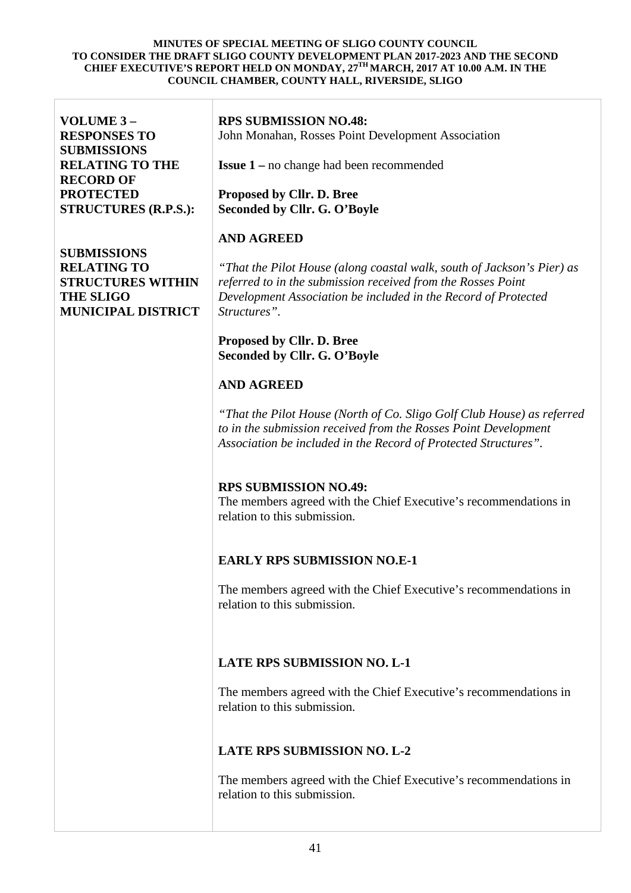**MINUTES OF SPECIAL MEETING OF SLIGO COUNTY COUNCIL TO CONSIDER THE DRAFT SLIGO COUNTY DEVELOPMENT PLAN 2017-2023 AND THE SECOND CHIEF EXECUTIVE'S REPORT HELD ON MONDAY, 27TH MARCH, 2017 AT 10.00 A.M. IN THE COUNCIL CHAMBER, COUNTY HALL, RIVERSIDE, SLIGO**

| | |
|---|---|
| **VOLUME 3 – RESPONSES TO SUBMISSIONS RELATING TO THE RECORD OF PROTECTED STRUCTURES (R.P.S.):**<br><br>**SUBMISSIONS RELATING TO STRUCTURES WITHIN THE SLIGO MUNICIPAL DISTRICT** | **RPS SUBMISSION NO.48:**<br>John Monahan, Rosses Point Development Association<br><br>**Issue 1 –** no change had been recommended<br><br>**Proposed by Cllr. D. Bree**<br>**Seconded by Cllr. G. O'Boyle**<br><br>**AND AGREED**<br><br>*"That the Pilot House (along coastal walk, south of Jackson's Pier) as referred to in the submission received from the Rosses Point Development Association be included in the Record of Protected Structures".*<br><br>**Proposed by Cllr. D. Bree**<br>**Seconded by Cllr. G. O'Boyle**<br><br>**AND AGREED**<br><br>*"That the Pilot House (North of Co. Sligo Golf Club House) as referred to in the submission received from the Rosses Point Development Association be included in the Record of Protected Structures".*<br><br>**RPS SUBMISSION NO.49:**<br>The members agreed with the Chief Executive's recommendations in relation to this submission.<br><br>**EARLY RPS SUBMISSION NO.E-1**<br><br>The members agreed with the Chief Executive's recommendations in relation to this submission.<br><br>**LATE RPS SUBMISSION NO. L-1**<br><br>The members agreed with the Chief Executive's recommendations in relation to this submission.<br><br>**LATE RPS SUBMISSION NO. L-2**<br><br>The members agreed with the Chief Executive's recommendations in relation to this submission. |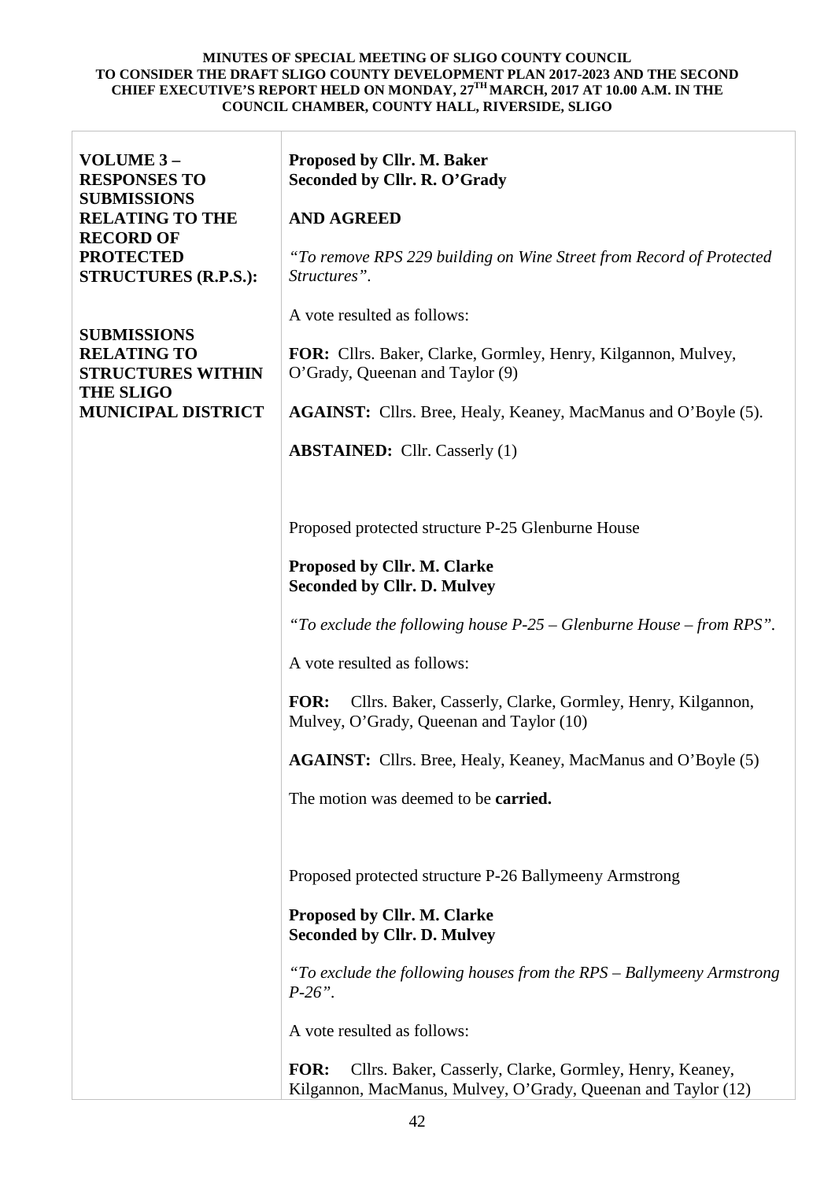| | |
|---|---|
| **VOLUME 3 – RESPONSES TO SUBMISSIONS RELATING TO THE RECORD OF PROTECTED STRUCTURES (R.P.S.):**<br><br>**SUBMISSIONS RELATING TO STRUCTURES WITHIN THE SLIGO MUNICIPAL DISTRICT** | **Proposed by Cllr. M. Baker**<br>**Seconded by Cllr. R. O'Grady**<br><br>**AND AGREED**<br><br>*"To remove RPS 229 building on Wine Street from Record of Protected Structures".*<br><br>A vote resulted as follows:<br><br>**FOR:** Cllrs. Baker, Clarke, Gormley, Henry, Kilgannon, Mulvey, O'Grady, Queenan and Taylor (9)<br><br>**AGAINST:** Cllrs. Bree, Healy, Keaney, MacManus and O'Boyle (5).<br><br>**ABSTAINED:** Cllr. Casserly (1)<br><br>Proposed protected structure P-25 Glenburne House<br><br>**Proposed by Cllr. M. Clarke**<br>**Seconded by Cllr. D. Mulvey**<br><br>*"To exclude the following house P-25 – Glenburne House – from RPS".*<br><br>A vote resulted as follows:<br><br>**FOR:** Cllrs. Baker, Casserly, Clarke, Gormley, Henry, Kilgannon, Mulvey, O'Grady, Queenan and Taylor (10)<br><br>**AGAINST:** Cllrs. Bree, Healy, Keaney, MacManus and O'Boyle (5)<br><br>The motion was deemed to be **carried.**<br><br>Proposed protected structure P-26 Ballymeeny Armstrong<br><br>**Proposed by Cllr. M. Clarke**<br>**Seconded by Cllr. D. Mulvey**<br><br>*"To exclude the following houses from the RPS – Ballymeeny Armstrong P-26".*<br><br>A vote resulted as follows:<br><br>**FOR:** Cllrs. Baker, Casserly, Clarke, Gormley, Henry, Keaney, Kilgannon, MacManus, Mulvey, O'Grady, Queenan and Taylor (12) |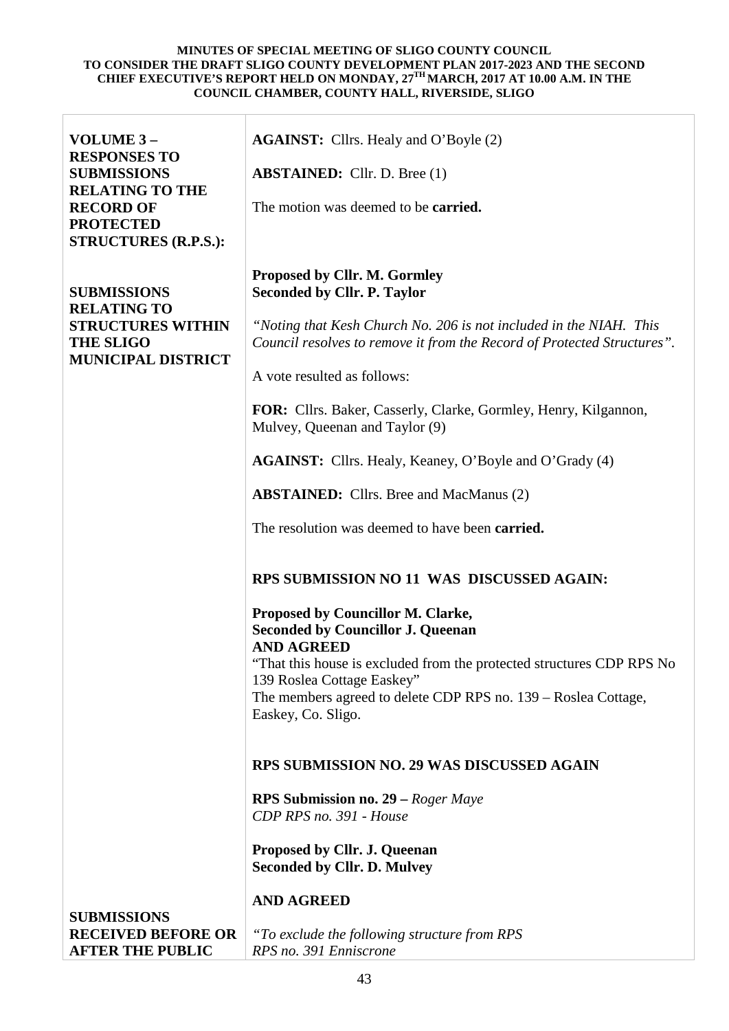**MINUTES OF SPECIAL MEETING OF SLIGO COUNTY COUNCIL TO CONSIDER THE DRAFT SLIGO COUNTY DEVELOPMENT PLAN 2017-2023 AND THE SECOND CHIEF EXECUTIVE'S REPORT HELD ON MONDAY, 27TH MARCH, 2017 AT 10.00 A.M. IN THE COUNCIL CHAMBER, COUNTY HALL, RIVERSIDE, SLIGO**

| | |
|---|---|
| **VOLUME 3 – RESPONSES TO SUBMISSIONS RELATING TO THE RECORD OF PROTECTED STRUCTURES (R.P.S.):** | **AGAINST:** Cllrs. Healy and O'Boyle (2)<br><br>**ABSTAINED:** Cllr. D. Bree (1)<br><br>The motion was deemed to be **carried.** |
| **SUBMISSIONS RELATING TO STRUCTURES WITHIN THE SLIGO MUNICIPAL DISTRICT** | **Proposed by Cllr. M. Gormley**<br>**Seconded by Cllr. P. Taylor**<br><br>*"Noting that Kesh Church No. 206 is not included in the NIAH. This Council resolves to remove it from the Record of Protected Structures".*<br><br>A vote resulted as follows:<br><br>**FOR:** Cllrs. Baker, Casserly, Clarke, Gormley, Henry, Kilgannon, Mulvey, Queenan and Taylor (9)<br><br>**AGAINST:** Cllrs. Healy, Keaney, O'Boyle and O'Grady (4)<br><br>**ABSTAINED:** Cllrs. Bree and MacManus (2)<br><br>The resolution was deemed to have been **carried.**<br><br>**RPS SUBMISSION NO 11 WAS DISCUSSED AGAIN:**<br><br>**Proposed by Councillor M. Clarke,**<br>**Seconded by Councillor J. Queenan**<br>**AND AGREED**<br>"That this house is excluded from the protected structures CDP RPS No 139 Roslea Cottage Easkey"<br>The members agreed to delete CDP RPS no. 139 – Roslea Cottage, Easkey, Co. Sligo.<br><br>**RPS SUBMISSION NO. 29 WAS DISCUSSED AGAIN**<br><br>**RPS Submission no. 29 –** *Roger Maye*<br>*CDP RPS no. 391 - House*<br><br>**Proposed by Cllr. J. Queenan**<br>**Seconded by Cllr. D. Mulvey**<br><br>**AND AGREED** |
| **SUBMISSIONS RECEIVED BEFORE OR AFTER THE PUBLIC** | *"To exclude the following structure from RPS*<br>*RPS no. 391 Enniscrone* |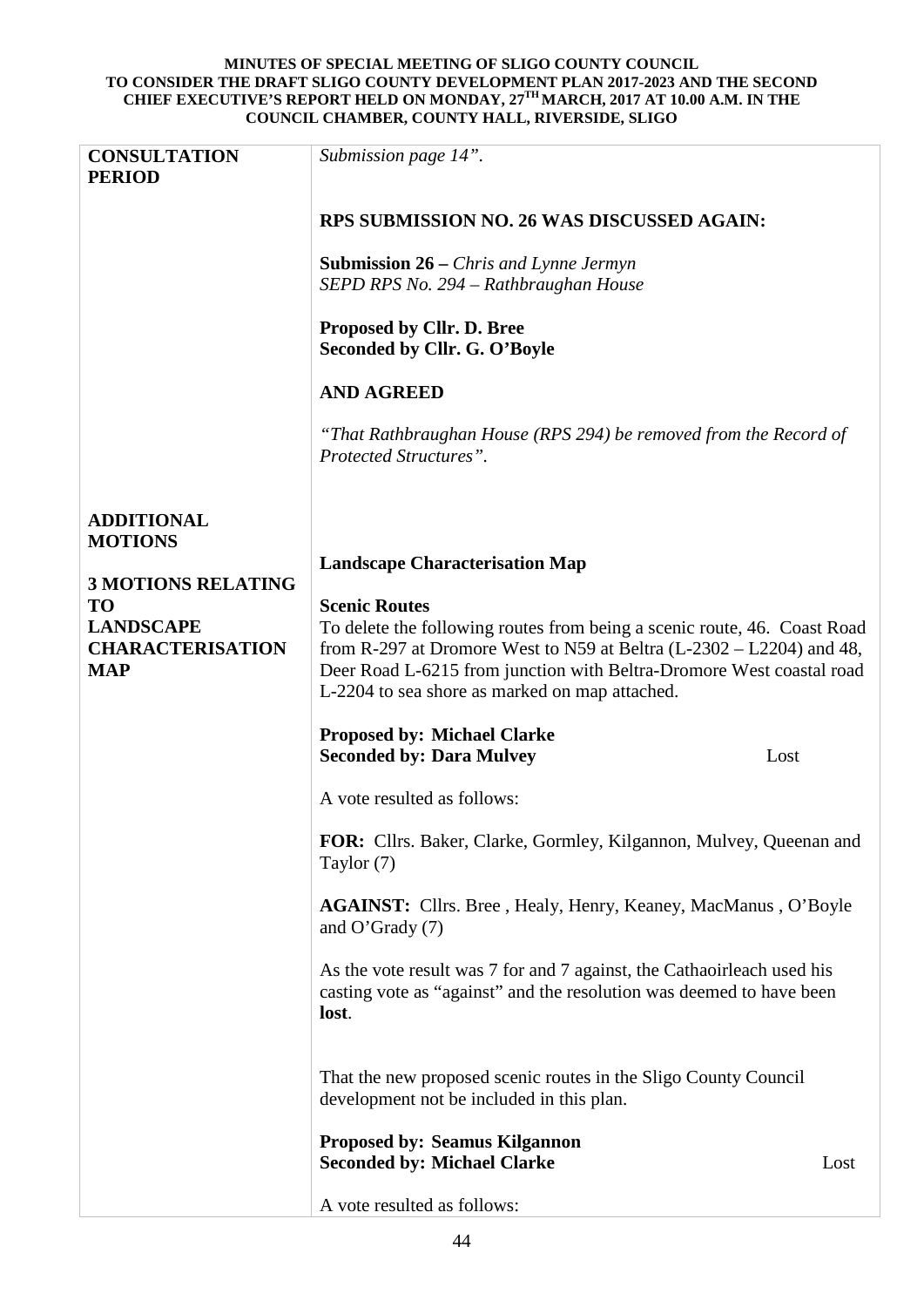| | |
|---|---|
| **CONSULTATION PERIOD** | *Submission page 14".*<br><br>**RPS SUBMISSION NO. 26 WAS DISCUSSED AGAIN:**<br><br>**Submission 26 –** *Chris and Lynne Jermyn*<br>*SEPD RPS No. 294 – Rathbraughan House*<br><br>**Proposed by Cllr. D. Bree**<br>**Seconded by Cllr. G. O'Boyle**<br><br>**AND AGREED**<br><br>*"That Rathbraughan House (RPS 294) be removed from the Record of Protected Structures".* |
| **ADDITIONAL MOTIONS**<br><br>**3 MOTIONS RELATING TO LANDSCAPE CHARACTERISATION MAP** | **Landscape Characterisation Map**<br><br>**Scenic Routes**<br>To delete the following routes from being a scenic route, 46. Coast Road from R-297 at Dromore West to N59 at Beltra (L-2302 – L2204) and 48, Deer Road L-6215 from junction with Beltra-Dromore West coastal road L-2204 to sea shore as marked on map attached.<br><br>**Proposed by: Michael Clarke**<br>**Seconded by: Dara Mulvey** Lost<br><br>A vote resulted as follows:<br><br>**FOR:** Cllrs. Baker, Clarke, Gormley, Kilgannon, Mulvey, Queenan and Taylor (7)<br><br>**AGAINST:** Cllrs. Bree , Healy, Henry, Keaney, MacManus , O'Boyle and O'Grady (7)<br><br>As the vote result was 7 for and 7 against, the Cathaoirleach used his casting vote as "against" and the resolution was deemed to have been **lost**.<br><br>That the new proposed scenic routes in the Sligo County Council development not be included in this plan.<br><br>**Proposed by: Seamus Kilgannon**<br>**Seconded by: Michael Clarke** Lost<br><br>A vote resulted as follows: |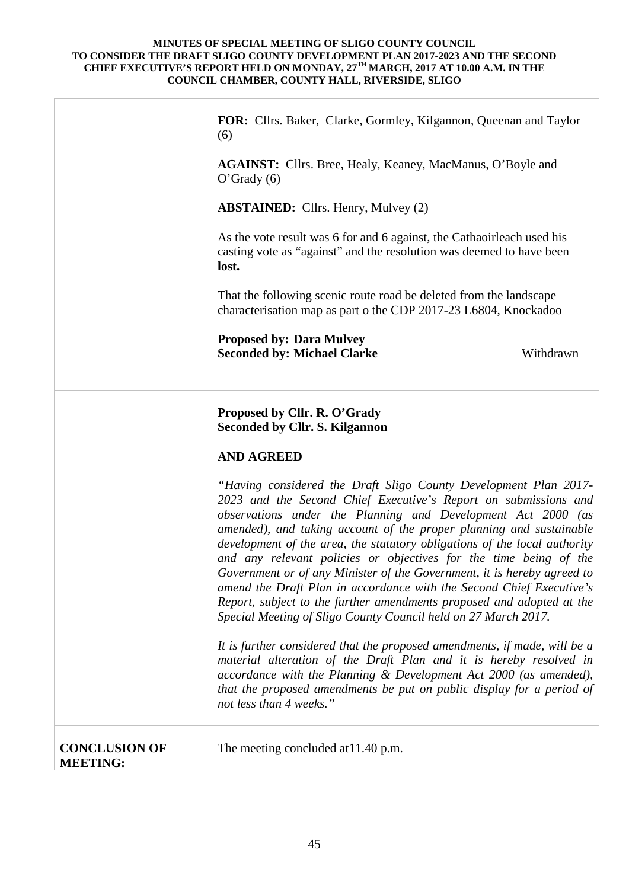| | |
|---|---|
| | **FOR:** Cllrs. Baker, Clarke, Gormley, Kilgannon, Queenan and Taylor (6)<br><br>**AGAINST:** Cllrs. Bree, Healy, Keaney, MacManus, O'Boyle and O'Grady (6)<br><br>**ABSTAINED:** Cllrs. Henry, Mulvey (2)<br><br>As the vote result was 6 for and 6 against, the Cathaoirleach used his casting vote as "against" and the resolution was deemed to have been **lost.**<br><br>That the following scenic route road be deleted from the landscape characterisation map as part o the CDP 2017-23 L6804, Knockadoo<br><br>**Proposed by: Dara Mulvey**<br>**Seconded by: Michael Clarke** Withdrawn |
| | **Proposed by Cllr. R. O'Grady**<br>**Seconded by Cllr. S. Kilgannon**<br><br>**AND AGREED**<br><br>*"Having considered the Draft Sligo County Development Plan 2017-2023 and the Second Chief Executive's Report on submissions and observations under the Planning and Development Act 2000 (as amended), and taking account of the proper planning and sustainable development of the area, the statutory obligations of the local authority and any relevant policies or objectives for the time being of the Government or of any Minister of the Government, it is hereby agreed to amend the Draft Plan in accordance with the Second Chief Executive's Report, subject to the further amendments proposed and adopted at the Special Meeting of Sligo County Council held on 27 March 2017.*<br><br>*It is further considered that the proposed amendments, if made, will be a material alteration of the Draft Plan and it is hereby resolved in accordance with the Planning & Development Act 2000 (as amended), that the proposed amendments be put on public display for a period of not less than 4 weeks."* |
| **CONCLUSION OF MEETING:** | The meeting concluded at11.40 p.m. |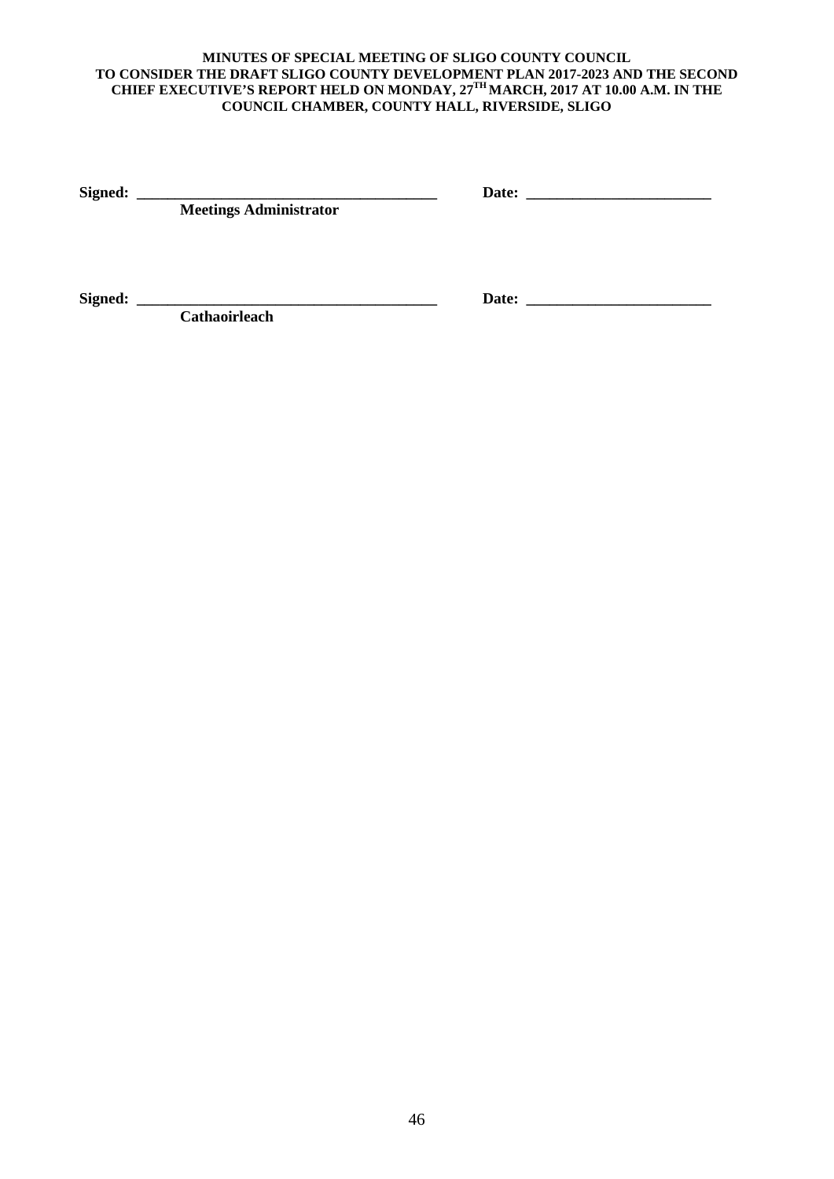**Signed:** ________________________________________ **Date:** _________________________

**Meetings Administrator**

**Signed:** ________________________________________ **Date:** _________________________

**Cathaoirleach**